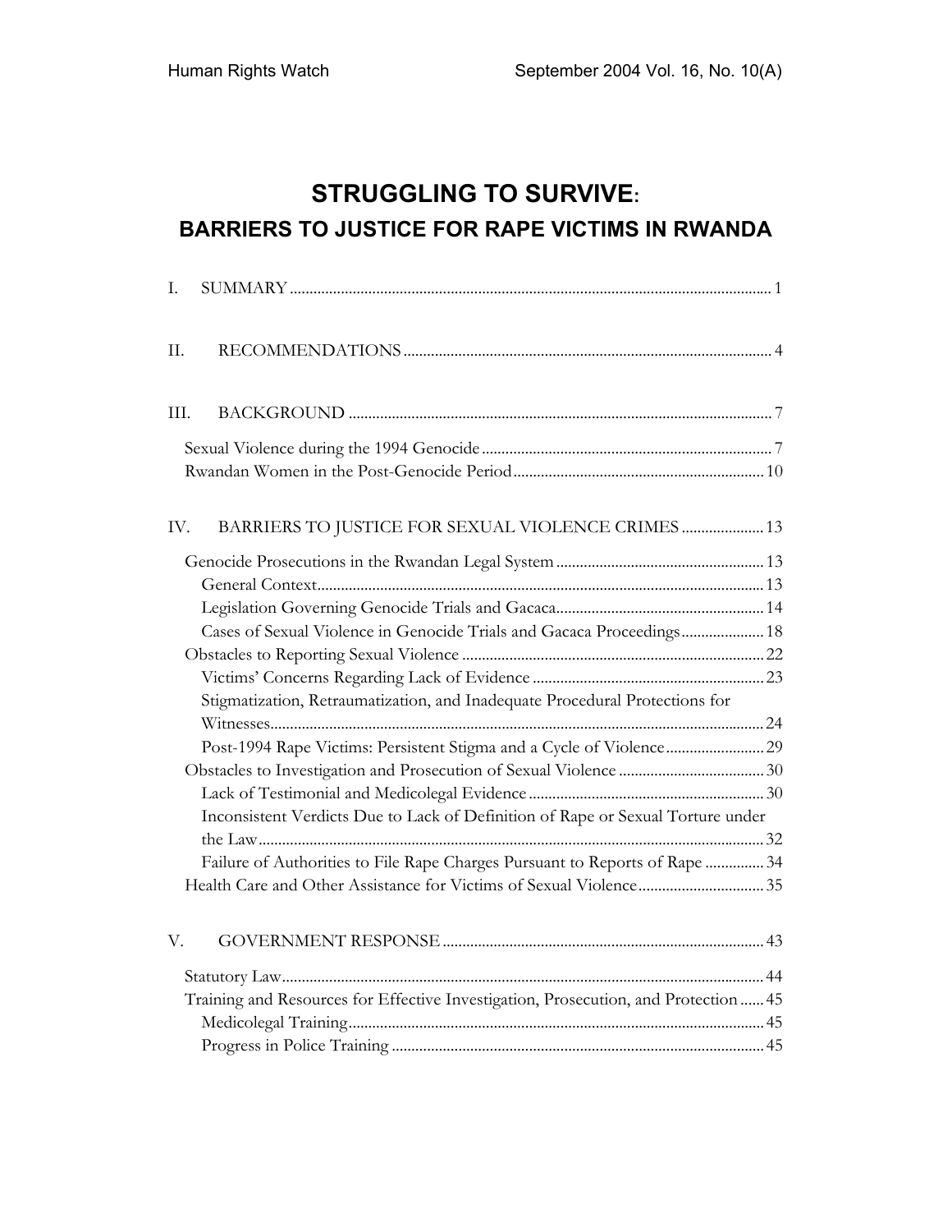# STRUGGLING TO SURVIVE:
## BARRIERS TO JUSTICE FOR RAPE VICTIMS IN RWANDA

I. SUMMARY ..... 1

II. RECOMMENDATIONS ..... 4

III. BACKGROUND ..... 7

- Sexual Violence during the 1994 Genocide ..... 7
- Rwandan Women in the Post-Genocide Period ..... 10

IV. BARRIERS TO JUSTICE FOR SEXUAL VIOLENCE CRIMES ..... 13

- Genocide Prosecutions in the Rwandan Legal System ..... 13
  - General Context ..... 13
  - Legislation Governing Genocide Trials and Gacaca ..... 14
  - Cases of Sexual Violence in Genocide Trials and Gacaca Proceedings ..... 18
- Obstacles to Reporting Sexual Violence ..... 22
  - Victims' Concerns Regarding Lack of Evidence ..... 23
  - Stigmatization, Retraumatization, and Inadequate Procedural Protections for Witnesses ..... 24
  - Post-1994 Rape Victims: Persistent Stigma and a Cycle of Violence ..... 29
- Obstacles to Investigation and Prosecution of Sexual Violence ..... 30
  - Lack of Testimonial and Medicolegal Evidence ..... 30
  - Inconsistent Verdicts Due to Lack of Definition of Rape or Sexual Torture under the Law ..... 32
  - Failure of Authorities to File Rape Charges Pursuant to Reports of Rape ..... 34
- Health Care and Other Assistance for Victims of Sexual Violence ..... 35

V. GOVERNMENT RESPONSE ..... 43

- Statutory Law ..... 44
- Training and Resources for Effective Investigation, Prosecution, and Protection ..... 45
  - Medicolegal Training ..... 45
  - Progress in Police Training ..... 45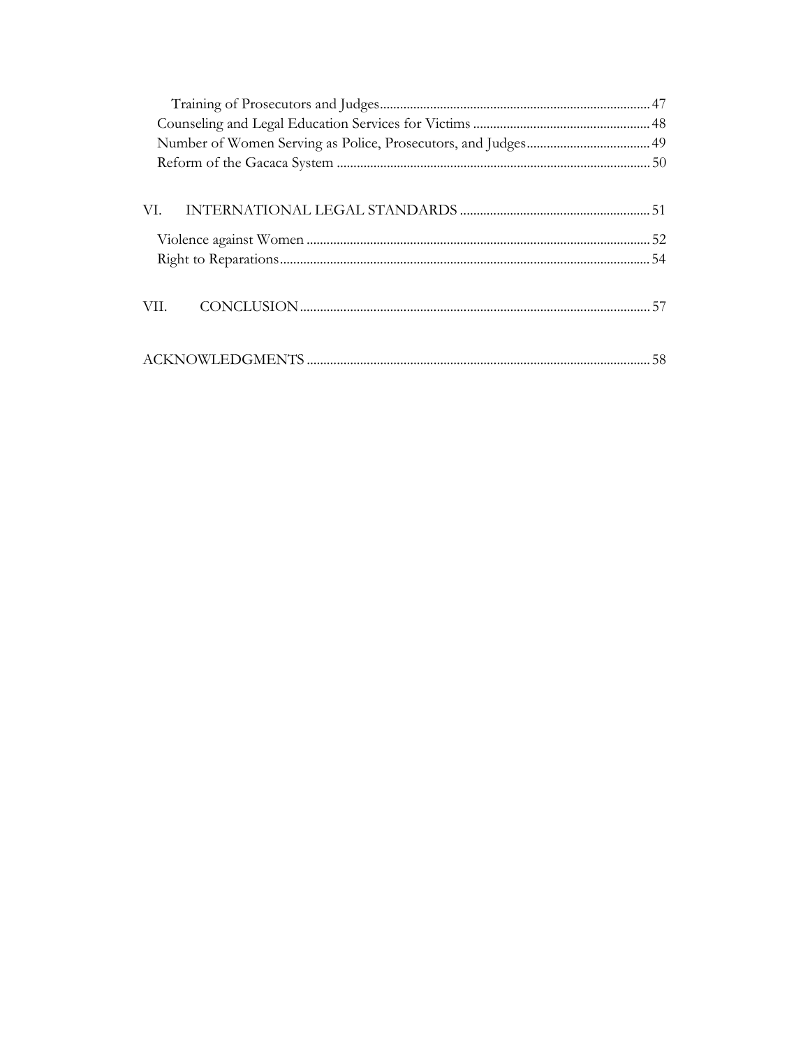Training of Prosecutors and Judges ........................................................................ 47
Counseling and Legal Education Services for Victims ............................................ 48
Number of Women Serving as Police, Prosecutors, and Judges ............................. 49
Reform of the Gacaca System ................................................................................ 50

VI. INTERNATIONAL LEGAL STANDARDS ......................................................... 51

Violence against Women ........................................................................................ 52
Right to Reparations ................................................................................................ 54

VII. CONCLUSION ........................................................................................................ 57

ACKNOWLEDGMENTS ................................................................................................ 58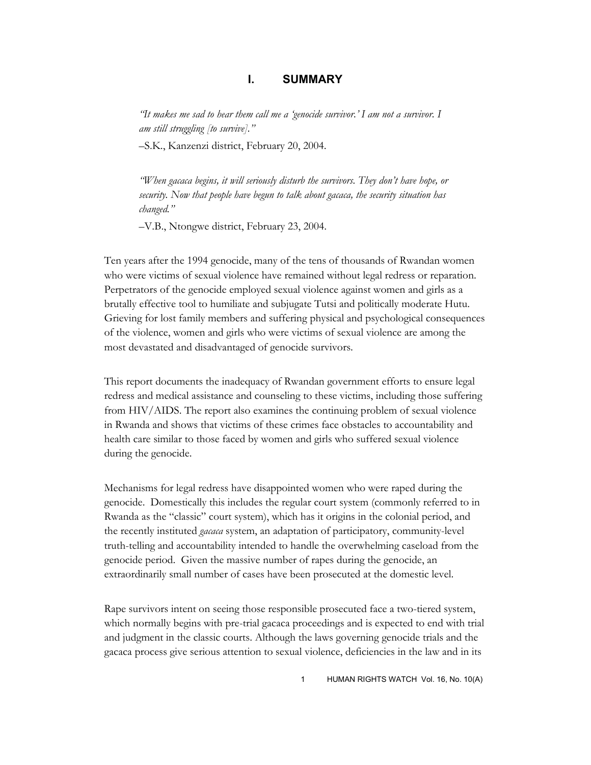# I. SUMMARY

> *"It makes me sad to hear them call me a 'genocide survivor.' I am not a survivor. I am still struggling [to survive]."*
>
> –S.K., Kanzenzi district, February 20, 2004.

> *"When gacaca begins, it will seriously disturb the survivors. They don't have hope, or security. Now that people have begun to talk about gacaca, the security situation has changed."*
>
> –V.B., Ntongwe district, February 23, 2004.

Ten years after the 1994 genocide, many of the tens of thousands of Rwandan women who were victims of sexual violence have remained without legal redress or reparation. Perpetrators of the genocide employed sexual violence against women and girls as a brutally effective tool to humiliate and subjugate Tutsi and politically moderate Hutu. Grieving for lost family members and suffering physical and psychological consequences of the violence, women and girls who were victims of sexual violence are among the most devastated and disadvantaged of genocide survivors.

This report documents the inadequacy of Rwandan government efforts to ensure legal redress and medical assistance and counseling to these victims, including those suffering from HIV/AIDS. The report also examines the continuing problem of sexual violence in Rwanda and shows that victims of these crimes face obstacles to accountability and health care similar to those faced by women and girls who suffered sexual violence during the genocide.

Mechanisms for legal redress have disappointed women who were raped during the genocide. Domestically this includes the regular court system (commonly referred to in Rwanda as the "classic" court system), which has it origins in the colonial period, and the recently instituted *gacaca* system, an adaptation of participatory, community-level truth-telling and accountability intended to handle the overwhelming caseload from the genocide period. Given the massive number of rapes during the genocide, an extraordinarily small number of cases have been prosecuted at the domestic level.

Rape survivors intent on seeing those responsible prosecuted face a two-tiered system, which normally begins with pre-trial gacaca proceedings and is expected to end with trial and judgment in the classic courts. Although the laws governing genocide trials and the gacaca process give serious attention to sexual violence, deficiencies in the law and in its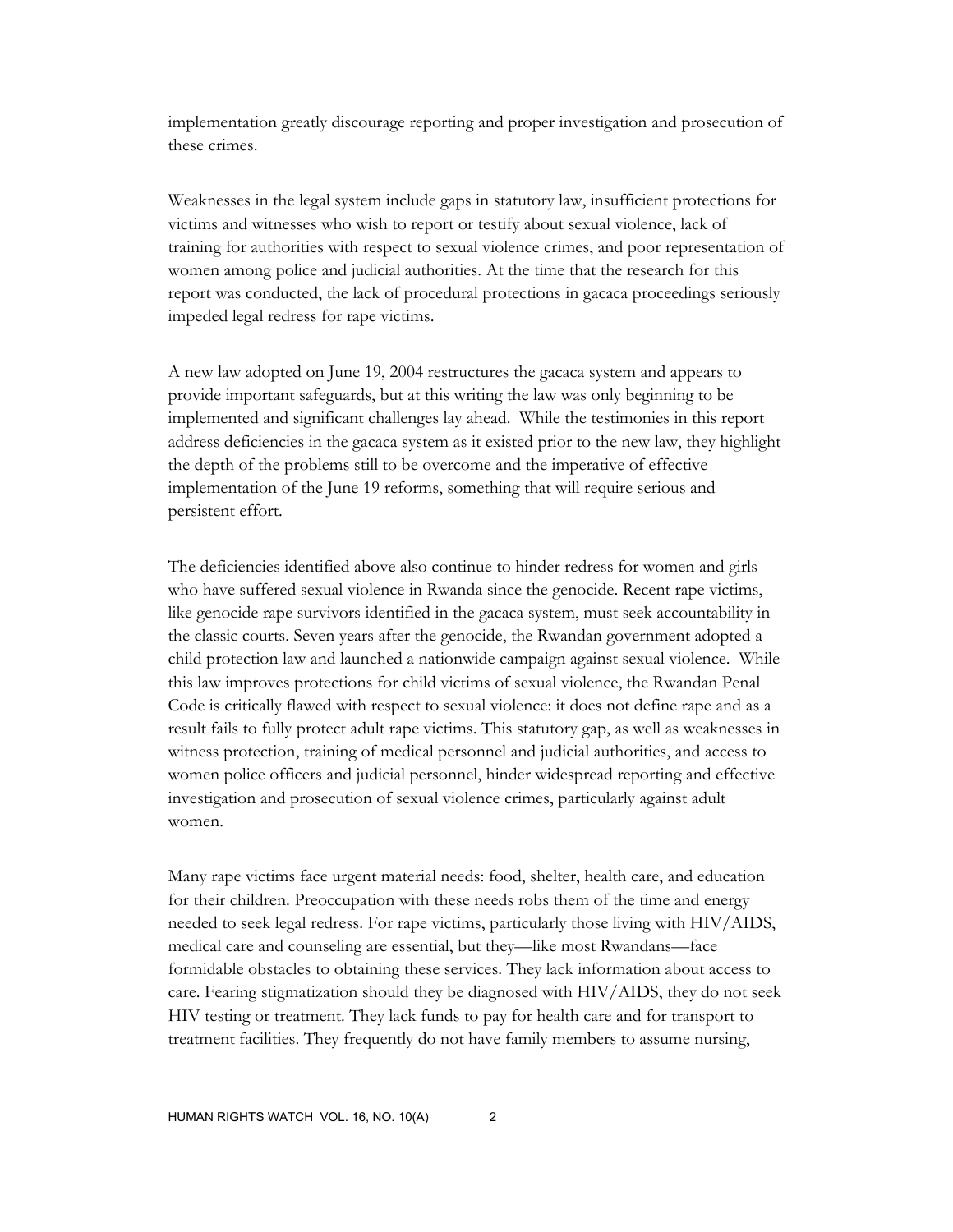implementation greatly discourage reporting and proper investigation and prosecution of these crimes.

Weaknesses in the legal system include gaps in statutory law, insufficient protections for victims and witnesses who wish to report or testify about sexual violence, lack of training for authorities with respect to sexual violence crimes, and poor representation of women among police and judicial authorities. At the time that the research for this report was conducted, the lack of procedural protections in gacaca proceedings seriously impeded legal redress for rape victims.

A new law adopted on June 19, 2004 restructures the gacaca system and appears to provide important safeguards, but at this writing the law was only beginning to be implemented and significant challenges lay ahead. While the testimonies in this report address deficiencies in the gacaca system as it existed prior to the new law, they highlight the depth of the problems still to be overcome and the imperative of effective implementation of the June 19 reforms, something that will require serious and persistent effort.

The deficiencies identified above also continue to hinder redress for women and girls who have suffered sexual violence in Rwanda since the genocide. Recent rape victims, like genocide rape survivors identified in the gacaca system, must seek accountability in the classic courts. Seven years after the genocide, the Rwandan government adopted a child protection law and launched a nationwide campaign against sexual violence. While this law improves protections for child victims of sexual violence, the Rwandan Penal Code is critically flawed with respect to sexual violence: it does not define rape and as a result fails to fully protect adult rape victims. This statutory gap, as well as weaknesses in witness protection, training of medical personnel and judicial authorities, and access to women police officers and judicial personnel, hinder widespread reporting and effective investigation and prosecution of sexual violence crimes, particularly against adult women.

Many rape victims face urgent material needs: food, shelter, health care, and education for their children. Preoccupation with these needs robs them of the time and energy needed to seek legal redress. For rape victims, particularly those living with HIV/AIDS, medical care and counseling are essential, but they—like most Rwandans—face formidable obstacles to obtaining these services. They lack information about access to care. Fearing stigmatization should they be diagnosed with HIV/AIDS, they do not seek HIV testing or treatment. They lack funds to pay for health care and for transport to treatment facilities. They frequently do not have family members to assume nursing,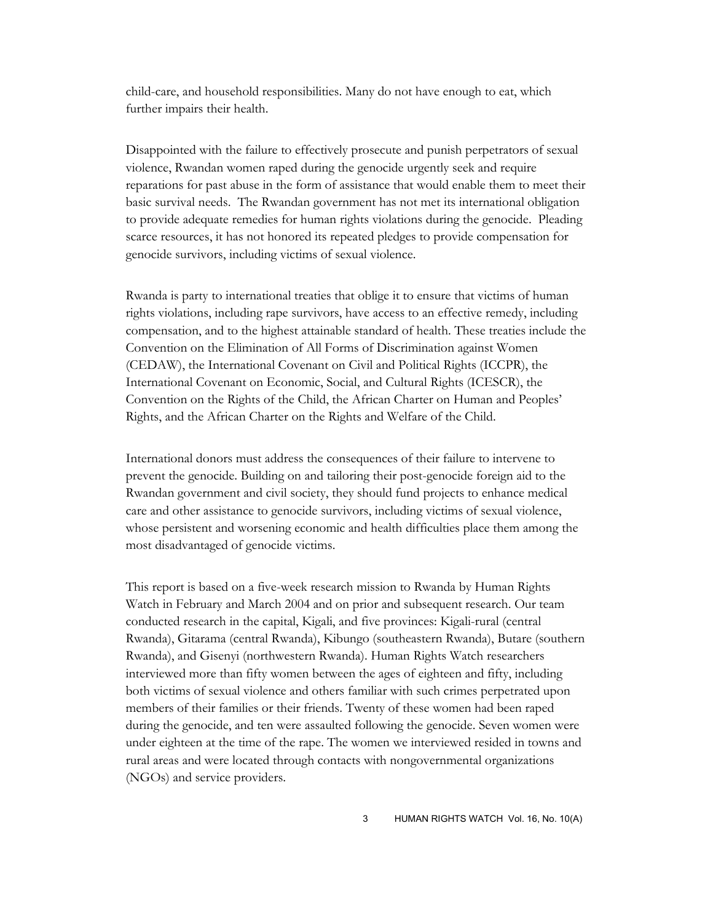child-care, and household responsibilities. Many do not have enough to eat, which further impairs their health.

Disappointed with the failure to effectively prosecute and punish perpetrators of sexual violence, Rwandan women raped during the genocide urgently seek and require reparations for past abuse in the form of assistance that would enable them to meet their basic survival needs. The Rwandan government has not met its international obligation to provide adequate remedies for human rights violations during the genocide. Pleading scarce resources, it has not honored its repeated pledges to provide compensation for genocide survivors, including victims of sexual violence.

Rwanda is party to international treaties that oblige it to ensure that victims of human rights violations, including rape survivors, have access to an effective remedy, including compensation, and to the highest attainable standard of health. These treaties include the Convention on the Elimination of All Forms of Discrimination against Women (CEDAW), the International Covenant on Civil and Political Rights (ICCPR), the International Covenant on Economic, Social, and Cultural Rights (ICESCR), the Convention on the Rights of the Child, the African Charter on Human and Peoples' Rights, and the African Charter on the Rights and Welfare of the Child.

International donors must address the consequences of their failure to intervene to prevent the genocide. Building on and tailoring their post-genocide foreign aid to the Rwandan government and civil society, they should fund projects to enhance medical care and other assistance to genocide survivors, including victims of sexual violence, whose persistent and worsening economic and health difficulties place them among the most disadvantaged of genocide victims.

This report is based on a five-week research mission to Rwanda by Human Rights Watch in February and March 2004 and on prior and subsequent research. Our team conducted research in the capital, Kigali, and five provinces: Kigali-rural (central Rwanda), Gitarama (central Rwanda), Kibungo (southeastern Rwanda), Butare (southern Rwanda), and Gisenyi (northwestern Rwanda). Human Rights Watch researchers interviewed more than fifty women between the ages of eighteen and fifty, including both victims of sexual violence and others familiar with such crimes perpetrated upon members of their families or their friends. Twenty of these women had been raped during the genocide, and ten were assaulted following the genocide. Seven women were under eighteen at the time of the rape. The women we interviewed resided in towns and rural areas and were located through contacts with nongovernmental organizations (NGOs) and service providers.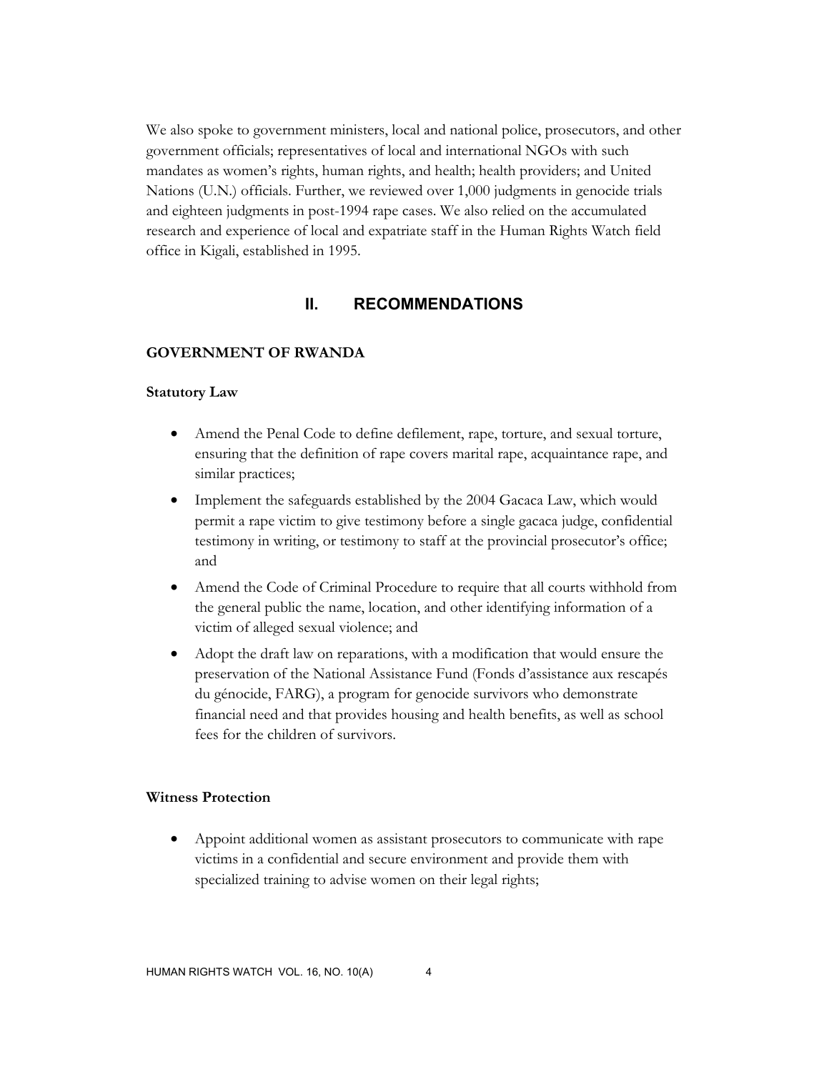We also spoke to government ministers, local and national police, prosecutors, and other government officials; representatives of local and international NGOs with such mandates as women's rights, human rights, and health; health providers; and United Nations (U.N.) officials. Further, we reviewed over 1,000 judgments in genocide trials and eighteen judgments in post-1994 rape cases. We also relied on the accumulated research and experience of local and expatriate staff in the Human Rights Watch field office in Kigali, established in 1995.

## II. RECOMMENDATIONS

### GOVERNMENT OF RWANDA

#### Statutory Law

- Amend the Penal Code to define defilement, rape, torture, and sexual torture, ensuring that the definition of rape covers marital rape, acquaintance rape, and similar practices;
- Implement the safeguards established by the 2004 Gacaca Law, which would permit a rape victim to give testimony before a single gacaca judge, confidential testimony in writing, or testimony to staff at the provincial prosecutor's office; and
- Amend the Code of Criminal Procedure to require that all courts withhold from the general public the name, location, and other identifying information of a victim of alleged sexual violence; and
- Adopt the draft law on reparations, with a modification that would ensure the preservation of the National Assistance Fund (Fonds d'assistance aux rescapés du génocide, FARG), a program for genocide survivors who demonstrate financial need and that provides housing and health benefits, as well as school fees for the children of survivors.

#### Witness Protection

- Appoint additional women as assistant prosecutors to communicate with rape victims in a confidential and secure environment and provide them with specialized training to advise women on their legal rights;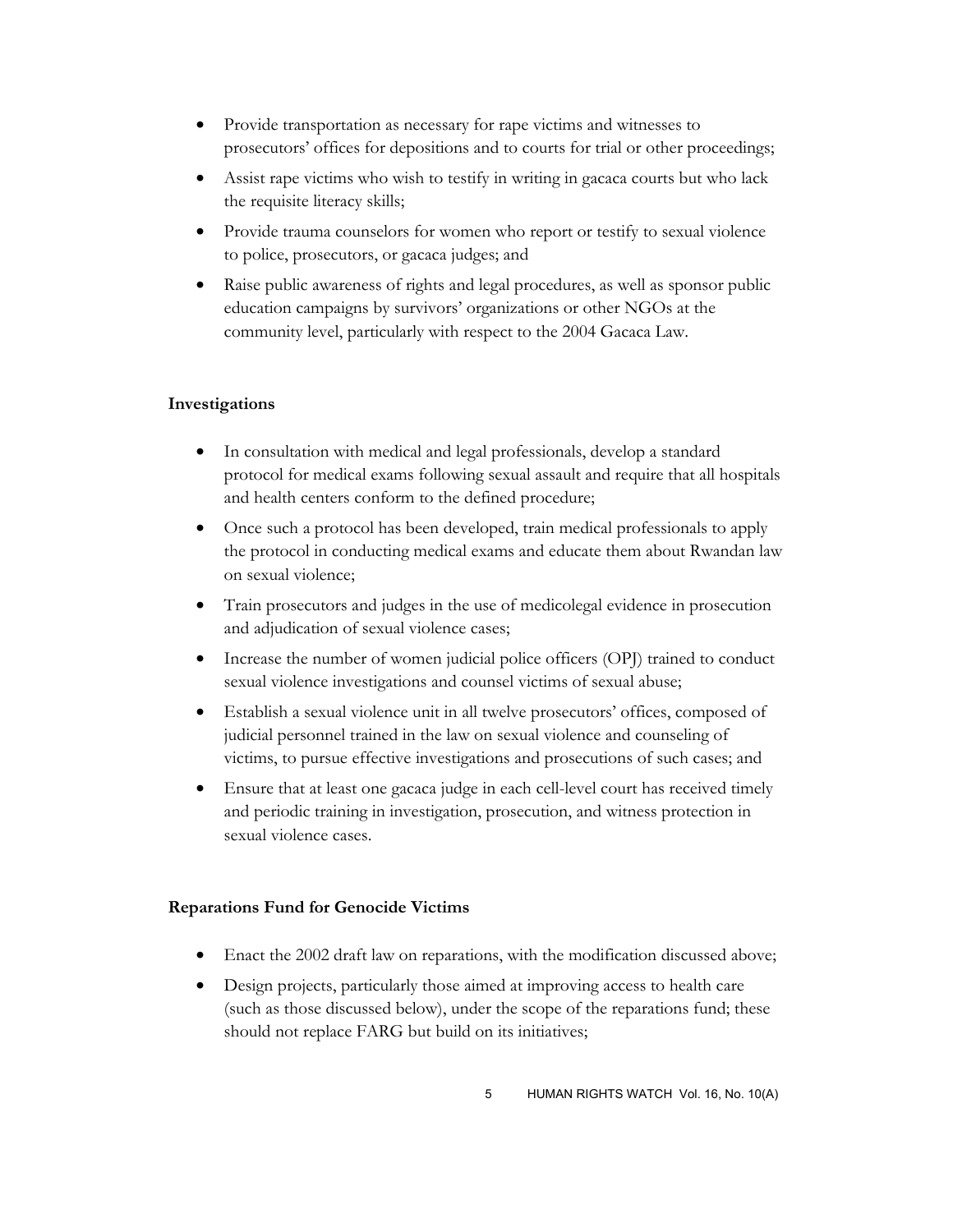- Provide transportation as necessary for rape victims and witnesses to prosecutors' offices for depositions and to courts for trial or other proceedings;
- Assist rape victims who wish to testify in writing in gacaca courts but who lack the requisite literacy skills;
- Provide trauma counselors for women who report or testify to sexual violence to police, prosecutors, or gacaca judges; and
- Raise public awareness of rights and legal procedures, as well as sponsor public education campaigns by survivors' organizations or other NGOs at the community level, particularly with respect to the 2004 Gacaca Law.

**Investigations**

- In consultation with medical and legal professionals, develop a standard protocol for medical exams following sexual assault and require that all hospitals and health centers conform to the defined procedure;
- Once such a protocol has been developed, train medical professionals to apply the protocol in conducting medical exams and educate them about Rwandan law on sexual violence;
- Train prosecutors and judges in the use of medicolegal evidence in prosecution and adjudication of sexual violence cases;
- Increase the number of women judicial police officers (OPJ) trained to conduct sexual violence investigations and counsel victims of sexual abuse;
- Establish a sexual violence unit in all twelve prosecutors' offices, composed of judicial personnel trained in the law on sexual violence and counseling of victims, to pursue effective investigations and prosecutions of such cases; and
- Ensure that at least one gacaca judge in each cell-level court has received timely and periodic training in investigation, prosecution, and witness protection in sexual violence cases.

**Reparations Fund for Genocide Victims**

- Enact the 2002 draft law on reparations, with the modification discussed above;
- Design projects, particularly those aimed at improving access to health care (such as those discussed below), under the scope of the reparations fund; these should not replace FARG but build on its initiatives;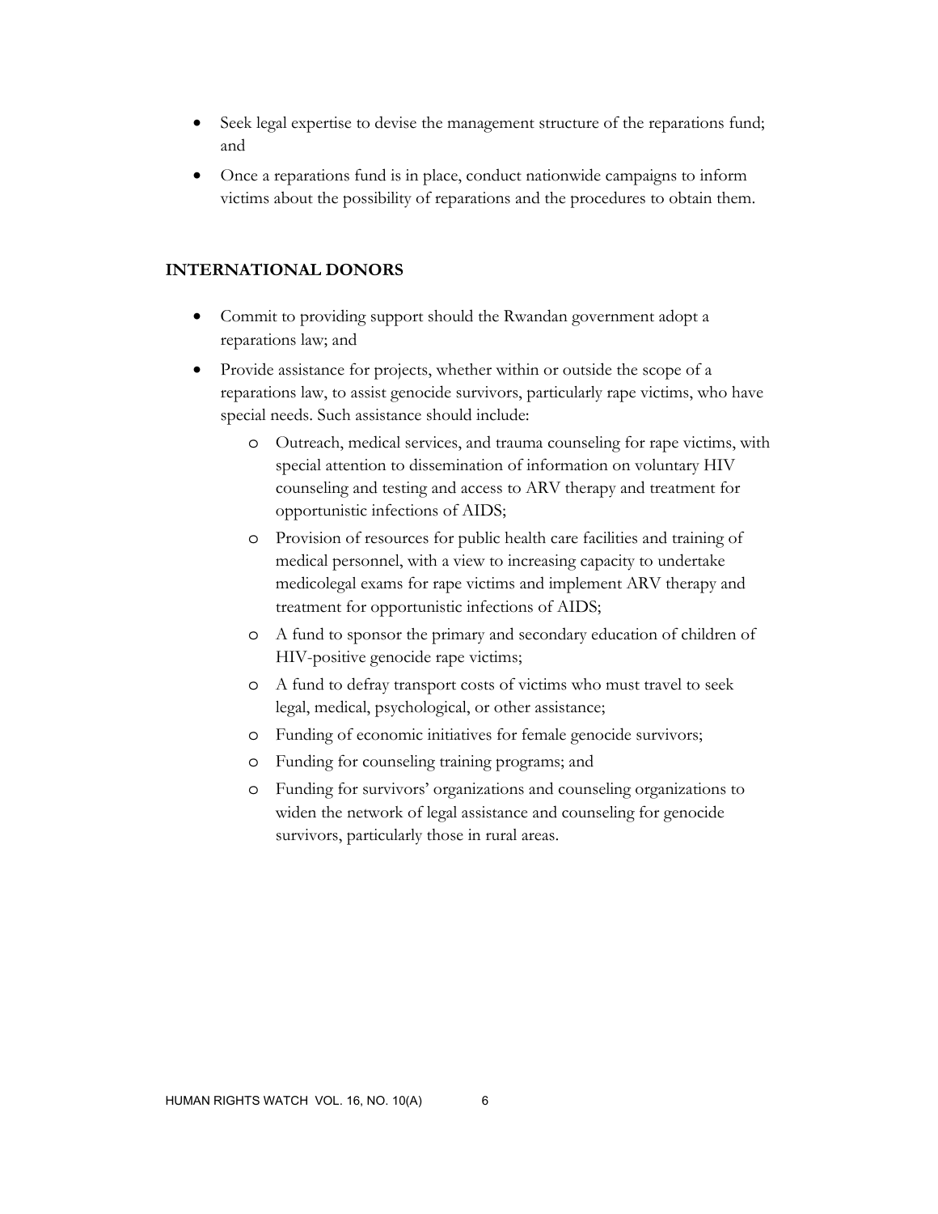- Seek legal expertise to devise the management structure of the reparations fund; and
- Once a reparations fund is in place, conduct nationwide campaigns to inform victims about the possibility of reparations and the procedures to obtain them.

## INTERNATIONAL DONORS

- Commit to providing support should the Rwandan government adopt a reparations law; and
- Provide assistance for projects, whether within or outside the scope of a reparations law, to assist genocide survivors, particularly rape victims, who have special needs. Such assistance should include:
  - Outreach, medical services, and trauma counseling for rape victims, with special attention to dissemination of information on voluntary HIV counseling and testing and access to ARV therapy and treatment for opportunistic infections of AIDS;
  - Provision of resources for public health care facilities and training of medical personnel, with a view to increasing capacity to undertake medicolegal exams for rape victims and implement ARV therapy and treatment for opportunistic infections of AIDS;
  - A fund to sponsor the primary and secondary education of children of HIV-positive genocide rape victims;
  - A fund to defray transport costs of victims who must travel to seek legal, medical, psychological, or other assistance;
  - Funding of economic initiatives for female genocide survivors;
  - Funding for counseling training programs; and
  - Funding for survivors' organizations and counseling organizations to widen the network of legal assistance and counseling for genocide survivors, particularly those in rural areas.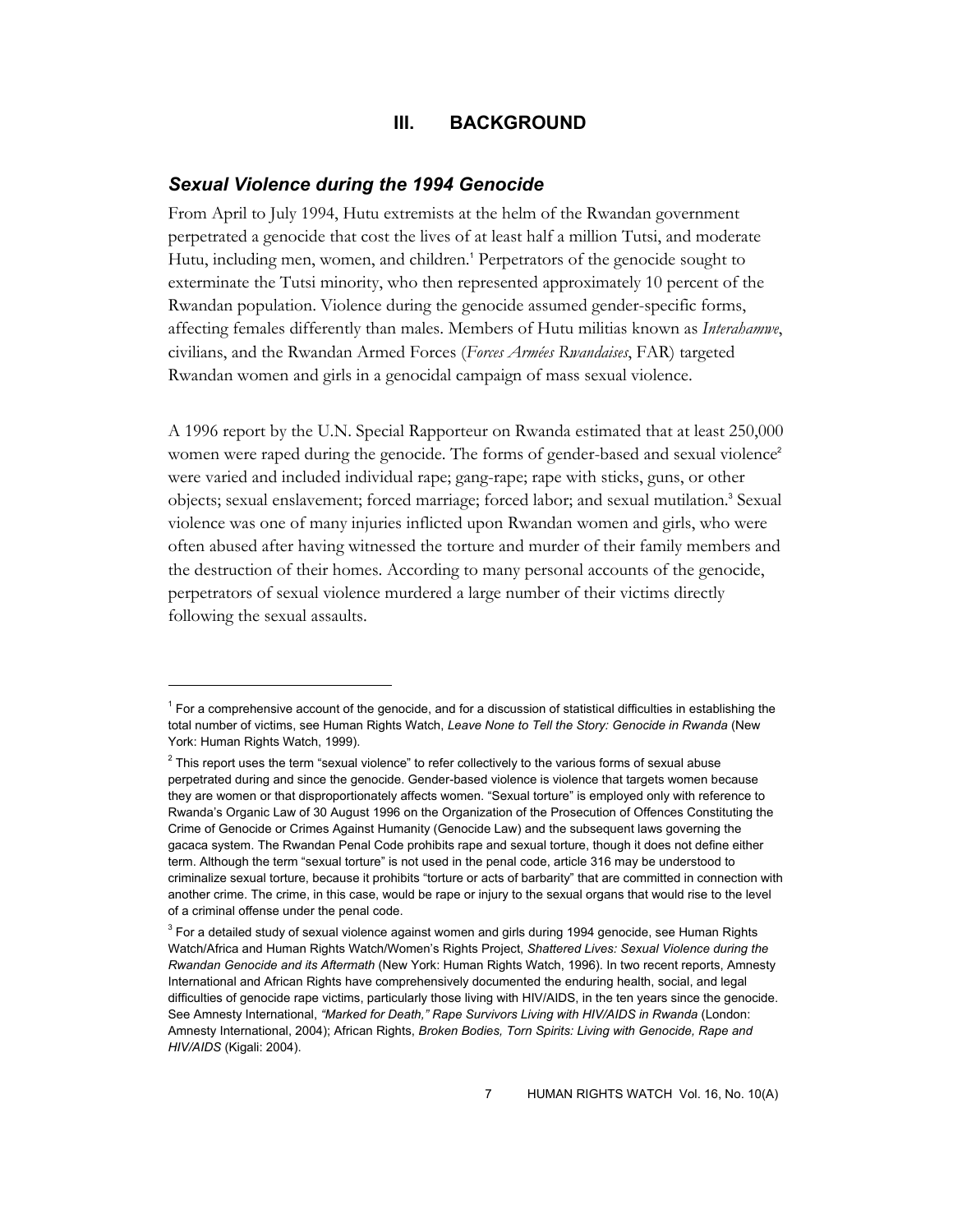# III. BACKGROUND

## *Sexual Violence during the 1994 Genocide*

From April to July 1994, Hutu extremists at the helm of the Rwandan government perpetrated a genocide that cost the lives of at least half a million Tutsi, and moderate Hutu, including men, women, and children.[1] Perpetrators of the genocide sought to exterminate the Tutsi minority, who then represented approximately 10 percent of the Rwandan population. Violence during the genocide assumed gender-specific forms, affecting females differently than males. Members of Hutu militias known as *Interahamwe*, civilians, and the Rwandan Armed Forces (*Forces Armées Rwandaises*, FAR) targeted Rwandan women and girls in a genocidal campaign of mass sexual violence.

A 1996 report by the U.N. Special Rapporteur on Rwanda estimated that at least 250,000 women were raped during the genocide. The forms of gender-based and sexual violence[2] were varied and included individual rape; gang-rape; rape with sticks, guns, or other objects; sexual enslavement; forced marriage; forced labor; and sexual mutilation.[3] Sexual violence was one of many injuries inflicted upon Rwandan women and girls, who were often abused after having witnessed the torture and murder of their family members and the destruction of their homes. According to many personal accounts of the genocide, perpetrators of sexual violence murdered a large number of their victims directly following the sexual assaults.

---

[1] For a comprehensive account of the genocide, and for a discussion of statistical difficulties in establishing the total number of victims, see Human Rights Watch, *Leave None to Tell the Story: Genocide in Rwanda* (New York: Human Rights Watch, 1999).

[2] This report uses the term "sexual violence" to refer collectively to the various forms of sexual abuse perpetrated during and since the genocide. Gender-based violence is violence that targets women because they are women or that disproportionately affects women. "Sexual torture" is employed only with reference to Rwanda's Organic Law of 30 August 1996 on the Organization of the Prosecution of Offences Constituting the Crime of Genocide or Crimes Against Humanity (Genocide Law) and the subsequent laws governing the gacaca system. The Rwandan Penal Code prohibits rape and sexual torture, though it does not define either term. Although the term "sexual torture" is not used in the penal code, article 316 may be understood to criminalize sexual torture, because it prohibits "torture or acts of barbarity" that are committed in connection with another crime. The crime, in this case, would be rape or injury to the sexual organs that would rise to the level of a criminal offense under the penal code.

[3] For a detailed study of sexual violence against women and girls during 1994 genocide, see Human Rights Watch/Africa and Human Rights Watch/Women's Rights Project, *Shattered Lives: Sexual Violence during the Rwandan Genocide and its Aftermath* (New York: Human Rights Watch, 1996). In two recent reports, Amnesty International and African Rights have comprehensively documented the enduring health, social, and legal difficulties of genocide rape victims, particularly those living with HIV/AIDS, in the ten years since the genocide. See Amnesty International, *"Marked for Death," Rape Survivors Living with HIV/AIDS in Rwanda* (London: Amnesty International, 2004); African Rights, *Broken Bodies, Torn Spirits: Living with Genocide, Rape and HIV/AIDS* (Kigali: 2004).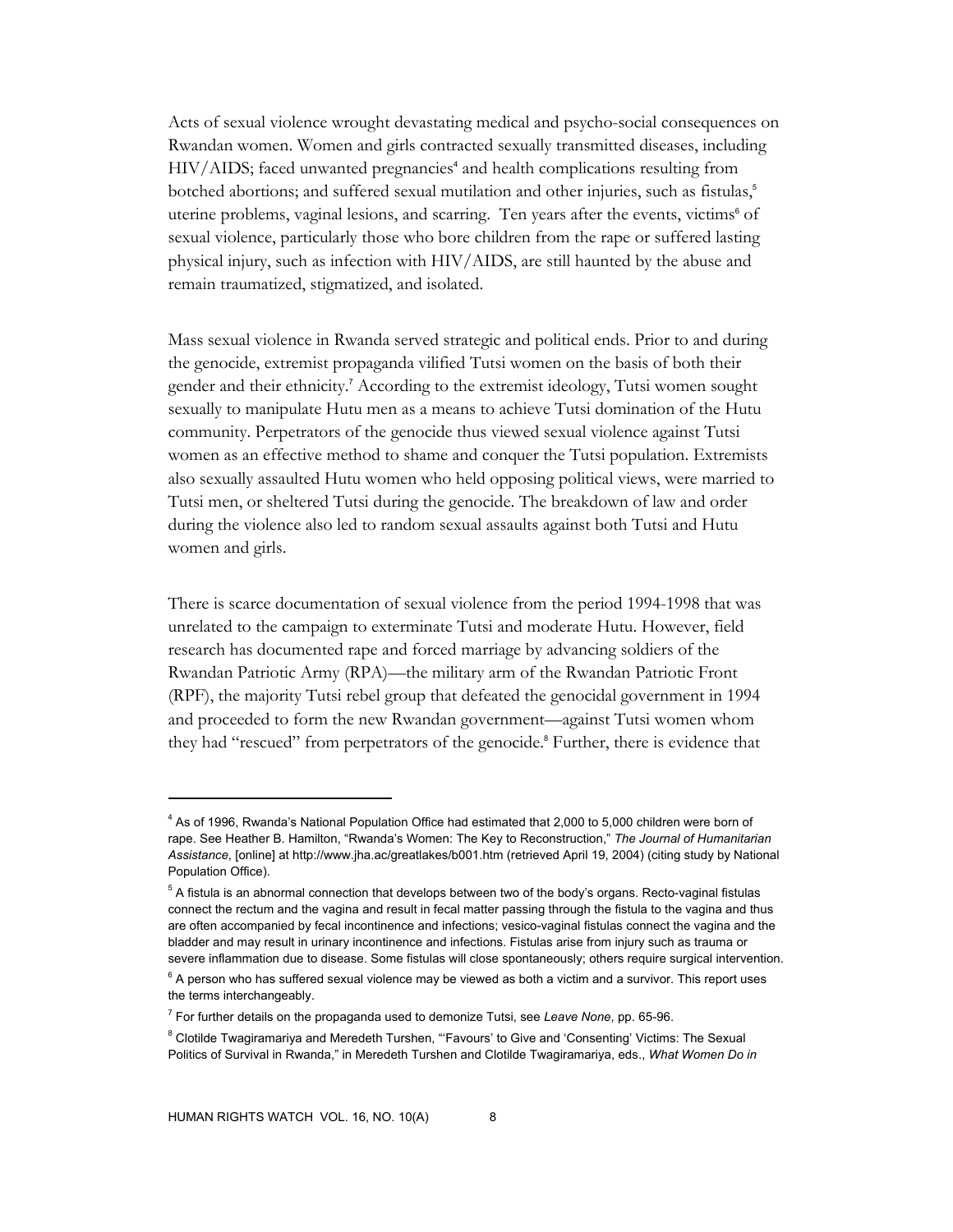Acts of sexual violence wrought devastating medical and psycho-social consequences on Rwandan women. Women and girls contracted sexually transmitted diseases, including HIV/AIDS; faced unwanted pregnancies[4] and health complications resulting from botched abortions; and suffered sexual mutilation and other injuries, such as fistulas,[5] uterine problems, vaginal lesions, and scarring. Ten years after the events, victims[6] of sexual violence, particularly those who bore children from the rape or suffered lasting physical injury, such as infection with HIV/AIDS, are still haunted by the abuse and remain traumatized, stigmatized, and isolated.

Mass sexual violence in Rwanda served strategic and political ends. Prior to and during the genocide, extremist propaganda vilified Tutsi women on the basis of both their gender and their ethnicity.[7] According to the extremist ideology, Tutsi women sought sexually to manipulate Hutu men as a means to achieve Tutsi domination of the Hutu community. Perpetrators of the genocide thus viewed sexual violence against Tutsi women as an effective method to shame and conquer the Tutsi population. Extremists also sexually assaulted Hutu women who held opposing political views, were married to Tutsi men, or sheltered Tutsi during the genocide. The breakdown of law and order during the violence also led to random sexual assaults against both Tutsi and Hutu women and girls.

There is scarce documentation of sexual violence from the period 1994-1998 that was unrelated to the campaign to exterminate Tutsi and moderate Hutu. However, field research has documented rape and forced marriage by advancing soldiers of the Rwandan Patriotic Army (RPA)—the military arm of the Rwandan Patriotic Front (RPF), the majority Tutsi rebel group that defeated the genocidal government in 1994 and proceeded to form the new Rwandan government—against Tutsi women whom they had "rescued" from perpetrators of the genocide.[8] Further, there is evidence that

---

[4] As of 1996, Rwanda's National Population Office had estimated that 2,000 to 5,000 children were born of rape. See Heather B. Hamilton, "Rwanda's Women: The Key to Reconstruction," *The Journal of Humanitarian Assistance*, [online] at http://www.jha.ac/greatlakes/b001.htm (retrieved April 19, 2004) (citing study by National Population Office).

[5] A fistula is an abnormal connection that develops between two of the body's organs. Recto-vaginal fistulas connect the rectum and the vagina and result in fecal matter passing through the fistula to the vagina and thus are often accompanied by fecal incontinence and infections; vesico-vaginal fistulas connect the vagina and the bladder and may result in urinary incontinence and infections. Fistulas arise from injury such as trauma or severe inflammation due to disease. Some fistulas will close spontaneously; others require surgical intervention.

[6] A person who has suffered sexual violence may be viewed as both a victim and a survivor. This report uses the terms interchangeably.

[7] For further details on the propaganda used to demonize Tutsi, see *Leave None*, pp. 65-96.

[8] Clotilde Twagiramariya and Meredeth Turshen, "'Favours' to Give and 'Consenting' Victims: The Sexual Politics of Survival in Rwanda," in Meredeth Turshen and Clotilde Twagiramariya, eds., *What Women Do in*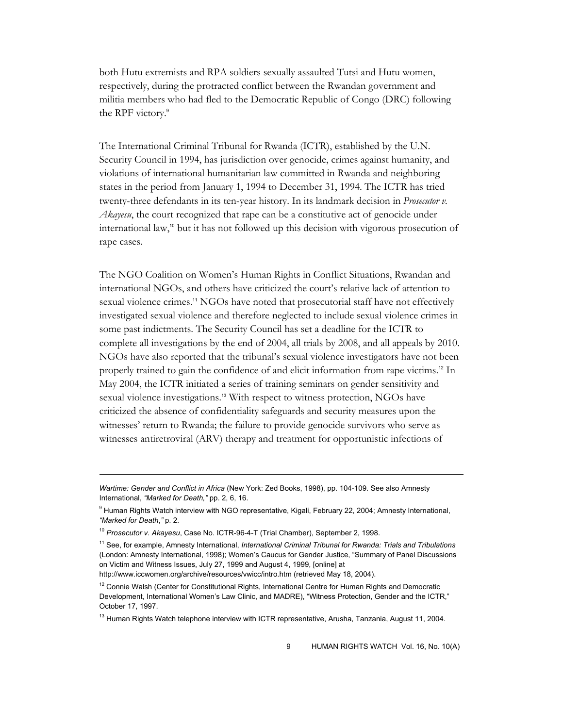both Hutu extremists and RPA soldiers sexually assaulted Tutsi and Hutu women, respectively, during the protracted conflict between the Rwandan government and militia members who had fled to the Democratic Republic of Congo (DRC) following the RPF victory.[9]

The International Criminal Tribunal for Rwanda (ICTR), established by the U.N. Security Council in 1994, has jurisdiction over genocide, crimes against humanity, and violations of international humanitarian law committed in Rwanda and neighboring states in the period from January 1, 1994 to December 31, 1994. The ICTR has tried twenty-three defendants in its ten-year history. In its landmark decision in *Prosecutor v. Akayesu*, the court recognized that rape can be a constitutive act of genocide under international law,[10] but it has not followed up this decision with vigorous prosecution of rape cases.

The NGO Coalition on Women's Human Rights in Conflict Situations, Rwandan and international NGOs, and others have criticized the court's relative lack of attention to sexual violence crimes.[11] NGOs have noted that prosecutorial staff have not effectively investigated sexual violence and therefore neglected to include sexual violence crimes in some past indictments. The Security Council has set a deadline for the ICTR to complete all investigations by the end of 2004, all trials by 2008, and all appeals by 2010. NGOs have also reported that the tribunal's sexual violence investigators have not been properly trained to gain the confidence of and elicit information from rape victims.[12] In May 2004, the ICTR initiated a series of training seminars on gender sensitivity and sexual violence investigations.[13] With respect to witness protection, NGOs have criticized the absence of confidentiality safeguards and security measures upon the witnesses' return to Rwanda; the failure to provide genocide survivors who serve as witnesses antiretroviral (ARV) therapy and treatment for opportunistic infections of

---

*Wartime: Gender and Conflict in Africa* (New York: Zed Books, 1998), pp. 104-109. See also Amnesty International, *"Marked for Death,"* pp. 2, 6, 16.

[9] Human Rights Watch interview with NGO representative, Kigali, February 22, 2004; Amnesty International, *"Marked for Death,"* p. 2.

[10] *Prosecutor v. Akayesu*, Case No. ICTR-96-4-T (Trial Chamber), September 2, 1998.

[11] See, for example, Amnesty International, *International Criminal Tribunal for Rwanda: Trials and Tribulations* (London: Amnesty International, 1998); Women's Caucus for Gender Justice, "Summary of Panel Discussions on Victim and Witness Issues, July 27, 1999 and August 4, 1999, [online] at http://www.iccwomen.org/archive/resources/vwicc/intro.htm (retrieved May 18, 2004).

[12] Connie Walsh (Center for Constitutional Rights, International Centre for Human Rights and Democratic Development, International Women's Law Clinic, and MADRE), "Witness Protection, Gender and the ICTR," October 17, 1997.

[13] Human Rights Watch telephone interview with ICTR representative, Arusha, Tanzania, August 11, 2004.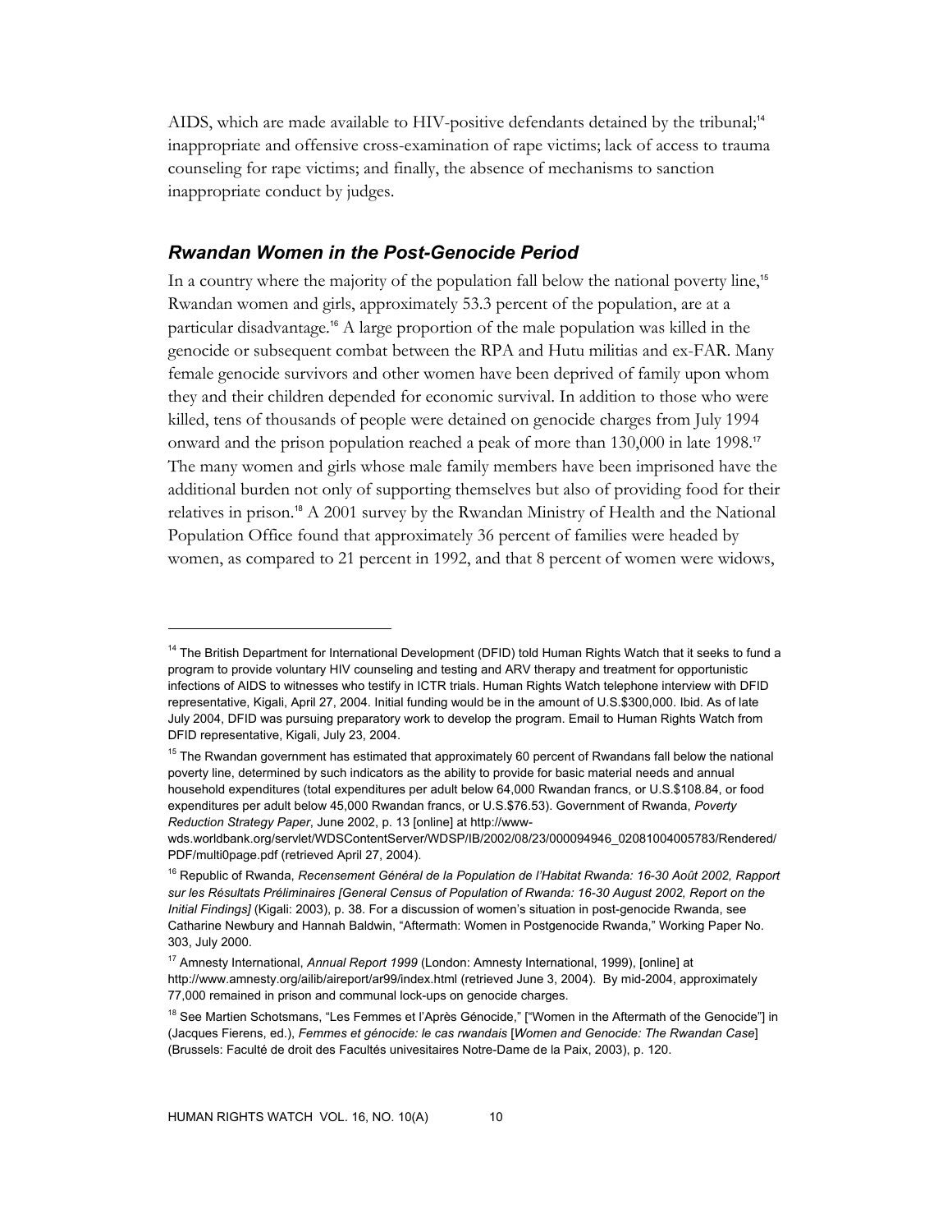AIDS, which are made available to HIV-positive defendants detained by the tribunal;[14] inappropriate and offensive cross-examination of rape victims; lack of access to trauma counseling for rape victims; and finally, the absence of mechanisms to sanction inappropriate conduct by judges.

### *Rwandan Women in the Post-Genocide Period*

In a country where the majority of the population fall below the national poverty line,[15] Rwandan women and girls, approximately 53.3 percent of the population, are at a particular disadvantage.[16] A large proportion of the male population was killed in the genocide or subsequent combat between the RPA and Hutu militias and ex-FAR. Many female genocide survivors and other women have been deprived of family upon whom they and their children depended for economic survival. In addition to those who were killed, tens of thousands of people were detained on genocide charges from July 1994 onward and the prison population reached a peak of more than 130,000 in late 1998.[17] The many women and girls whose male family members have been imprisoned have the additional burden not only of supporting themselves but also of providing food for their relatives in prison.[18] A 2001 survey by the Rwandan Ministry of Health and the National Population Office found that approximately 36 percent of families were headed by women, as compared to 21 percent in 1992, and that 8 percent of women were widows,

---

[14] The British Department for International Development (DFID) told Human Rights Watch that it seeks to fund a program to provide voluntary HIV counseling and testing and ARV therapy and treatment for opportunistic infections of AIDS to witnesses who testify in ICTR trials. Human Rights Watch telephone interview with DFID representative, Kigali, April 27, 2004. Initial funding would be in the amount of U.S.$300,000. Ibid. As of late July 2004, DFID was pursuing preparatory work to develop the program. Email to Human Rights Watch from DFID representative, Kigali, July 23, 2004.

[15] The Rwandan government has estimated that approximately 60 percent of Rwandans fall below the national poverty line, determined by such indicators as the ability to provide for basic material needs and annual household expenditures (total expenditures per adult below 64,000 Rwandan francs, or U.S.$108.84, or food expenditures per adult below 45,000 Rwandan francs, or U.S.$76.53). Government of Rwanda, *Poverty Reduction Strategy Paper*, June 2002, p. 13 [online] at http://www-wds.worldbank.org/servlet/WDSContentServer/WDSP/IB/2002/08/23/000094946_02081004005783/Rendered/PDF/multi0page.pdf (retrieved April 27, 2004).

[16] Republic of Rwanda, *Recensement Général de la Population de l'Habitat Rwanda: 16-30 Août 2002, Rapport sur les Résultats Préliminaires [General Census of Population of Rwanda: 16-30 August 2002, Report on the Initial Findings]* (Kigali: 2003), p. 38. For a discussion of women's situation in post-genocide Rwanda, see Catharine Newbury and Hannah Baldwin, "Aftermath: Women in Postgenocide Rwanda," Working Paper No. 303, July 2000.

[17] Amnesty International, *Annual Report 1999* (London: Amnesty International, 1999), [online] at http://www.amnesty.org/ailib/aireport/ar99/index.html (retrieved June 3, 2004). By mid-2004, approximately 77,000 remained in prison and communal lock-ups on genocide charges.

[18] See Martien Schotsmans, "Les Femmes et l'Après Génocide," ["Women in the Aftermath of the Genocide"] in (Jacques Fierens, ed.), *Femmes et génocide: le cas rwandais* [*Women and Genocide: The Rwandan Case*] (Brussels: Faculté de droit des Facultés univesitaires Notre-Dame de la Paix, 2003), p. 120.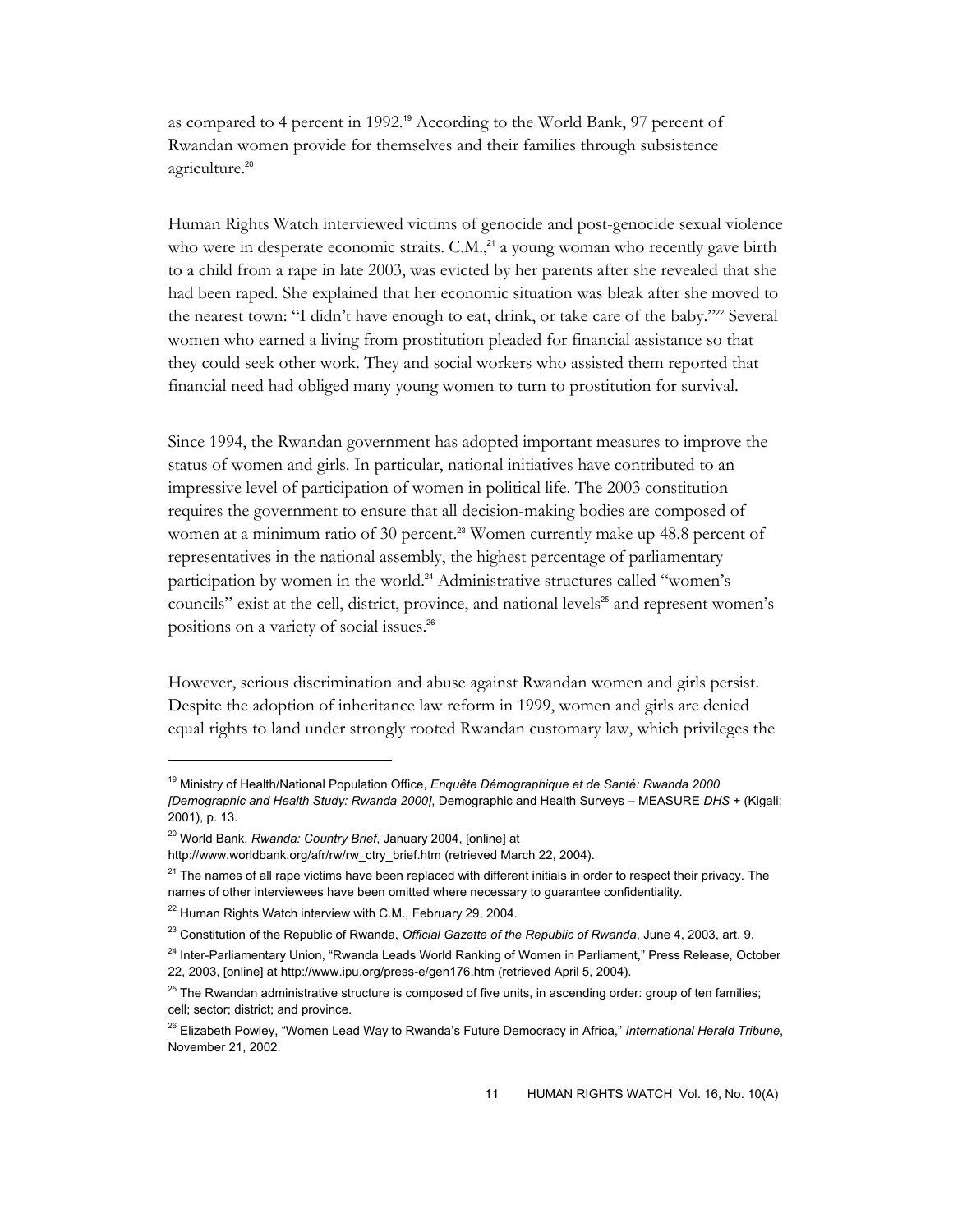as compared to 4 percent in 1992.[19] According to the World Bank, 97 percent of Rwandan women provide for themselves and their families through subsistence agriculture.[20]

Human Rights Watch interviewed victims of genocide and post-genocide sexual violence who were in desperate economic straits. C.M.,[21] a young woman who recently gave birth to a child from a rape in late 2003, was evicted by her parents after she revealed that she had been raped. She explained that her economic situation was bleak after she moved to the nearest town: "I didn't have enough to eat, drink, or take care of the baby."[22] Several women who earned a living from prostitution pleaded for financial assistance so that they could seek other work. They and social workers who assisted them reported that financial need had obliged many young women to turn to prostitution for survival.

Since 1994, the Rwandan government has adopted important measures to improve the status of women and girls. In particular, national initiatives have contributed to an impressive level of participation of women in political life. The 2003 constitution requires the government to ensure that all decision-making bodies are composed of women at a minimum ratio of 30 percent.[23] Women currently make up 48.8 percent of representatives in the national assembly, the highest percentage of parliamentary participation by women in the world.[24] Administrative structures called "women's councils" exist at the cell, district, province, and national levels[25] and represent women's positions on a variety of social issues.[26]

However, serious discrimination and abuse against Rwandan women and girls persist. Despite the adoption of inheritance law reform in 1999, women and girls are denied equal rights to land under strongly rooted Rwandan customary law, which privileges the

---

[19] Ministry of Health/National Population Office, *Enquête Démographique et de Santé: Rwanda 2000 [Demographic and Health Study: Rwanda 2000]*, Demographic and Health Surveys – MEASURE *DHS* + (Kigali: 2001), p. 13.

[20] World Bank, *Rwanda: Country Brief*, January 2004, [online] at http://www.worldbank.org/afr/rw/rw_ctry_brief.htm (retrieved March 22, 2004).

[21] The names of all rape victims have been replaced with different initials in order to respect their privacy. The names of other interviewees have been omitted where necessary to guarantee confidentiality.

[22] Human Rights Watch interview with C.M., February 29, 2004.

[23] Constitution of the Republic of Rwanda, *Official Gazette of the Republic of Rwanda*, June 4, 2003, art. 9.

[24] Inter-Parliamentary Union, "Rwanda Leads World Ranking of Women in Parliament," Press Release, October 22, 2003, [online] at http://www.ipu.org/press-e/gen176.htm (retrieved April 5, 2004).

[25] The Rwandan administrative structure is composed of five units, in ascending order: group of ten families; cell; sector; district; and province.

[26] Elizabeth Powley, "Women Lead Way to Rwanda's Future Democracy in Africa," *International Herald Tribune*, November 21, 2002.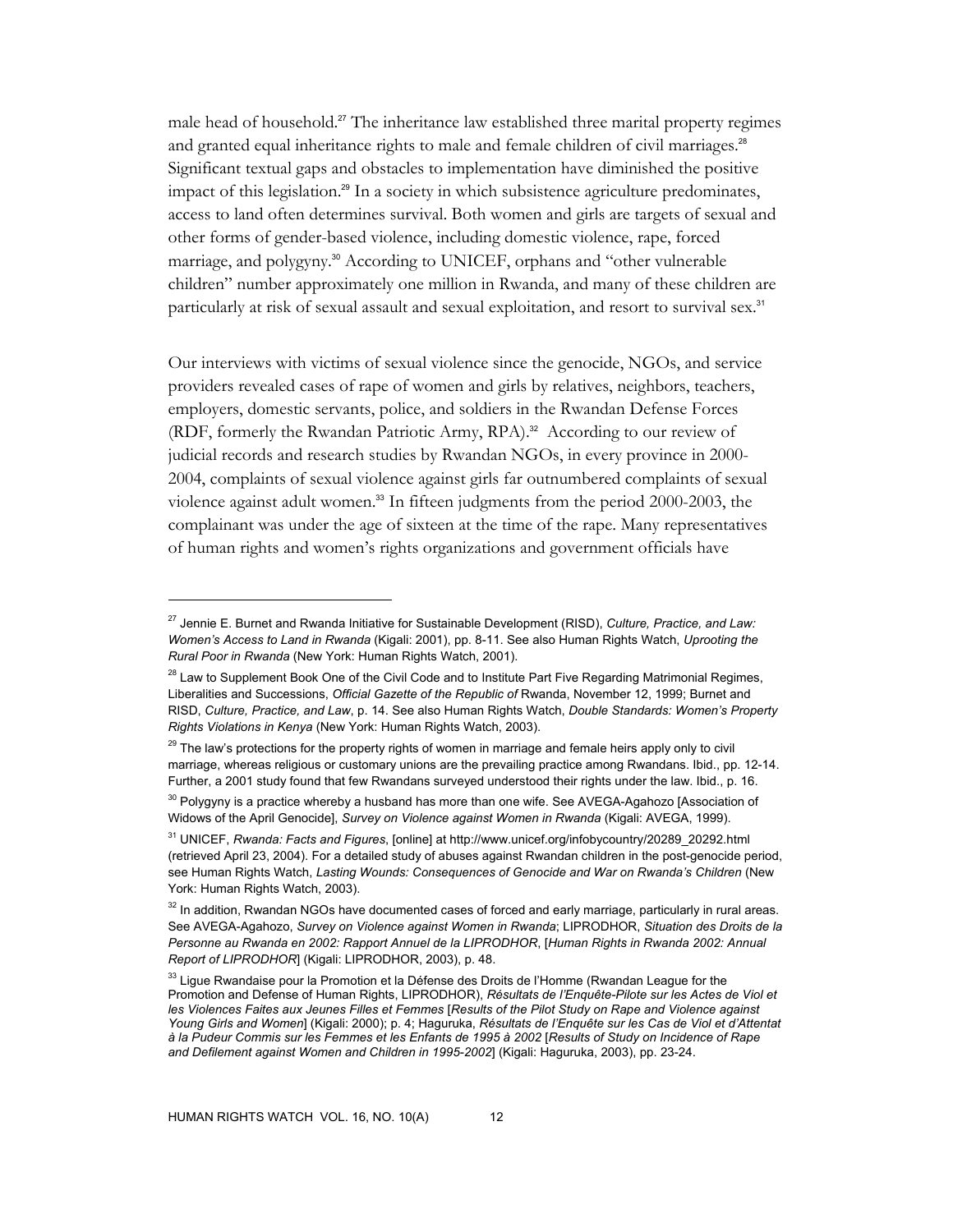male head of household.[27] The inheritance law established three marital property regimes and granted equal inheritance rights to male and female children of civil marriages.[28] Significant textual gaps and obstacles to implementation have diminished the positive impact of this legislation.[29] In a society in which subsistence agriculture predominates, access to land often determines survival. Both women and girls are targets of sexual and other forms of gender-based violence, including domestic violence, rape, forced marriage, and polygyny.[30] According to UNICEF, orphans and "other vulnerable children" number approximately one million in Rwanda, and many of these children are particularly at risk of sexual assault and sexual exploitation, and resort to survival sex.[31]

Our interviews with victims of sexual violence since the genocide, NGOs, and service providers revealed cases of rape of women and girls by relatives, neighbors, teachers, employers, domestic servants, police, and soldiers in the Rwandan Defense Forces (RDF, formerly the Rwandan Patriotic Army, RPA).[32] According to our review of judicial records and research studies by Rwandan NGOs, in every province in 2000-2004, complaints of sexual violence against girls far outnumbered complaints of sexual violence against adult women.[33] In fifteen judgments from the period 2000-2003, the complainant was under the age of sixteen at the time of the rape. Many representatives of human rights and women's rights organizations and government officials have

---

[27] Jennie E. Burnet and Rwanda Initiative for Sustainable Development (RISD), *Culture, Practice, and Law: Women's Access to Land in Rwanda* (Kigali: 2001), pp. 8-11. See also Human Rights Watch, *Uprooting the Rural Poor in Rwanda* (New York: Human Rights Watch, 2001).

[28] Law to Supplement Book One of the Civil Code and to Institute Part Five Regarding Matrimonial Regimes, Liberalities and Successions, *Official Gazette of the Republic of* Rwanda, November 12, 1999; Burnet and RISD, *Culture, Practice, and Law*, p. 14. See also Human Rights Watch, *Double Standards: Women's Property Rights Violations in Kenya* (New York: Human Rights Watch, 2003).

[29] The law's protections for the property rights of women in marriage and female heirs apply only to civil marriage, whereas religious or customary unions are the prevailing practice among Rwandans. Ibid., pp. 12-14. Further, a 2001 study found that few Rwandans surveyed understood their rights under the law. Ibid., p. 16.

[30] Polygyny is a practice whereby a husband has more than one wife. See AVEGA-Agahozo [Association of Widows of the April Genocide], *Survey on Violence against Women in Rwanda* (Kigali: AVEGA, 1999).

[31] UNICEF, *Rwanda: Facts and Figures*, [online] at http://www.unicef.org/infobycountry/20289_20292.html (retrieved April 23, 2004). For a detailed study of abuses against Rwandan children in the post-genocide period, see Human Rights Watch, *Lasting Wounds: Consequences of Genocide and War on Rwanda's Children* (New York: Human Rights Watch, 2003).

[32] In addition, Rwandan NGOs have documented cases of forced and early marriage, particularly in rural areas. See AVEGA-Agahozo, *Survey on Violence against Women in Rwanda*; LIPRODHOR, *Situation des Droits de la Personne au Rwanda en 2002: Rapport Annuel de la LIPRODHOR*, [*Human Rights in Rwanda 2002: Annual Report of LIPRODHOR*] (Kigali: LIPRODHOR, 2003), p. 48.

[33] Ligue Rwandaise pour la Promotion et la Défense des Droits de l'Homme (Rwandan League for the Promotion and Defense of Human Rights, LIPRODHOR), *Résultats de l'Enquête-Pilote sur les Actes de Viol et les Violences Faites aux Jeunes Filles et Femmes* [*Results of the Pilot Study on Rape and Violence against Young Girls and Women*] (Kigali: 2000); p. 4; Haguruka, *Résultats de l'Enquête sur les Cas de Viol et d'Attentat à la Pudeur Commis sur les Femmes et les Enfants de 1995 à 2002* [*Results of Study on Incidence of Rape and Defilement against Women and Children in 1995-2002*] (Kigali: Haguruka, 2003), pp. 23-24.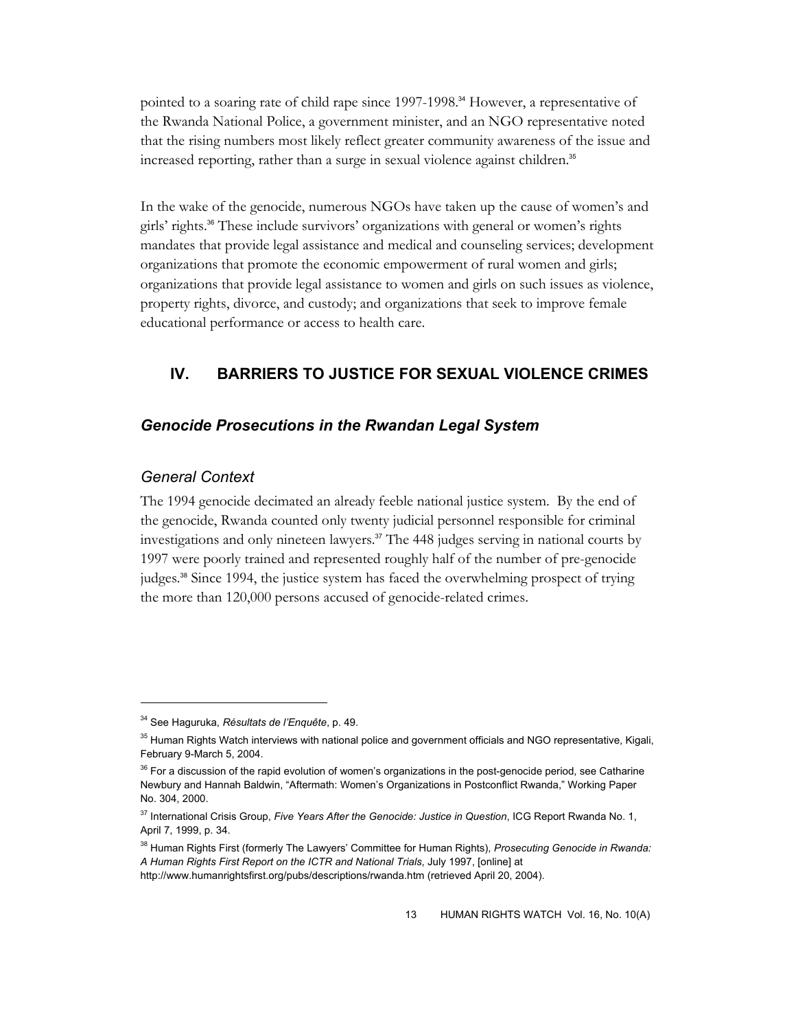pointed to a soaring rate of child rape since 1997-1998.[34] However, a representative of the Rwanda National Police, a government minister, and an NGO representative noted that the rising numbers most likely reflect greater community awareness of the issue and increased reporting, rather than a surge in sexual violence against children.[35]

In the wake of the genocide, numerous NGOs have taken up the cause of women's and girls' rights.[36] These include survivors' organizations with general or women's rights mandates that provide legal assistance and medical and counseling services; development organizations that promote the economic empowerment of rural women and girls; organizations that provide legal assistance to women and girls on such issues as violence, property rights, divorce, and custody; and organizations that seek to improve female educational performance or access to health care.

## IV. BARRIERS TO JUSTICE FOR SEXUAL VIOLENCE CRIMES

### *Genocide Prosecutions in the Rwandan Legal System*

#### *General Context*

The 1994 genocide decimated an already feeble national justice system. By the end of the genocide, Rwanda counted only twenty judicial personnel responsible for criminal investigations and only nineteen lawyers.[37] The 448 judges serving in national courts by 1997 were poorly trained and represented roughly half of the number of pre-genocide judges.[38] Since 1994, the justice system has faced the overwhelming prospect of trying the more than 120,000 persons accused of genocide-related crimes.

---

[34] See Haguruka, *Résultats de l'Enquête*, p. 49.

[35] Human Rights Watch interviews with national police and government officials and NGO representative, Kigali, February 9-March 5, 2004.

[36] For a discussion of the rapid evolution of women's organizations in the post-genocide period, see Catharine Newbury and Hannah Baldwin, "Aftermath: Women's Organizations in Postconflict Rwanda," Working Paper No. 304, 2000.

[37] International Crisis Group, *Five Years After the Genocide: Justice in Question*, ICG Report Rwanda No. 1, April 7, 1999, p. 34.

[38] Human Rights First (formerly The Lawyers' Committee for Human Rights), *Prosecuting Genocide in Rwanda: A Human Rights First Report on the ICTR and National Trials*, July 1997, [online] at http://www.humanrightsfirst.org/pubs/descriptions/rwanda.htm (retrieved April 20, 2004).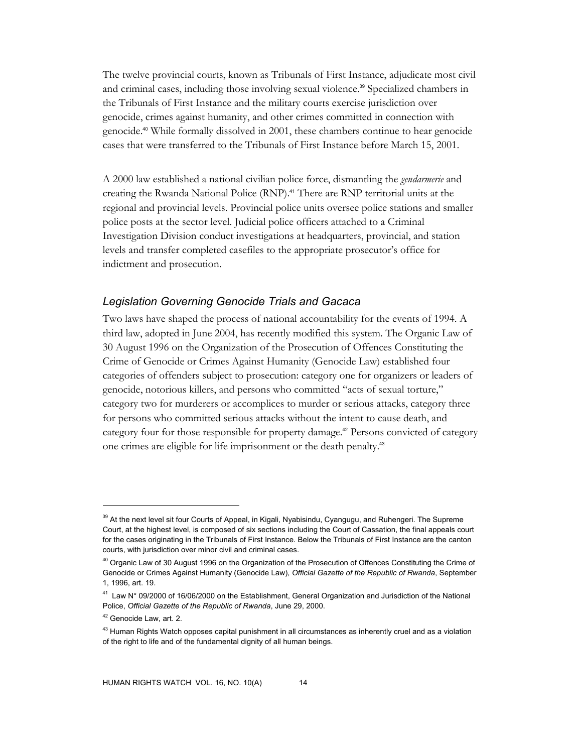The twelve provincial courts, known as Tribunals of First Instance, adjudicate most civil and criminal cases, including those involving sexual violence.[39] Specialized chambers in the Tribunals of First Instance and the military courts exercise jurisdiction over genocide, crimes against humanity, and other crimes committed in connection with genocide.[40] While formally dissolved in 2001, these chambers continue to hear genocide cases that were transferred to the Tribunals of First Instance before March 15, 2001.

A 2000 law established a national civilian police force, dismantling the *gendarmerie* and creating the Rwanda National Police (RNP).[41] There are RNP territorial units at the regional and provincial levels. Provincial police units oversee police stations and smaller police posts at the sector level. Judicial police officers attached to a Criminal Investigation Division conduct investigations at headquarters, provincial, and station levels and transfer completed casefiles to the appropriate prosecutor's office for indictment and prosecution.

### *Legislation Governing Genocide Trials and Gacaca*

Two laws have shaped the process of national accountability for the events of 1994. A third law, adopted in June 2004, has recently modified this system. The Organic Law of 30 August 1996 on the Organization of the Prosecution of Offences Constituting the Crime of Genocide or Crimes Against Humanity (Genocide Law) established four categories of offenders subject to prosecution: category one for organizers or leaders of genocide, notorious killers, and persons who committed "acts of sexual torture," category two for murderers or accomplices to murder or serious attacks, category three for persons who committed serious attacks without the intent to cause death, and category four for those responsible for property damage.[42] Persons convicted of category one crimes are eligible for life imprisonment or the death penalty.[43]

---

[39] At the next level sit four Courts of Appeal, in Kigali, Nyabisindu, Cyangugu, and Ruhengeri. The Supreme Court, at the highest level, is composed of six sections including the Court of Cassation, the final appeals court for the cases originating in the Tribunals of First Instance. Below the Tribunals of First Instance are the canton courts, with jurisdiction over minor civil and criminal cases.

[40] Organic Law of 30 August 1996 on the Organization of the Prosecution of Offences Constituting the Crime of Genocide or Crimes Against Humanity (Genocide Law), *Official Gazette of the Republic of Rwanda*, September 1, 1996, art. 19.

[41] Law N° 09/2000 of 16/06/2000 on the Establishment, General Organization and Jurisdiction of the National Police, *Official Gazette of the Republic of Rwanda*, June 29, 2000.

[42] Genocide Law, art. 2.

[43] Human Rights Watch opposes capital punishment in all circumstances as inherently cruel and as a violation of the right to life and of the fundamental dignity of all human beings.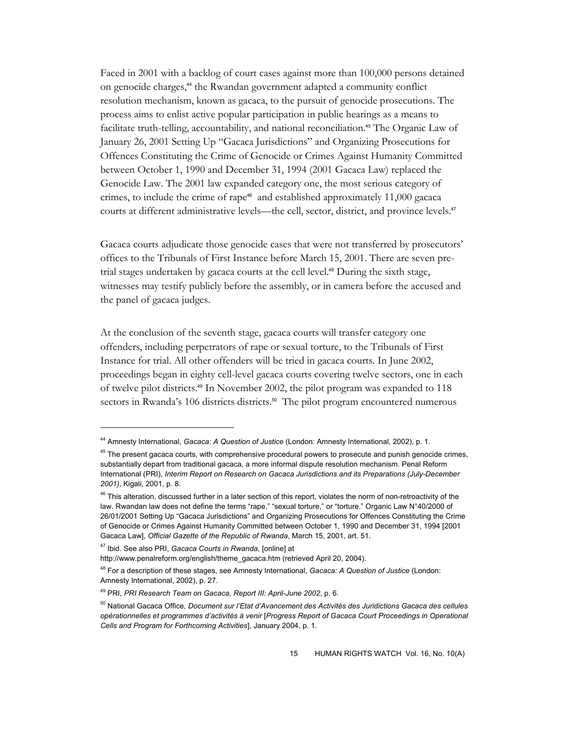Faced in 2001 with a backlog of court cases against more than 100,000 persons detained on genocide charges,[44] the Rwandan government adapted a community conflict resolution mechanism, known as gacaca, to the pursuit of genocide prosecutions. The process aims to enlist active popular participation in public hearings as a means to facilitate truth-telling, accountability, and national reconciliation.[45] The Organic Law of January 26, 2001 Setting Up "Gacaca Jurisdictions" and Organizing Prosecutions for Offences Constituting the Crime of Genocide or Crimes Against Humanity Committed between October 1, 1990 and December 31, 1994 (2001 Gacaca Law) replaced the Genocide Law. The 2001 law expanded category one, the most serious category of crimes, to include the crime of rape[46] and established approximately 11,000 gacaca courts at different administrative levels—the cell, sector, district, and province levels.[47]

Gacaca courts adjudicate those genocide cases that were not transferred by prosecutors' offices to the Tribunals of First Instance before March 15, 2001. There are seven pre-trial stages undertaken by gacaca courts at the cell level.[48] During the sixth stage, witnesses may testify publicly before the assembly, or in camera before the accused and the panel of gacaca judges.

At the conclusion of the seventh stage, gacaca courts will transfer category one offenders, including perpetrators of rape or sexual torture, to the Tribunals of First Instance for trial. All other offenders will be tried in gacaca courts. In June 2002, proceedings began in eighty cell-level gacaca courts covering twelve sectors, one in each of twelve pilot districts.[49] In November 2002, the pilot program was expanded to 118 sectors in Rwanda's 106 districts districts.[50] The pilot program encountered numerous

---

[44] Amnesty International, *Gacaca: A Question of Justice* (London: Amnesty International, 2002), p. 1.

[45] The present gacaca courts, with comprehensive procedural powers to prosecute and punish genocide crimes, substantially depart from traditional gacaca, a more informal dispute resolution mechanism. Penal Reform International (PRI), *Interim Report on Research on Gacaca Jurisdictions and its Preparations (July-December 2001)*, Kigali, 2001, p. 8.

[46] This alteration, discussed further in a later section of this report, violates the norm of non-retroactivity of the law. Rwandan law does not define the terms "rape," "sexual torture," or "torture." Organic Law N°40/2000 of 26/01/2001 Setting Up "Gacaca Jurisdictions" and Organizing Prosecutions for Offences Constituting the Crime of Genocide or Crimes Against Humanity Committed between October 1, 1990 and December 31, 1994 [2001 Gacaca Law], *Official Gazette of the Republic of Rwanda*, March 15, 2001, art. 51.

[47] Ibid. See also PRI, *Gacaca Courts in Rwanda*, [online] at http://www.penalreform.org/english/theme_gacaca.htm (retrieved April 20, 2004).

[48] For a description of these stages, see Amnesty International, *Gacaca: A Question of Justice* (London: Amnesty International, 2002), p. 27.

[49] PRI, *PRI Research Team on Gacaca, Report III: April-June 2002*, p. 6.

[50] National Gacaca Office, *Document sur l'Etat d'Avancement des Activités des Juridictions Gacaca des cellules opérationnelles et programmes d'activités à venir* [*Progress Report of Gacaca Court Proceedings in Operational Cells and Program for Forthcoming Activities*], January 2004, p. 1.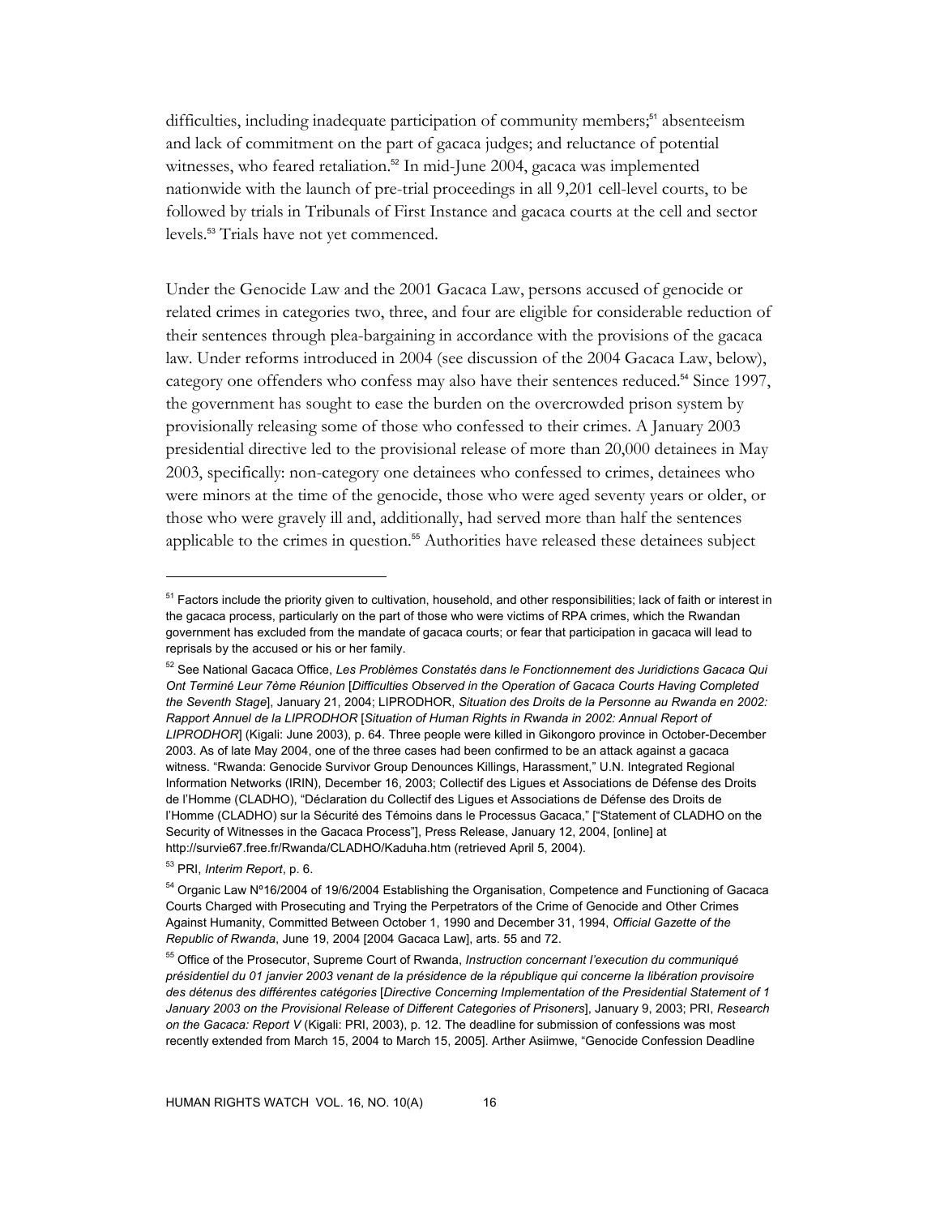difficulties, including inadequate participation of community members;[51] absenteeism and lack of commitment on the part of gacaca judges; and reluctance of potential witnesses, who feared retaliation.[52] In mid-June 2004, gacaca was implemented nationwide with the launch of pre-trial proceedings in all 9,201 cell-level courts, to be followed by trials in Tribunals of First Instance and gacaca courts at the cell and sector levels.[53] Trials have not yet commenced.

Under the Genocide Law and the 2001 Gacaca Law, persons accused of genocide or related crimes in categories two, three, and four are eligible for considerable reduction of their sentences through plea-bargaining in accordance with the provisions of the gacaca law. Under reforms introduced in 2004 (see discussion of the 2004 Gacaca Law, below), category one offenders who confess may also have their sentences reduced.[54] Since 1997, the government has sought to ease the burden on the overcrowded prison system by provisionally releasing some of those who confessed to their crimes. A January 2003 presidential directive led to the provisional release of more than 20,000 detainees in May 2003, specifically: non-category one detainees who confessed to crimes, detainees who were minors at the time of the genocide, those who were aged seventy years or older, or those who were gravely ill and, additionally, had served more than half the sentences applicable to the crimes in question.[55] Authorities have released these detainees subject

---

[51] Factors include the priority given to cultivation, household, and other responsibilities; lack of faith or interest in the gacaca process, particularly on the part of those who were victims of RPA crimes, which the Rwandan government has excluded from the mandate of gacaca courts; or fear that participation in gacaca will lead to reprisals by the accused or his or her family.

[52] See National Gacaca Office, *Les Problèmes Constatés dans le Fonctionnement des Juridictions Gacaca Qui Ont Terminé Leur 7ème Réunion* [*Difficulties Observed in the Operation of Gacaca Courts Having Completed the Seventh Stage*], January 21, 2004; LIPRODHOR, *Situation des Droits de la Personne au Rwanda en 2002: Rapport Annuel de la LIPRODHOR* [*Situation of Human Rights in Rwanda in 2002: Annual Report of LIPRODHOR*] (Kigali: June 2003), p. 64. Three people were killed in Gikongoro province in October-December 2003. As of late May 2004, one of the three cases had been confirmed to be an attack against a gacaca witness. "Rwanda: Genocide Survivor Group Denounces Killings, Harassment," U.N. Integrated Regional Information Networks (IRIN), December 16, 2003; Collectif des Ligues et Associations de Défense des Droits de l'Homme (CLADHO), "Déclaration du Collectif des Ligues et Associations de Défense des Droits de l'Homme (CLADHO) sur la Sécurité des Témoins dans le Processus Gacaca," ["Statement of CLADHO on the Security of Witnesses in the Gacaca Process"], Press Release, January 12, 2004, [online] at http://survie67.free.fr/Rwanda/CLADHO/Kaduha.htm (retrieved April 5, 2004).

[53] PRI, *Interim Report*, p. 6.

[54] Organic Law Nº16/2004 of 19/6/2004 Establishing the Organisation, Competence and Functioning of Gacaca Courts Charged with Prosecuting and Trying the Perpetrators of the Crime of Genocide and Other Crimes Against Humanity, Committed Between October 1, 1990 and December 31, 1994, *Official Gazette of the Republic of Rwanda*, June 19, 2004 [2004 Gacaca Law], arts. 55 and 72.

[55] Office of the Prosecutor, Supreme Court of Rwanda, *Instruction concernant l'execution du communiqué présidentiel du 01 janvier 2003 venant de la présidence de la république qui concerne la libération provisoire des détenus des différentes catégories* [*Directive Concerning Implementation of the Presidential Statement of 1 January 2003 on the Provisional Release of Different Categories of Prisoners*], January 9, 2003; PRI, *Research on the Gacaca: Report V* (Kigali: PRI, 2003), p. 12. The deadline for submission of confessions was most recently extended from March 15, 2004 to March 15, 2005]. Arther Asiimwe, "Genocide Confession Deadline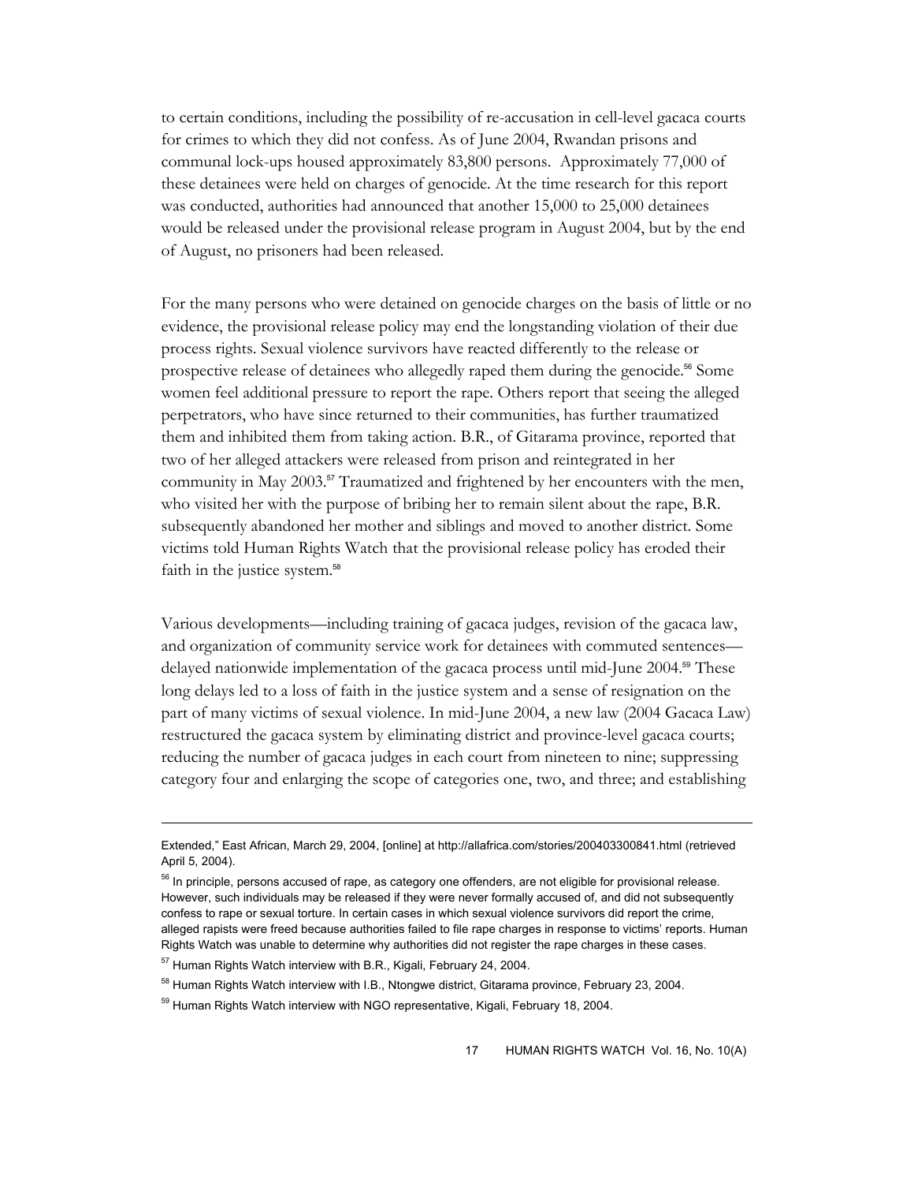to certain conditions, including the possibility of re-accusation in cell-level gacaca courts for crimes to which they did not confess. As of June 2004, Rwandan prisons and communal lock-ups housed approximately 83,800 persons. Approximately 77,000 of these detainees were held on charges of genocide. At the time research for this report was conducted, authorities had announced that another 15,000 to 25,000 detainees would be released under the provisional release program in August 2004, but by the end of August, no prisoners had been released.

For the many persons who were detained on genocide charges on the basis of little or no evidence, the provisional release policy may end the longstanding violation of their due process rights. Sexual violence survivors have reacted differently to the release or prospective release of detainees who allegedly raped them during the genocide.[56] Some women feel additional pressure to report the rape. Others report that seeing the alleged perpetrators, who have since returned to their communities, has further traumatized them and inhibited them from taking action. B.R., of Gitarama province, reported that two of her alleged attackers were released from prison and reintegrated in her community in May 2003.[57] Traumatized and frightened by her encounters with the men, who visited her with the purpose of bribing her to remain silent about the rape, B.R. subsequently abandoned her mother and siblings and moved to another district. Some victims told Human Rights Watch that the provisional release policy has eroded their faith in the justice system.[58]

Various developments—including training of gacaca judges, revision of the gacaca law, and organization of community service work for detainees with commuted sentences—delayed nationwide implementation of the gacaca process until mid-June 2004.[59] These long delays led to a loss of faith in the justice system and a sense of resignation on the part of many victims of sexual violence. In mid-June 2004, a new law (2004 Gacaca Law) restructured the gacaca system by eliminating district and province-level gacaca courts; reducing the number of gacaca judges in each court from nineteen to nine; suppressing category four and enlarging the scope of categories one, two, and three; and establishing

---

Extended," East African, March 29, 2004, [online] at http://allafrica.com/stories/200403300841.html (retrieved April 5, 2004).

[56] In principle, persons accused of rape, as category one offenders, are not eligible for provisional release. However, such individuals may be released if they were never formally accused of, and did not subsequently confess to rape or sexual torture. In certain cases in which sexual violence survivors did report the crime, alleged rapists were freed because authorities failed to file rape charges in response to victims' reports. Human Rights Watch was unable to determine why authorities did not register the rape charges in these cases.

[57] Human Rights Watch interview with B.R., Kigali, February 24, 2004.

[58] Human Rights Watch interview with I.B., Ntongwe district, Gitarama province, February 23, 2004.

[59] Human Rights Watch interview with NGO representative, Kigali, February 18, 2004.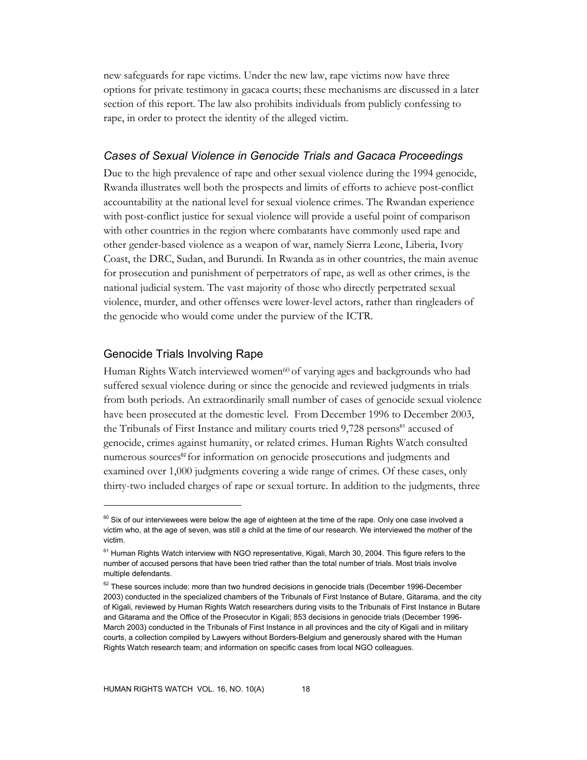new safeguards for rape victims. Under the new law, rape victims now have three options for private testimony in gacaca courts; these mechanisms are discussed in a later section of this report. The law also prohibits individuals from publicly confessing to rape, in order to protect the identity of the alleged victim.

### *Cases of Sexual Violence in Genocide Trials and Gacaca Proceedings*

Due to the high prevalence of rape and other sexual violence during the 1994 genocide, Rwanda illustrates well both the prospects and limits of efforts to achieve post-conflict accountability at the national level for sexual violence crimes. The Rwandan experience with post-conflict justice for sexual violence will provide a useful point of comparison with other countries in the region where combatants have commonly used rape and other gender-based violence as a weapon of war, namely Sierra Leone, Liberia, Ivory Coast, the DRC, Sudan, and Burundi. In Rwanda as in other countries, the main avenue for prosecution and punishment of perpetrators of rape, as well as other crimes, is the national judicial system. The vast majority of those who directly perpetrated sexual violence, murder, and other offenses were lower-level actors, rather than ringleaders of the genocide who would come under the purview of the ICTR.

### Genocide Trials Involving Rape

Human Rights Watch interviewed women[60] of varying ages and backgrounds who had suffered sexual violence during or since the genocide and reviewed judgments in trials from both periods. An extraordinarily small number of cases of genocide sexual violence have been prosecuted at the domestic level. From December 1996 to December 2003, the Tribunals of First Instance and military courts tried 9,728 persons[61] accused of genocide, crimes against humanity, or related crimes. Human Rights Watch consulted numerous sources[62] for information on genocide prosecutions and judgments and examined over 1,000 judgments covering a wide range of crimes. Of these cases, only thirty-two included charges of rape or sexual torture. In addition to the judgments, three

---

[60] Six of our interviewees were below the age of eighteen at the time of the rape. Only one case involved a victim who, at the age of seven, was still a child at the time of our research. We interviewed the mother of the victim.

[61] Human Rights Watch interview with NGO representative, Kigali, March 30, 2004. This figure refers to the number of accused persons that have been tried rather than the total number of trials. Most trials involve multiple defendants.

[62] These sources include: more than two hundred decisions in genocide trials (December 1996-December 2003) conducted in the specialized chambers of the Tribunals of First Instance of Butare, Gitarama, and the city of Kigali, reviewed by Human Rights Watch researchers during visits to the Tribunals of First Instance in Butare and Gitarama and the Office of the Prosecutor in Kigali; 853 decisions in genocide trials (December 1996-March 2003) conducted in the Tribunals of First Instance in all provinces and the city of Kigali and in military courts, a collection compiled by Lawyers without Borders-Belgium and generously shared with the Human Rights Watch research team; and information on specific cases from local NGO colleagues.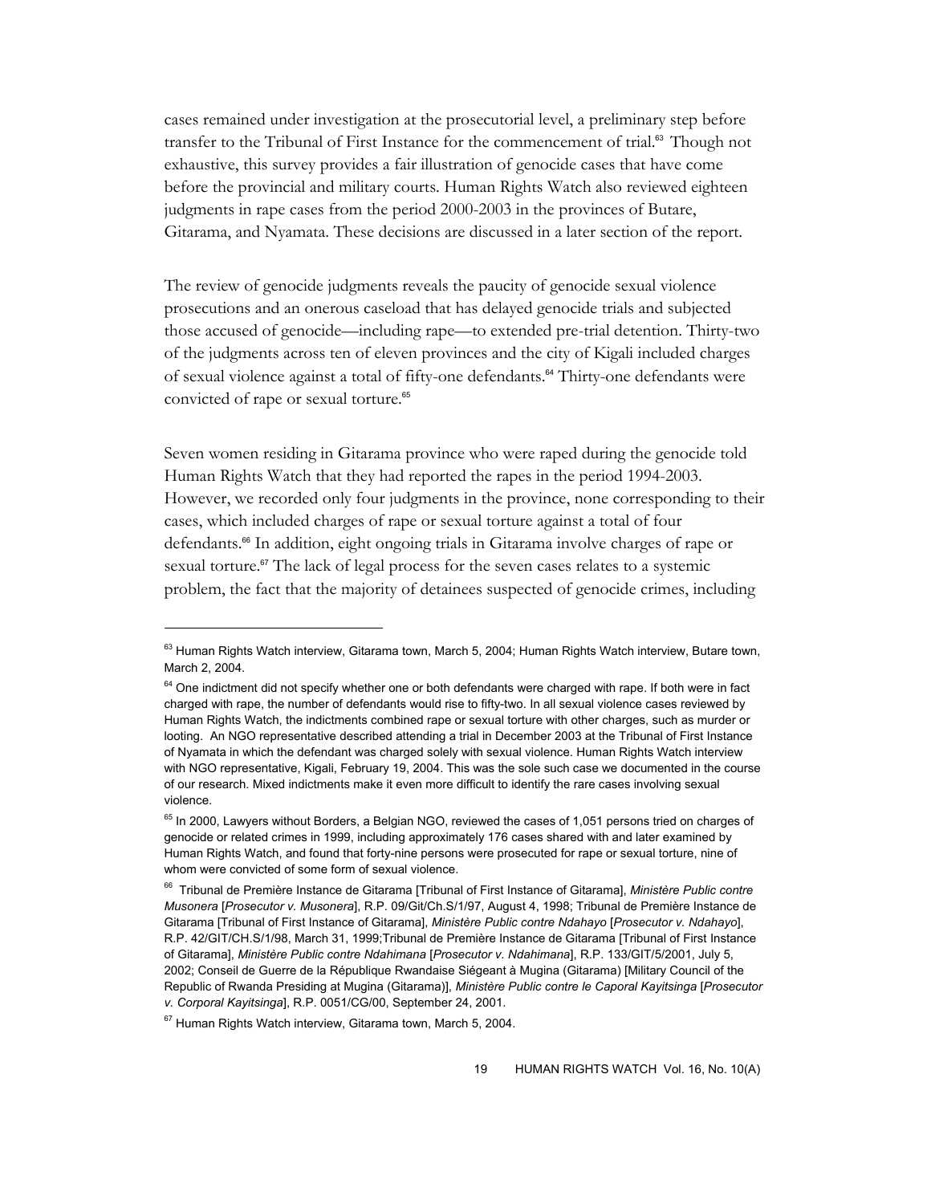cases remained under investigation at the prosecutorial level, a preliminary step before transfer to the Tribunal of First Instance for the commencement of trial.[63] Though not exhaustive, this survey provides a fair illustration of genocide cases that have come before the provincial and military courts. Human Rights Watch also reviewed eighteen judgments in rape cases from the period 2000-2003 in the provinces of Butare, Gitarama, and Nyamata. These decisions are discussed in a later section of the report.

The review of genocide judgments reveals the paucity of genocide sexual violence prosecutions and an onerous caseload that has delayed genocide trials and subjected those accused of genocide—including rape—to extended pre-trial detention. Thirty-two of the judgments across ten of eleven provinces and the city of Kigali included charges of sexual violence against a total of fifty-one defendants.[64] Thirty-one defendants were convicted of rape or sexual torture.[65]

Seven women residing in Gitarama province who were raped during the genocide told Human Rights Watch that they had reported the rapes in the period 1994-2003. However, we recorded only four judgments in the province, none corresponding to their cases, which included charges of rape or sexual torture against a total of four defendants.[66] In addition, eight ongoing trials in Gitarama involve charges of rape or sexual torture.[67] The lack of legal process for the seven cases relates to a systemic problem, the fact that the majority of detainees suspected of genocide crimes, including

---

[63] Human Rights Watch interview, Gitarama town, March 5, 2004; Human Rights Watch interview, Butare town, March 2, 2004.

[64] One indictment did not specify whether one or both defendants were charged with rape. If both were in fact charged with rape, the number of defendants would rise to fifty-two. In all sexual violence cases reviewed by Human Rights Watch, the indictments combined rape or sexual torture with other charges, such as murder or looting. An NGO representative described attending a trial in December 2003 at the Tribunal of First Instance of Nyamata in which the defendant was charged solely with sexual violence. Human Rights Watch interview with NGO representative, Kigali, February 19, 2004. This was the sole such case we documented in the course of our research. Mixed indictments make it even more difficult to identify the rare cases involving sexual violence.

[65] In 2000, Lawyers without Borders, a Belgian NGO, reviewed the cases of 1,051 persons tried on charges of genocide or related crimes in 1999, including approximately 176 cases shared with and later examined by Human Rights Watch, and found that forty-nine persons were prosecuted for rape or sexual torture, nine of whom were convicted of some form of sexual violence.

[66] Tribunal de Première Instance de Gitarama [Tribunal of First Instance of Gitarama], *Ministère Public contre Musonera* [*Prosecutor v. Musonera*], R.P. 09/Git/Ch.S/1/97, August 4, 1998; Tribunal de Première Instance de Gitarama [Tribunal of First Instance of Gitarama], *Ministère Public contre Ndahayo* [*Prosecutor v. Ndahayo*], R.P. 42/GIT/CH.S/1/98, March 31, 1999;Tribunal de Première Instance de Gitarama [Tribunal of First Instance of Gitarama], *Ministère Public contre Ndahimana* [*Prosecutor v. Ndahimana*], R.P. 133/GIT/5/2001, July 5, 2002; Conseil de Guerre de la République Rwandaise Siégeant à Mugina (Gitarama) [Military Council of the Republic of Rwanda Presiding at Mugina (Gitarama)], *Ministère Public contre le Caporal Kayitsinga* [*Prosecutor v. Corporal Kayitsinga*], R.P. 0051/CG/00, September 24, 2001.

[67] Human Rights Watch interview, Gitarama town, March 5, 2004.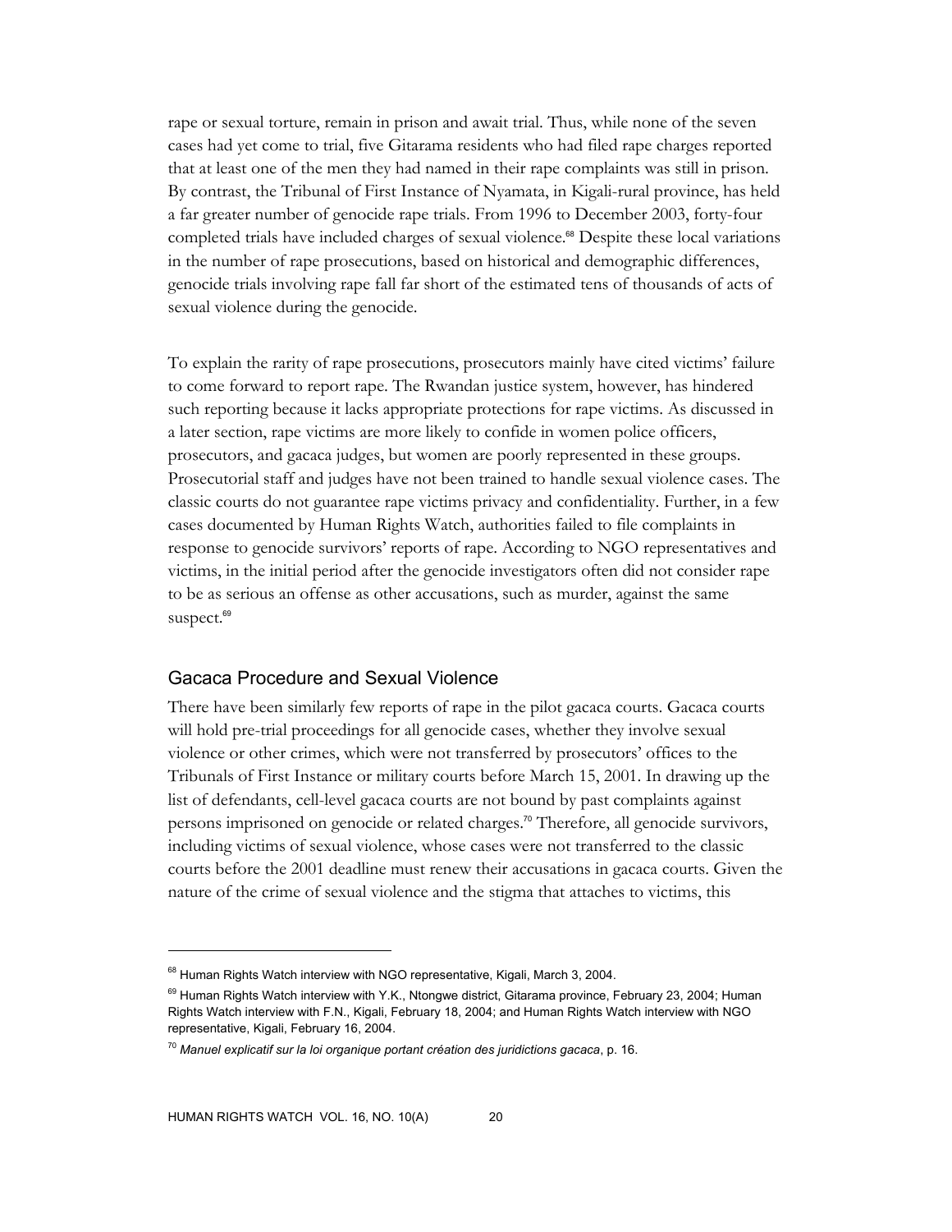rape or sexual torture, remain in prison and await trial. Thus, while none of the seven cases had yet come to trial, five Gitarama residents who had filed rape charges reported that at least one of the men they had named in their rape complaints was still in prison. By contrast, the Tribunal of First Instance of Nyamata, in Kigali-rural province, has held a far greater number of genocide rape trials. From 1996 to December 2003, forty-four completed trials have included charges of sexual violence.[68] Despite these local variations in the number of rape prosecutions, based on historical and demographic differences, genocide trials involving rape fall far short of the estimated tens of thousands of acts of sexual violence during the genocide.

To explain the rarity of rape prosecutions, prosecutors mainly have cited victims' failure to come forward to report rape. The Rwandan justice system, however, has hindered such reporting because it lacks appropriate protections for rape victims. As discussed in a later section, rape victims are more likely to confide in women police officers, prosecutors, and gacaca judges, but women are poorly represented in these groups. Prosecutorial staff and judges have not been trained to handle sexual violence cases. The classic courts do not guarantee rape victims privacy and confidentiality. Further, in a few cases documented by Human Rights Watch, authorities failed to file complaints in response to genocide survivors' reports of rape. According to NGO representatives and victims, in the initial period after the genocide investigators often did not consider rape to be as serious an offense as other accusations, such as murder, against the same suspect.[69]

## Gacaca Procedure and Sexual Violence

There have been similarly few reports of rape in the pilot gacaca courts. Gacaca courts will hold pre-trial proceedings for all genocide cases, whether they involve sexual violence or other crimes, which were not transferred by prosecutors' offices to the Tribunals of First Instance or military courts before March 15, 2001. In drawing up the list of defendants, cell-level gacaca courts are not bound by past complaints against persons imprisoned on genocide or related charges.[70] Therefore, all genocide survivors, including victims of sexual violence, whose cases were not transferred to the classic courts before the 2001 deadline must renew their accusations in gacaca courts. Given the nature of the crime of sexual violence and the stigma that attaches to victims, this

---

[68] Human Rights Watch interview with NGO representative, Kigali, March 3, 2004.

[69] Human Rights Watch interview with Y.K., Ntongwe district, Gitarama province, February 23, 2004; Human Rights Watch interview with F.N., Kigali, February 18, 2004; and Human Rights Watch interview with NGO representative, Kigali, February 16, 2004.

[70] *Manuel explicatif sur la loi organique portant création des juridictions gacaca*, p. 16.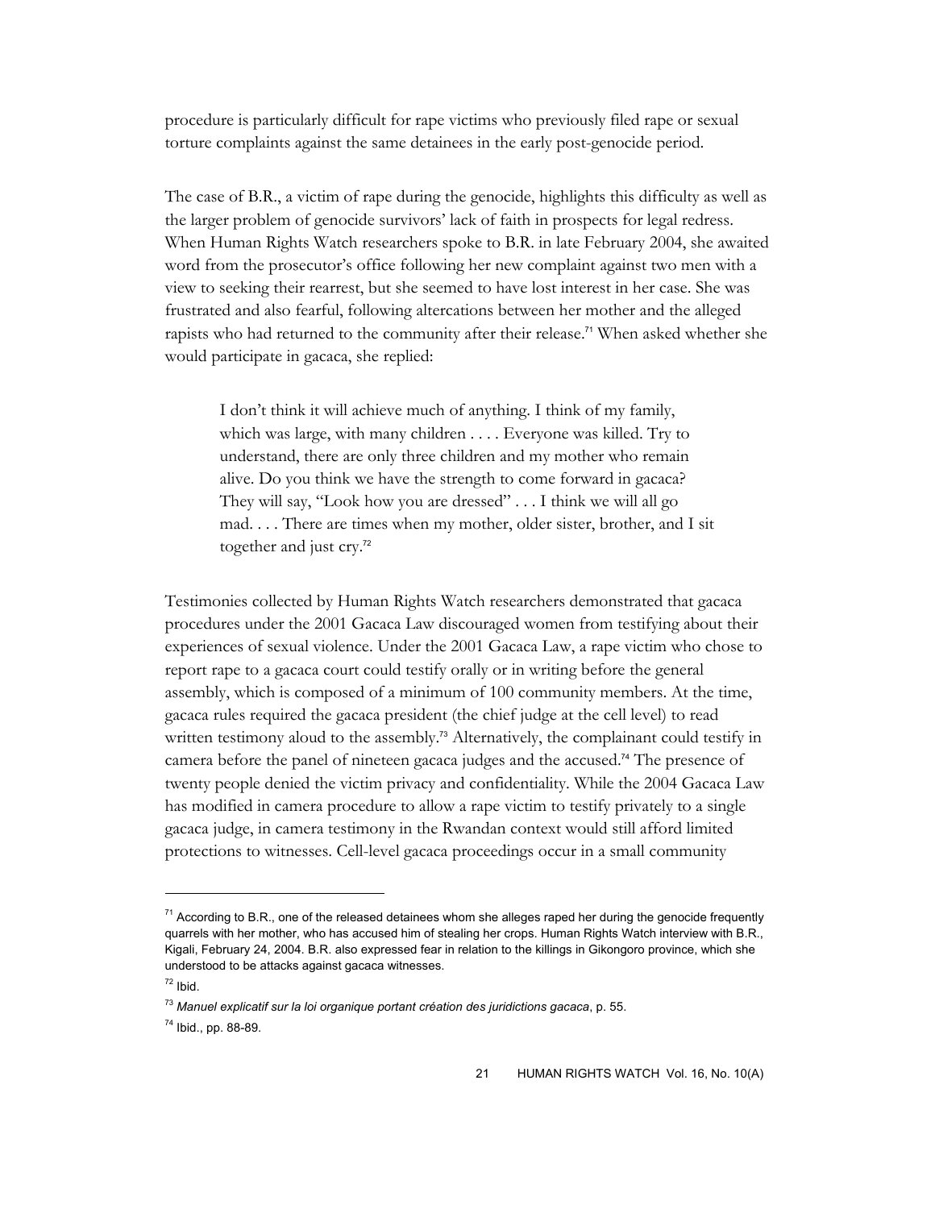procedure is particularly difficult for rape victims who previously filed rape or sexual torture complaints against the same detainees in the early post-genocide period.

The case of B.R., a victim of rape during the genocide, highlights this difficulty as well as the larger problem of genocide survivors' lack of faith in prospects for legal redress. When Human Rights Watch researchers spoke to B.R. in late February 2004, she awaited word from the prosecutor's office following her new complaint against two men with a view to seeking their rearrest, but she seemed to have lost interest in her case. She was frustrated and also fearful, following altercations between her mother and the alleged rapists who had returned to the community after their release.[71] When asked whether she would participate in gacaca, she replied:

> I don't think it will achieve much of anything. I think of my family, which was large, with many children . . . . Everyone was killed. Try to understand, there are only three children and my mother who remain alive. Do you think we have the strength to come forward in gacaca? They will say, "Look how you are dressed" . . . I think we will all go mad. . . . There are times when my mother, older sister, brother, and I sit together and just cry.[72]

Testimonies collected by Human Rights Watch researchers demonstrated that gacaca procedures under the 2001 Gacaca Law discouraged women from testifying about their experiences of sexual violence. Under the 2001 Gacaca Law, a rape victim who chose to report rape to a gacaca court could testify orally or in writing before the general assembly, which is composed of a minimum of 100 community members. At the time, gacaca rules required the gacaca president (the chief judge at the cell level) to read written testimony aloud to the assembly.[73] Alternatively, the complainant could testify in camera before the panel of nineteen gacaca judges and the accused.[74] The presence of twenty people denied the victim privacy and confidentiality. While the 2004 Gacaca Law has modified in camera procedure to allow a rape victim to testify privately to a single gacaca judge, in camera testimony in the Rwandan context would still afford limited protections to witnesses. Cell-level gacaca proceedings occur in a small community

---

[71] According to B.R., one of the released detainees whom she alleges raped her during the genocide frequently quarrels with her mother, who has accused him of stealing her crops. Human Rights Watch interview with B.R., Kigali, February 24, 2004. B.R. also expressed fear in relation to the killings in Gikongoro province, which she understood to be attacks against gacaca witnesses.

[72] Ibid.

[73] *Manuel explicatif sur la loi organique portant création des juridictions gacaca*, p. 55.

[74] Ibid., pp. 88-89.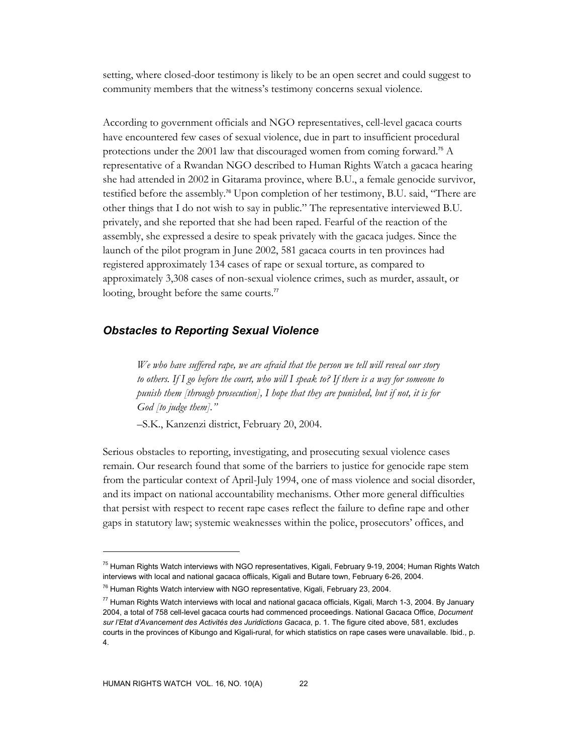setting, where closed-door testimony is likely to be an open secret and could suggest to community members that the witness's testimony concerns sexual violence.

According to government officials and NGO representatives, cell-level gacaca courts have encountered few cases of sexual violence, due in part to insufficient procedural protections under the 2001 law that discouraged women from coming forward.[75] A representative of a Rwandan NGO described to Human Rights Watch a gacaca hearing she had attended in 2002 in Gitarama province, where B.U., a female genocide survivor, testified before the assembly.[76] Upon completion of her testimony, B.U. said, "There are other things that I do not wish to say in public." The representative interviewed B.U. privately, and she reported that she had been raped. Fearful of the reaction of the assembly, she expressed a desire to speak privately with the gacaca judges. Since the launch of the pilot program in June 2002, 581 gacaca courts in ten provinces had registered approximately 134 cases of rape or sexual torture, as compared to approximately 3,308 cases of non-sexual violence crimes, such as murder, assault, or looting, brought before the same courts.[77]

### Obstacles to Reporting Sexual Violence

> *We who have suffered rape, we are afraid that the person we tell will reveal our story to others. If I go before the court, who will I speak to? If there is a way for someone to punish them [through prosecution], I hope that they are punished, but if not, it is for God [to judge them]."*
>
> –S.K., Kanzenzi district, February 20, 2004.

Serious obstacles to reporting, investigating, and prosecuting sexual violence cases remain. Our research found that some of the barriers to justice for genocide rape stem from the particular context of April-July 1994, one of mass violence and social disorder, and its impact on national accountability mechanisms. Other more general difficulties that persist with respect to recent rape cases reflect the failure to define rape and other gaps in statutory law; systemic weaknesses within the police, prosecutors' offices, and

---

[75] Human Rights Watch interviews with NGO representatives, Kigali, February 9-19, 2004; Human Rights Watch interviews with local and national gacaca offiicals, Kigali and Butare town, February 6-26, 2004.

[76] Human Rights Watch interview with NGO representative, Kigali, February 23, 2004.

[77] Human Rights Watch interviews with local and national gacaca officials, Kigali, March 1-3, 2004. By January 2004, a total of 758 cell-level gacaca courts had commenced proceedings. National Gacaca Office, *Document sur l'Etat d'Avancement des Activités des Juridictions Gacaca*, p. 1. The figure cited above, 581, excludes courts in the provinces of Kibungo and Kigali-rural, for which statistics on rape cases were unavailable. Ibid., p. 4.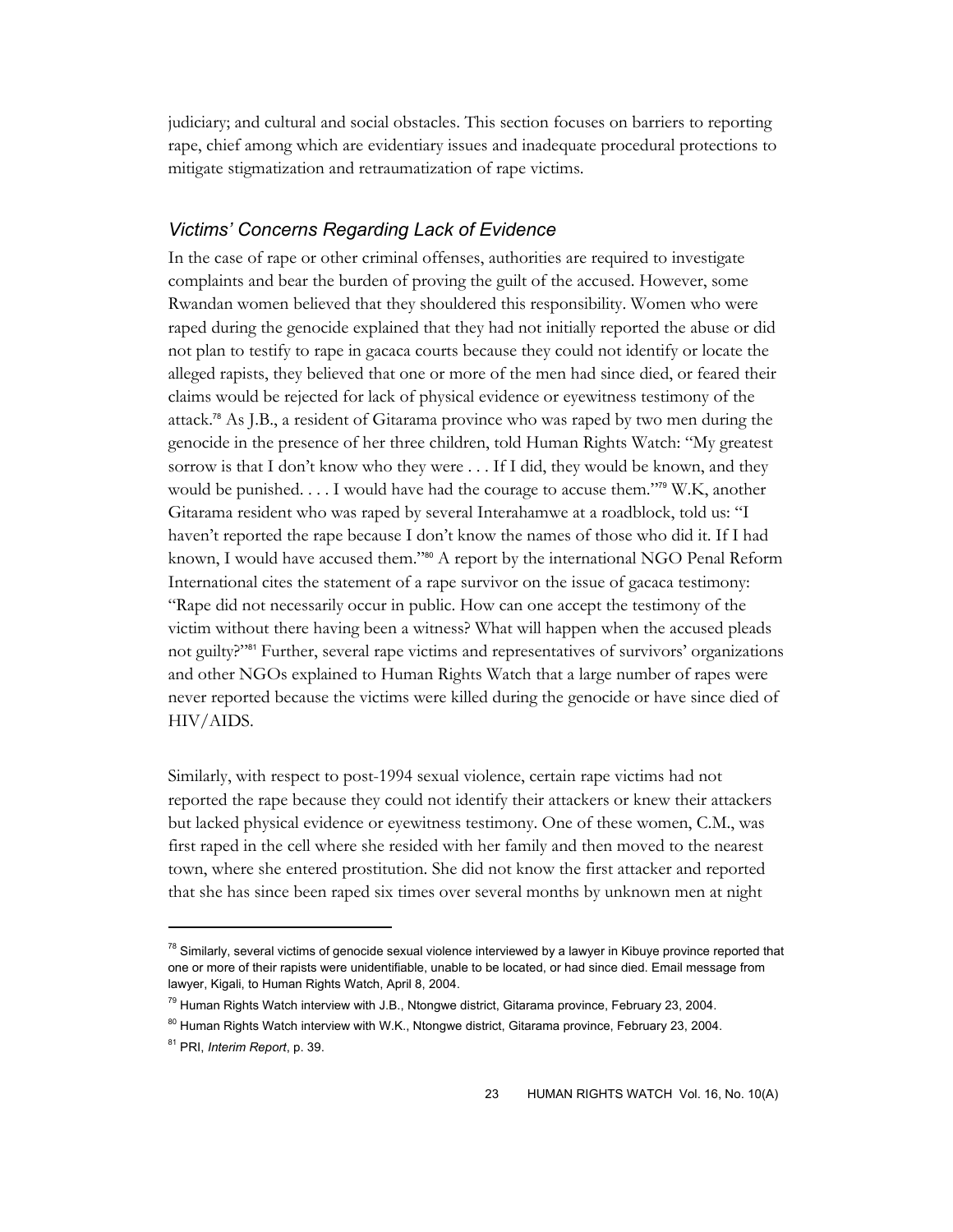judiciary; and cultural and social obstacles. This section focuses on barriers to reporting rape, chief among which are evidentiary issues and inadequate procedural protections to mitigate stigmatization and retraumatization of rape victims.

### *Victims' Concerns Regarding Lack of Evidence*

In the case of rape or other criminal offenses, authorities are required to investigate complaints and bear the burden of proving the guilt of the accused. However, some Rwandan women believed that they shouldered this responsibility. Women who were raped during the genocide explained that they had not initially reported the abuse or did not plan to testify to rape in gacaca courts because they could not identify or locate the alleged rapists, they believed that one or more of the men had since died, or feared their claims would be rejected for lack of physical evidence or eyewitness testimony of the attack.[78] As J.B., a resident of Gitarama province who was raped by two men during the genocide in the presence of her three children, told Human Rights Watch: "My greatest sorrow is that I don't know who they were . . . If I did, they would be known, and they would be punished. . . . I would have had the courage to accuse them."[79] W.K, another Gitarama resident who was raped by several Interahamwe at a roadblock, told us: "I haven't reported the rape because I don't know the names of those who did it. If I had known, I would have accused them."[80] A report by the international NGO Penal Reform International cites the statement of a rape survivor on the issue of gacaca testimony: "Rape did not necessarily occur in public. How can one accept the testimony of the victim without there having been a witness? What will happen when the accused pleads not guilty?"[81] Further, several rape victims and representatives of survivors' organizations and other NGOs explained to Human Rights Watch that a large number of rapes were never reported because the victims were killed during the genocide or have since died of HIV/AIDS.

Similarly, with respect to post-1994 sexual violence, certain rape victims had not reported the rape because they could not identify their attackers or knew their attackers but lacked physical evidence or eyewitness testimony. One of these women, C.M., was first raped in the cell where she resided with her family and then moved to the nearest town, where she entered prostitution. She did not know the first attacker and reported that she has since been raped six times over several months by unknown men at night

---

[78] Similarly, several victims of genocide sexual violence interviewed by a lawyer in Kibuye province reported that one or more of their rapists were unidentifiable, unable to be located, or had since died. Email message from lawyer, Kigali, to Human Rights Watch, April 8, 2004.

[79] Human Rights Watch interview with J.B., Ntongwe district, Gitarama province, February 23, 2004.

[80] Human Rights Watch interview with W.K., Ntongwe district, Gitarama province, February 23, 2004.

[81] PRI, *Interim Report*, p. 39.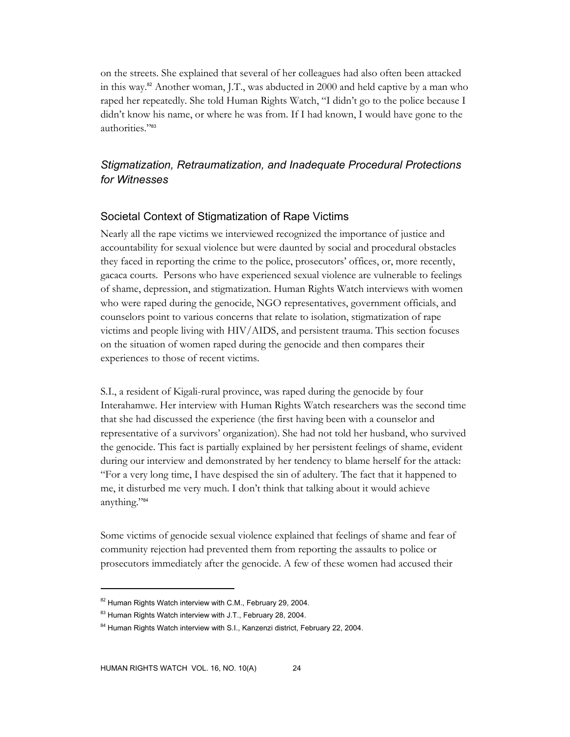on the streets. She explained that several of her colleagues had also often been attacked in this way.[82] Another woman, J.T., was abducted in 2000 and held captive by a man who raped her repeatedly. She told Human Rights Watch, "I didn't go to the police because I didn't know his name, or where he was from. If I had known, I would have gone to the authorities."[83]

## *Stigmatization, Retraumatization, and Inadequate Procedural Protections for Witnesses*

### Societal Context of Stigmatization of Rape Victims

Nearly all the rape victims we interviewed recognized the importance of justice and accountability for sexual violence but were daunted by social and procedural obstacles they faced in reporting the crime to the police, prosecutors' offices, or, more recently, gacaca courts. Persons who have experienced sexual violence are vulnerable to feelings of shame, depression, and stigmatization. Human Rights Watch interviews with women who were raped during the genocide, NGO representatives, government officials, and counselors point to various concerns that relate to isolation, stigmatization of rape victims and people living with HIV/AIDS, and persistent trauma. This section focuses on the situation of women raped during the genocide and then compares their experiences to those of recent victims.

S.I., a resident of Kigali-rural province, was raped during the genocide by four Interahamwe. Her interview with Human Rights Watch researchers was the second time that she had discussed the experience (the first having been with a counselor and representative of a survivors' organization). She had not told her husband, who survived the genocide. This fact is partially explained by her persistent feelings of shame, evident during our interview and demonstrated by her tendency to blame herself for the attack: "For a very long time, I have despised the sin of adultery. The fact that it happened to me, it disturbed me very much. I don't think that talking about it would achieve anything."[84]

Some victims of genocide sexual violence explained that feelings of shame and fear of community rejection had prevented them from reporting the assaults to police or prosecutors immediately after the genocide. A few of these women had accused their

---

[82] Human Rights Watch interview with C.M., February 29, 2004.

[83] Human Rights Watch interview with J.T., February 28, 2004.

[84] Human Rights Watch interview with S.I., Kanzenzi district, February 22, 2004.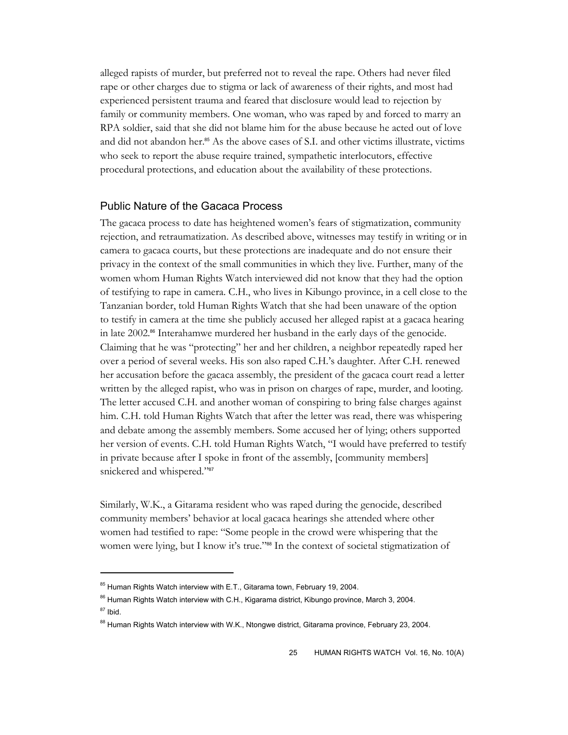alleged rapists of murder, but preferred not to reveal the rape. Others had never filed rape or other charges due to stigma or lack of awareness of their rights, and most had experienced persistent trauma and feared that disclosure would lead to rejection by family or community members. One woman, who was raped by and forced to marry an RPA soldier, said that she did not blame him for the abuse because he acted out of love and did not abandon her.[85] As the above cases of S.I. and other victims illustrate, victims who seek to report the abuse require trained, sympathetic interlocutors, effective procedural protections, and education about the availability of these protections.

## Public Nature of the Gacaca Process

The gacaca process to date has heightened women's fears of stigmatization, community rejection, and retraumatization. As described above, witnesses may testify in writing or in camera to gacaca courts, but these protections are inadequate and do not ensure their privacy in the context of the small communities in which they live. Further, many of the women whom Human Rights Watch interviewed did not know that they had the option of testifying to rape in camera. C.H., who lives in Kibungo province, in a cell close to the Tanzanian border, told Human Rights Watch that she had been unaware of the option to testify in camera at the time she publicly accused her alleged rapist at a gacaca hearing in late 2002.[86] Interahamwe murdered her husband in the early days of the genocide. Claiming that he was "protecting" her and her children, a neighbor repeatedly raped her over a period of several weeks. His son also raped C.H.'s daughter. After C.H. renewed her accusation before the gacaca assembly, the president of the gacaca court read a letter written by the alleged rapist, who was in prison on charges of rape, murder, and looting. The letter accused C.H. and another woman of conspiring to bring false charges against him. C.H. told Human Rights Watch that after the letter was read, there was whispering and debate among the assembly members. Some accused her of lying; others supported her version of events. C.H. told Human Rights Watch, "I would have preferred to testify in private because after I spoke in front of the assembly, [community members] snickered and whispered."[87]

Similarly, W.K., a Gitarama resident who was raped during the genocide, described community members' behavior at local gacaca hearings she attended where other women had testified to rape: "Some people in the crowd were whispering that the women were lying, but I know it's true."[88] In the context of societal stigmatization of

---

[85] Human Rights Watch interview with E.T., Gitarama town, February 19, 2004.

[86] Human Rights Watch interview with C.H., Kigarama district, Kibungo province, March 3, 2004.

[87] Ibid.

[88] Human Rights Watch interview with W.K., Ntongwe district, Gitarama province, February 23, 2004.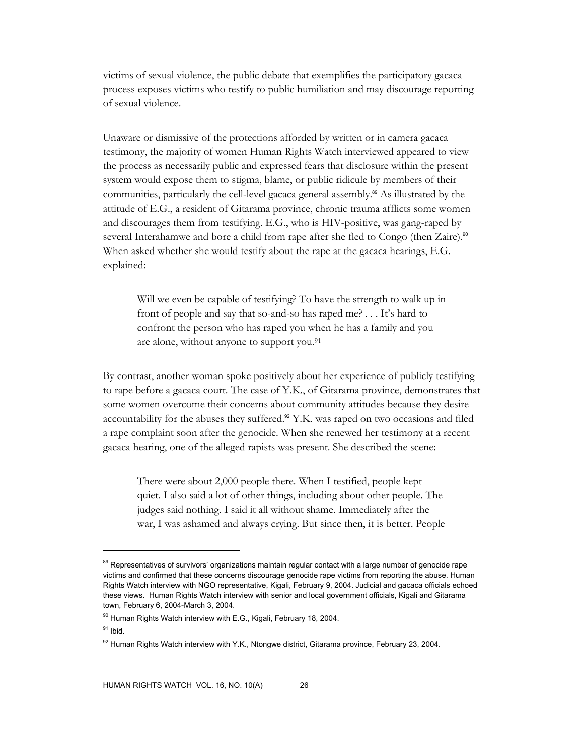victims of sexual violence, the public debate that exemplifies the participatory gacaca process exposes victims who testify to public humiliation and may discourage reporting of sexual violence.

Unaware or dismissive of the protections afforded by written or in camera gacaca testimony, the majority of women Human Rights Watch interviewed appeared to view the process as necessarily public and expressed fears that disclosure within the present system would expose them to stigma, blame, or public ridicule by members of their communities, particularly the cell-level gacaca general assembly.[89] As illustrated by the attitude of E.G., a resident of Gitarama province, chronic trauma afflicts some women and discourages them from testifying. E.G., who is HIV-positive, was gang-raped by several Interahamwe and bore a child from rape after she fled to Congo (then Zaire).[90] When asked whether she would testify about the rape at the gacaca hearings, E.G. explained:

> Will we even be capable of testifying? To have the strength to walk up in front of people and say that so-and-so has raped me? . . . It's hard to confront the person who has raped you when he has a family and you are alone, without anyone to support you.[91]

By contrast, another woman spoke positively about her experience of publicly testifying to rape before a gacaca court. The case of Y.K., of Gitarama province, demonstrates that some women overcome their concerns about community attitudes because they desire accountability for the abuses they suffered.[92] Y.K. was raped on two occasions and filed a rape complaint soon after the genocide. When she renewed her testimony at a recent gacaca hearing, one of the alleged rapists was present. She described the scene:

> There were about 2,000 people there. When I testified, people kept quiet. I also said a lot of other things, including about other people. The judges said nothing. I said it all without shame. Immediately after the war, I was ashamed and always crying. But since then, it is better. People

---

[89] Representatives of survivors' organizations maintain regular contact with a large number of genocide rape victims and confirmed that these concerns discourage genocide rape victims from reporting the abuse. Human Rights Watch interview with NGO representative, Kigali, February 9, 2004. Judicial and gacaca officials echoed these views. Human Rights Watch interview with senior and local government officials, Kigali and Gitarama town, February 6, 2004-March 3, 2004.

[90] Human Rights Watch interview with E.G., Kigali, February 18, 2004.

[91] Ibid.

[92] Human Rights Watch interview with Y.K., Ntongwe district, Gitarama province, February 23, 2004.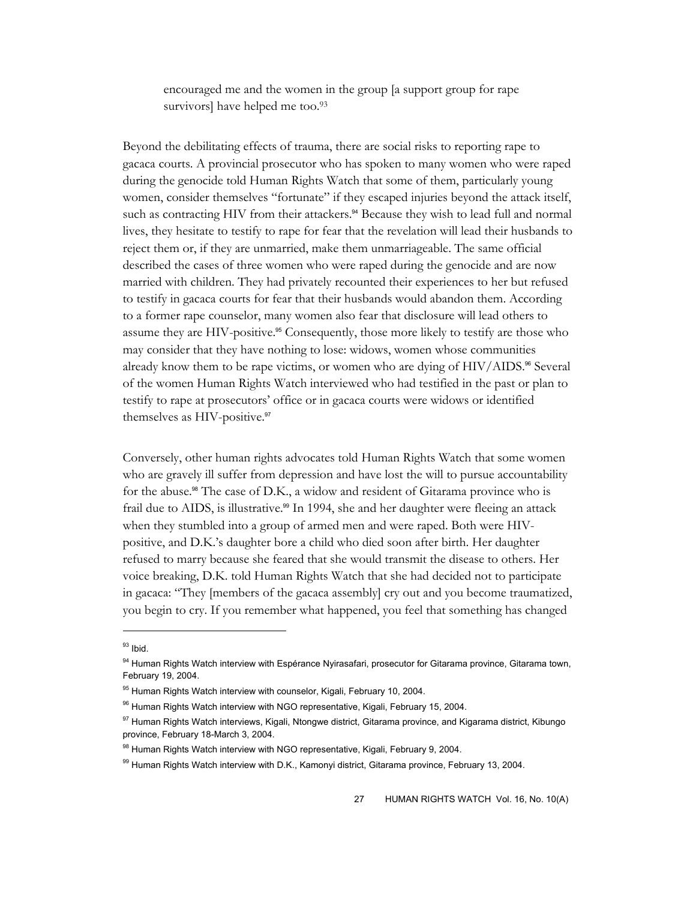> encouraged me and the women in the group [a support group for rape survivors] have helped me too.[93]

Beyond the debilitating effects of trauma, there are social risks to reporting rape to gacaca courts. A provincial prosecutor who has spoken to many women who were raped during the genocide told Human Rights Watch that some of them, particularly young women, consider themselves "fortunate" if they escaped injuries beyond the attack itself, such as contracting HIV from their attackers.[94] Because they wish to lead full and normal lives, they hesitate to testify to rape for fear that the revelation will lead their husbands to reject them or, if they are unmarried, make them unmarriageable. The same official described the cases of three women who were raped during the genocide and are now married with children. They had privately recounted their experiences to her but refused to testify in gacaca courts for fear that their husbands would abandon them. According to a former rape counselor, many women also fear that disclosure will lead others to assume they are HIV-positive.[95] Consequently, those more likely to testify are those who may consider that they have nothing to lose: widows, women whose communities already know them to be rape victims, or women who are dying of HIV/AIDS.[96] Several of the women Human Rights Watch interviewed who had testified in the past or plan to testify to rape at prosecutors' office or in gacaca courts were widows or identified themselves as HIV-positive.[97]

Conversely, other human rights advocates told Human Rights Watch that some women who are gravely ill suffer from depression and have lost the will to pursue accountability for the abuse.[98] The case of D.K., a widow and resident of Gitarama province who is frail due to AIDS, is illustrative.[99] In 1994, she and her daughter were fleeing an attack when they stumbled into a group of armed men and were raped. Both were HIV-positive, and D.K.'s daughter bore a child who died soon after birth. Her daughter refused to marry because she feared that she would transmit the disease to others. Her voice breaking, D.K. told Human Rights Watch that she had decided not to participate in gacaca: "They [members of the gacaca assembly] cry out and you become traumatized, you begin to cry. If you remember what happened, you feel that something has changed

---

[93] Ibid.

[94] Human Rights Watch interview with Espérance Nyirasafari, prosecutor for Gitarama province, Gitarama town, February 19, 2004.

[95] Human Rights Watch interview with counselor, Kigali, February 10, 2004.

[96] Human Rights Watch interview with NGO representative, Kigali, February 15, 2004.

[97] Human Rights Watch interviews, Kigali, Ntongwe district, Gitarama province, and Kigarama district, Kibungo province, February 18-March 3, 2004.

[98] Human Rights Watch interview with NGO representative, Kigali, February 9, 2004.

[99] Human Rights Watch interview with D.K., Kamonyi district, Gitarama province, February 13, 2004.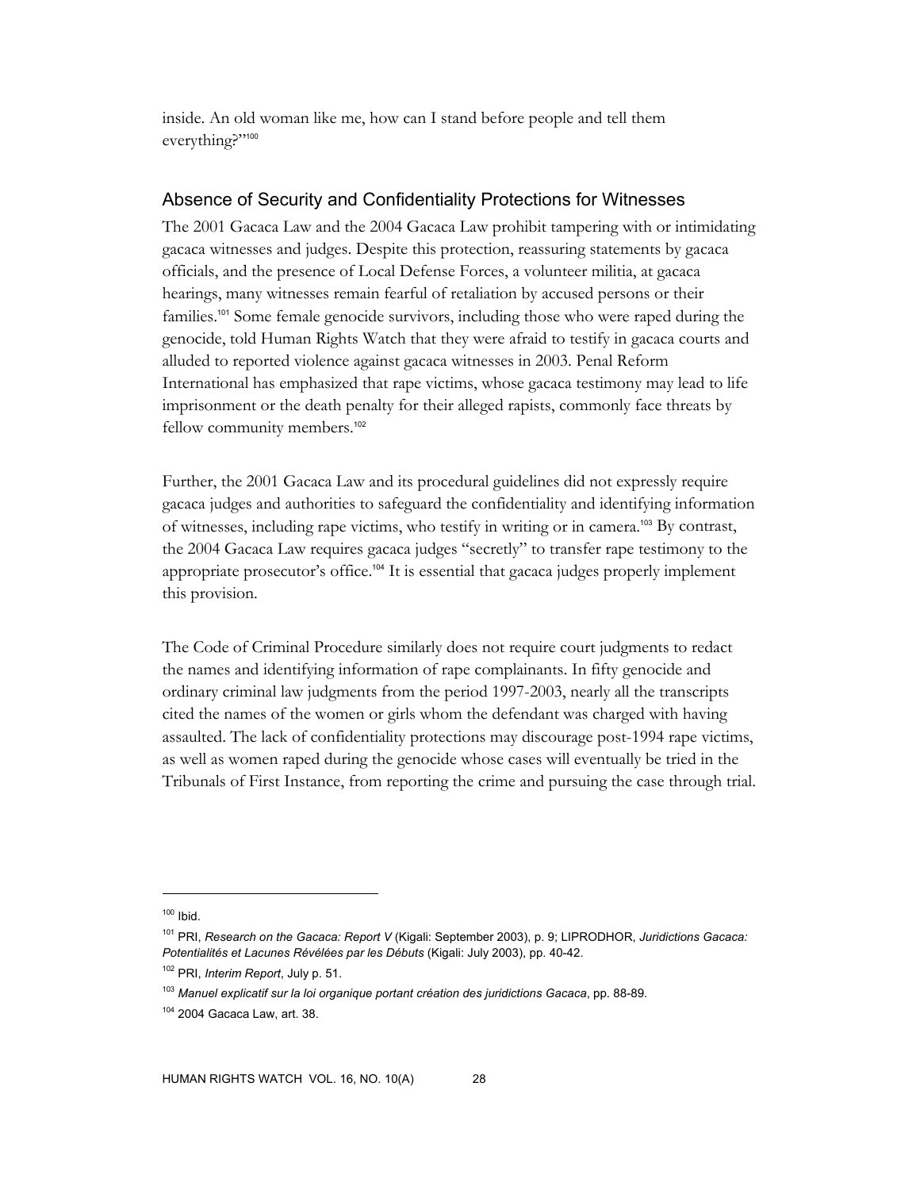inside. An old woman like me, how can I stand before people and tell them everything?'"[100]

## Absence of Security and Confidentiality Protections for Witnesses

The 2001 Gacaca Law and the 2004 Gacaca Law prohibit tampering with or intimidating gacaca witnesses and judges. Despite this protection, reassuring statements by gacaca officials, and the presence of Local Defense Forces, a volunteer militia, at gacaca hearings, many witnesses remain fearful of retaliation by accused persons or their families.[101] Some female genocide survivors, including those who were raped during the genocide, told Human Rights Watch that they were afraid to testify in gacaca courts and alluded to reported violence against gacaca witnesses in 2003. Penal Reform International has emphasized that rape victims, whose gacaca testimony may lead to life imprisonment or the death penalty for their alleged rapists, commonly face threats by fellow community members.[102]

Further, the 2001 Gacaca Law and its procedural guidelines did not expressly require gacaca judges and authorities to safeguard the confidentiality and identifying information of witnesses, including rape victims, who testify in writing or in camera.[103] By contrast, the 2004 Gacaca Law requires gacaca judges "secretly" to transfer rape testimony to the appropriate prosecutor's office.[104] It is essential that gacaca judges properly implement this provision.

The Code of Criminal Procedure similarly does not require court judgments to redact the names and identifying information of rape complainants. In fifty genocide and ordinary criminal law judgments from the period 1997-2003, nearly all the transcripts cited the names of the women or girls whom the defendant was charged with having assaulted. The lack of confidentiality protections may discourage post-1994 rape victims, as well as women raped during the genocide whose cases will eventually be tried in the Tribunals of First Instance, from reporting the crime and pursuing the case through trial.

---

[100] Ibid.

[101] PRI, *Research on the Gacaca: Report V* (Kigali: September 2003), p. 9; LIPRODHOR, *Juridictions Gacaca: Potentialités et Lacunes Révélées par les Débuts* (Kigali: July 2003), pp. 40-42.

[102] PRI, *Interim Report*, July p. 51.

[103] *Manuel explicatif sur la loi organique portant création des juridictions Gacaca*, pp. 88-89.

[104] 2004 Gacaca Law, art. 38.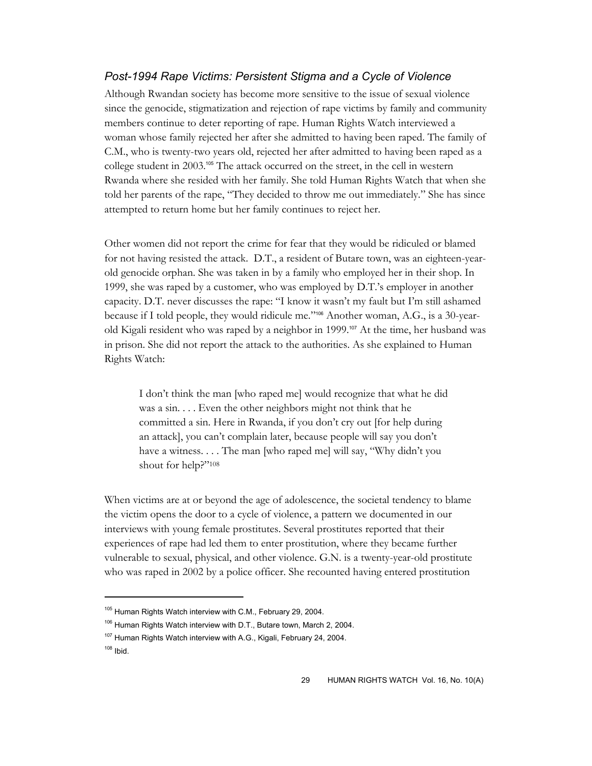### *Post-1994 Rape Victims: Persistent Stigma and a Cycle of Violence*

Although Rwandan society has become more sensitive to the issue of sexual violence since the genocide, stigmatization and rejection of rape victims by family and community members continue to deter reporting of rape. Human Rights Watch interviewed a woman whose family rejected her after she admitted to having been raped. The family of C.M., who is twenty-two years old, rejected her after admitted to having been raped as a college student in 2003.[105] The attack occurred on the street, in the cell in western Rwanda where she resided with her family. She told Human Rights Watch that when she told her parents of the rape, "They decided to throw me out immediately." She has since attempted to return home but her family continues to reject her.

Other women did not report the crime for fear that they would be ridiculed or blamed for not having resisted the attack. D.T., a resident of Butare town, was an eighteen-year-old genocide orphan. She was taken in by a family who employed her in their shop. In 1999, she was raped by a customer, who was employed by D.T.'s employer in another capacity. D.T. never discusses the rape: "I know it wasn't my fault but I'm still ashamed because if I told people, they would ridicule me."[106] Another woman, A.G., is a 30-year-old Kigali resident who was raped by a neighbor in 1999.[107] At the time, her husband was in prison. She did not report the attack to the authorities. As she explained to Human Rights Watch:

> I don't think the man [who raped me] would recognize that what he did was a sin. . . . Even the other neighbors might not think that he committed a sin. Here in Rwanda, if you don't cry out [for help during an attack], you can't complain later, because people will say you don't have a witness. . . . The man [who raped me] will say, "Why didn't you shout for help?"[108]

When victims are at or beyond the age of adolescence, the societal tendency to blame the victim opens the door to a cycle of violence, a pattern we documented in our interviews with young female prostitutes. Several prostitutes reported that their experiences of rape had led them to enter prostitution, where they became further vulnerable to sexual, physical, and other violence. G.N. is a twenty-year-old prostitute who was raped in 2002 by a police officer. She recounted having entered prostitution

---

[105] Human Rights Watch interview with C.M., February 29, 2004.

[106] Human Rights Watch interview with D.T., Butare town, March 2, 2004.

[107] Human Rights Watch interview with A.G., Kigali, February 24, 2004.

[108] Ibid.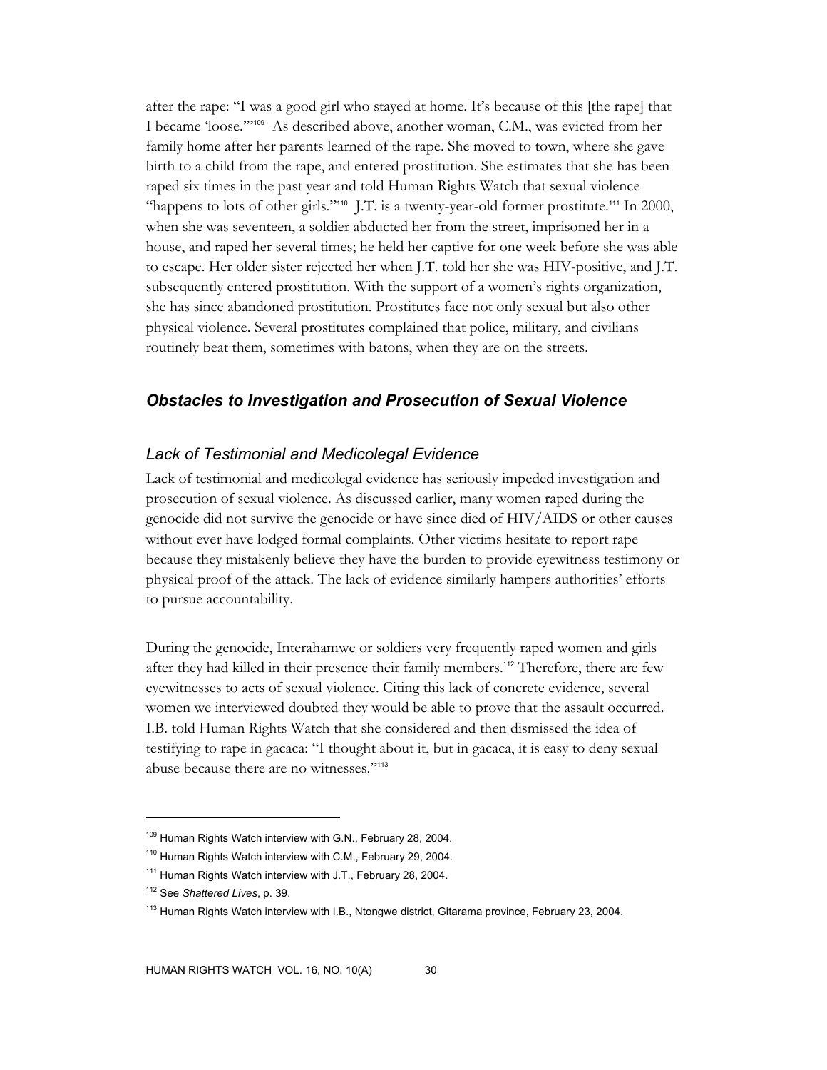after the rape: "I was a good girl who stayed at home. It's because of this [the rape] that I became 'loose.'"[109] As described above, another woman, C.M., was evicted from her family home after her parents learned of the rape. She moved to town, where she gave birth to a child from the rape, and entered prostitution. She estimates that she has been raped six times in the past year and told Human Rights Watch that sexual violence "happens to lots of other girls."[110] J.T. is a twenty-year-old former prostitute.[111] In 2000, when she was seventeen, a soldier abducted her from the street, imprisoned her in a house, and raped her several times; he held her captive for one week before she was able to escape. Her older sister rejected her when J.T. told her she was HIV-positive, and J.T. subsequently entered prostitution. With the support of a women's rights organization, she has since abandoned prostitution. Prostitutes face not only sexual but also other physical violence. Several prostitutes complained that police, military, and civilians routinely beat them, sometimes with batons, when they are on the streets.

## *Obstacles to Investigation and Prosecution of Sexual Violence*

### *Lack of Testimonial and Medicolegal Evidence*

Lack of testimonial and medicolegal evidence has seriously impeded investigation and prosecution of sexual violence. As discussed earlier, many women raped during the genocide did not survive the genocide or have since died of HIV/AIDS or other causes without ever have lodged formal complaints. Other victims hesitate to report rape because they mistakenly believe they have the burden to provide eyewitness testimony or physical proof of the attack. The lack of evidence similarly hampers authorities' efforts to pursue accountability.

During the genocide, Interahamwe or soldiers very frequently raped women and girls after they had killed in their presence their family members.[112] Therefore, there are few eyewitnesses to acts of sexual violence. Citing this lack of concrete evidence, several women we interviewed doubted they would be able to prove that the assault occurred. I.B. told Human Rights Watch that she considered and then dismissed the idea of testifying to rape in gacaca: "I thought about it, but in gacaca, it is easy to deny sexual abuse because there are no witnesses."[113]

---

[109] Human Rights Watch interview with G.N., February 28, 2004.

[110] Human Rights Watch interview with C.M., February 29, 2004.

[111] Human Rights Watch interview with J.T., February 28, 2004.

[112] See *Shattered Lives*, p. 39.

[113] Human Rights Watch interview with I.B., Ntongwe district, Gitarama province, February 23, 2004.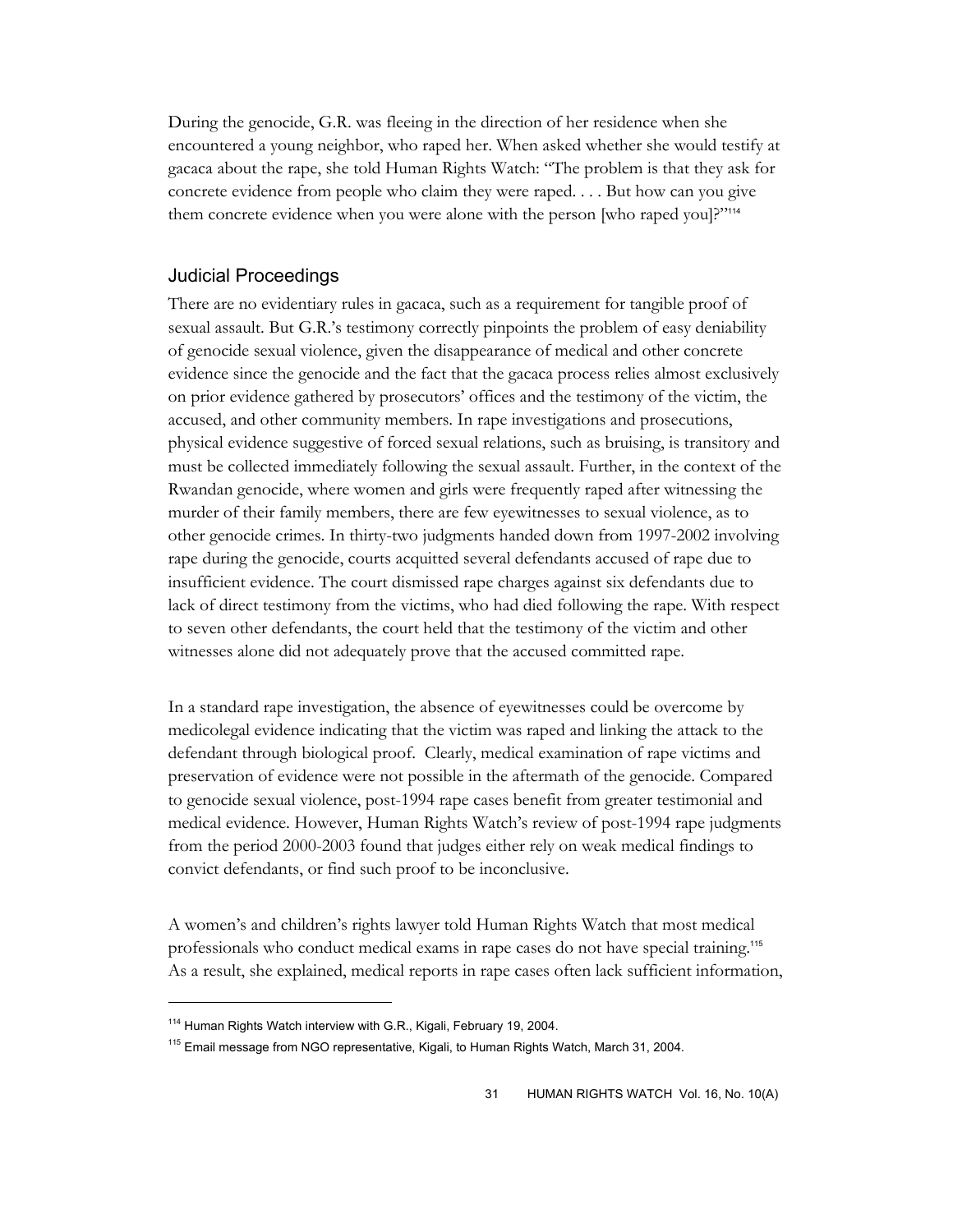During the genocide, G.R. was fleeing in the direction of her residence when she encountered a young neighbor, who raped her. When asked whether she would testify at gacaca about the rape, she told Human Rights Watch: "The problem is that they ask for concrete evidence from people who claim they were raped. . . . But how can you give them concrete evidence when you were alone with the person [who raped you]?"[114]

## Judicial Proceedings

There are no evidentiary rules in gacaca, such as a requirement for tangible proof of sexual assault. But G.R.'s testimony correctly pinpoints the problem of easy deniability of genocide sexual violence, given the disappearance of medical and other concrete evidence since the genocide and the fact that the gacaca process relies almost exclusively on prior evidence gathered by prosecutors' offices and the testimony of the victim, the accused, and other community members. In rape investigations and prosecutions, physical evidence suggestive of forced sexual relations, such as bruising, is transitory and must be collected immediately following the sexual assault. Further, in the context of the Rwandan genocide, where women and girls were frequently raped after witnessing the murder of their family members, there are few eyewitnesses to sexual violence, as to other genocide crimes. In thirty-two judgments handed down from 1997-2002 involving rape during the genocide, courts acquitted several defendants accused of rape due to insufficient evidence. The court dismissed rape charges against six defendants due to lack of direct testimony from the victims, who had died following the rape. With respect to seven other defendants, the court held that the testimony of the victim and other witnesses alone did not adequately prove that the accused committed rape.

In a standard rape investigation, the absence of eyewitnesses could be overcome by medicolegal evidence indicating that the victim was raped and linking the attack to the defendant through biological proof. Clearly, medical examination of rape victims and preservation of evidence were not possible in the aftermath of the genocide. Compared to genocide sexual violence, post-1994 rape cases benefit from greater testimonial and medical evidence. However, Human Rights Watch's review of post-1994 rape judgments from the period 2000-2003 found that judges either rely on weak medical findings to convict defendants, or find such proof to be inconclusive.

A women's and children's rights lawyer told Human Rights Watch that most medical professionals who conduct medical exams in rape cases do not have special training.[115] As a result, she explained, medical reports in rape cases often lack sufficient information,

---

[114] Human Rights Watch interview with G.R., Kigali, February 19, 2004.

[115] Email message from NGO representative, Kigali, to Human Rights Watch, March 31, 2004.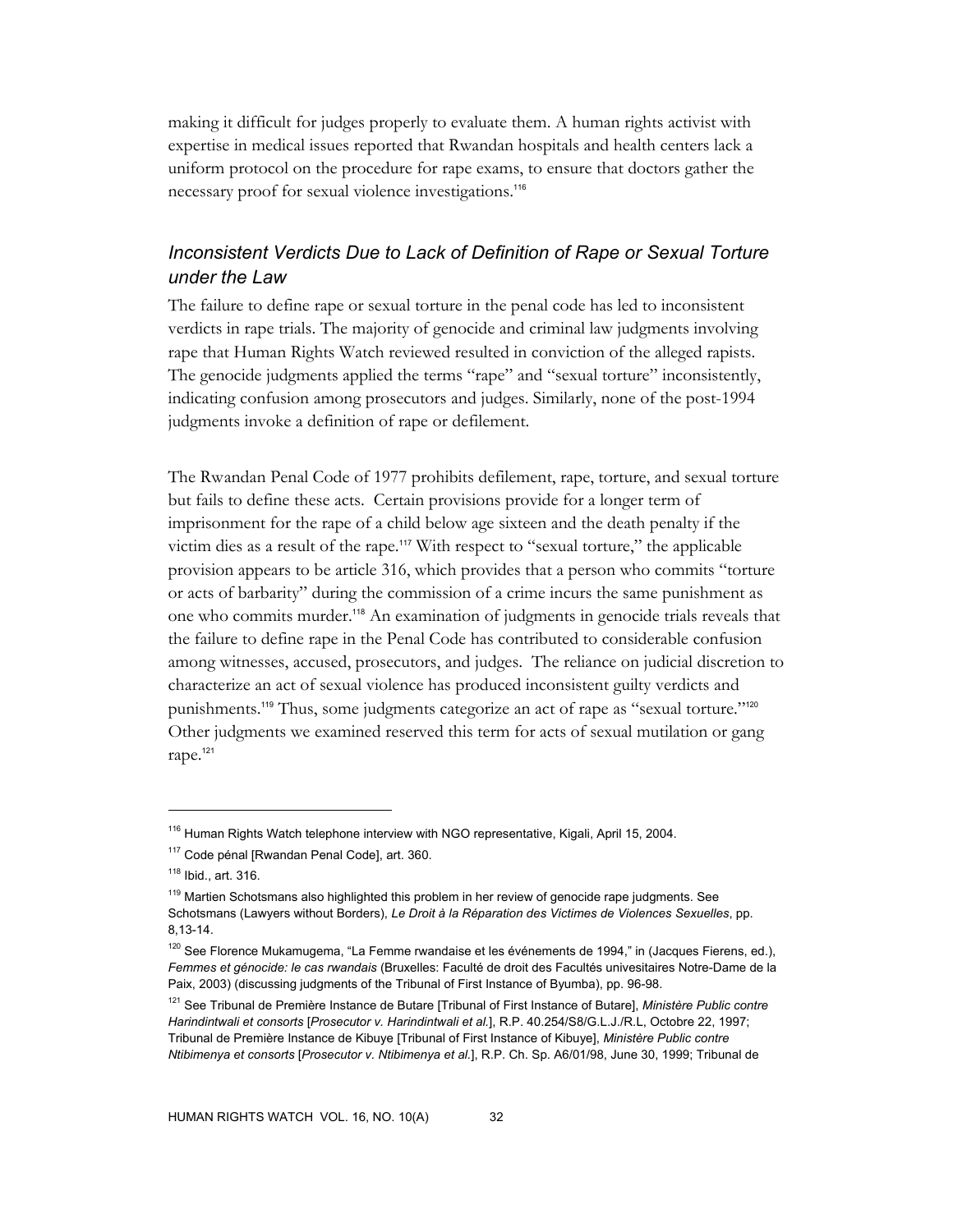making it difficult for judges properly to evaluate them. A human rights activist with expertise in medical issues reported that Rwandan hospitals and health centers lack a uniform protocol on the procedure for rape exams, to ensure that doctors gather the necessary proof for sexual violence investigations.[116]

### *Inconsistent Verdicts Due to Lack of Definition of Rape or Sexual Torture under the Law*

The failure to define rape or sexual torture in the penal code has led to inconsistent verdicts in rape trials. The majority of genocide and criminal law judgments involving rape that Human Rights Watch reviewed resulted in conviction of the alleged rapists. The genocide judgments applied the terms "rape" and "sexual torture" inconsistently, indicating confusion among prosecutors and judges. Similarly, none of the post-1994 judgments invoke a definition of rape or defilement.

The Rwandan Penal Code of 1977 prohibits defilement, rape, torture, and sexual torture but fails to define these acts. Certain provisions provide for a longer term of imprisonment for the rape of a child below age sixteen and the death penalty if the victim dies as a result of the rape.[117] With respect to "sexual torture," the applicable provision appears to be article 316, which provides that a person who commits "torture or acts of barbarity" during the commission of a crime incurs the same punishment as one who commits murder.[118] An examination of judgments in genocide trials reveals that the failure to define rape in the Penal Code has contributed to considerable confusion among witnesses, accused, prosecutors, and judges. The reliance on judicial discretion to characterize an act of sexual violence has produced inconsistent guilty verdicts and punishments.[119] Thus, some judgments categorize an act of rape as "sexual torture."[120] Other judgments we examined reserved this term for acts of sexual mutilation or gang rape.[121]

---

[116] Human Rights Watch telephone interview with NGO representative, Kigali, April 15, 2004.

[117] Code pénal [Rwandan Penal Code], art. 360.

[118] Ibid., art. 316.

[119] Martien Schotsmans also highlighted this problem in her review of genocide rape judgments. See Schotsmans (Lawyers without Borders), *Le Droit à la Réparation des Victimes de Violences Sexuelles*, pp. 8,13-14.

[120] See Florence Mukamugema, "La Femme rwandaise et les événements de 1994," in (Jacques Fierens, ed.), *Femmes et génocide: le cas rwandais* (Bruxelles: Faculté de droit des Facultés univesitaires Notre-Dame de la Paix, 2003) (discussing judgments of the Tribunal of First Instance of Byumba), pp. 96-98.

[121] See Tribunal de Première Instance de Butare [Tribunal of First Instance of Butare], *Ministère Public contre Harindintwali et consorts* [*Prosecutor v. Harindintwali et al.*], R.P. 40.254/S8/G.L.J./R.L, Octobre 22, 1997; Tribunal de Première Instance de Kibuye [Tribunal of First Instance of Kibuye], *Ministère Public contre Ntibimenya et consorts* [*Prosecutor v. Ntibimenya et al.*], R.P. Ch. Sp. A6/01/98, June 30, 1999; Tribunal de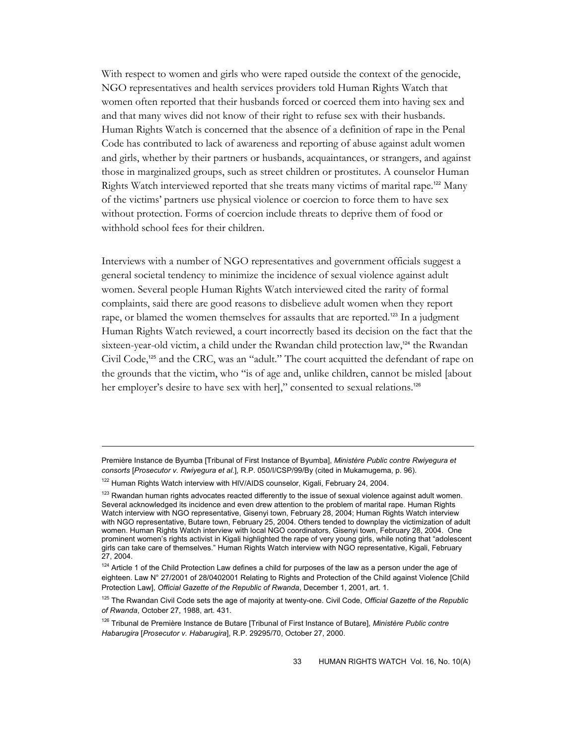With respect to women and girls who were raped outside the context of the genocide, NGO representatives and health services providers told Human Rights Watch that women often reported that their husbands forced or coerced them into having sex and and that many wives did not know of their right to refuse sex with their husbands. Human Rights Watch is concerned that the absence of a definition of rape in the Penal Code has contributed to lack of awareness and reporting of abuse against adult women and girls, whether by their partners or husbands, acquaintances, or strangers, and against those in marginalized groups, such as street children or prostitutes. A counselor Human Rights Watch interviewed reported that she treats many victims of marital rape.[122] Many of the victims' partners use physical violence or coercion to force them to have sex without protection. Forms of coercion include threats to deprive them of food or withhold school fees for their children.

Interviews with a number of NGO representatives and government officials suggest a general societal tendency to minimize the incidence of sexual violence against adult women. Several people Human Rights Watch interviewed cited the rarity of formal complaints, said there are good reasons to disbelieve adult women when they report rape, or blamed the women themselves for assaults that are reported.[123] In a judgment Human Rights Watch reviewed, a court incorrectly based its decision on the fact that the sixteen-year-old victim, a child under the Rwandan child protection law,[124] the Rwandan Civil Code,[125] and the CRC, was an "adult." The court acquitted the defendant of rape on the grounds that the victim, who "is of age and, unlike children, cannot be misled [about her employer's desire to have sex with her]," consented to sexual relations.[126]

---

Première Instance de Byumba [Tribunal of First Instance of Byumba], *Ministère Public contre Rwiyegura et consorts* [*Prosecutor v. Rwiyegura et al.*], R.P. 050/I/CSP/99/By (cited in Mukamugema, p. 96).

[122] Human Rights Watch interview with HIV/AIDS counselor, Kigali, February 24, 2004.

[123] Rwandan human rights advocates reacted differently to the issue of sexual violence against adult women. Several acknowledged its incidence and even drew attention to the problem of marital rape. Human Rights Watch interview with NGO representative, Gisenyi town, February 28, 2004; Human Rights Watch interview with NGO representative, Butare town, February 25, 2004. Others tended to downplay the victimization of adult women. Human Rights Watch interview with local NGO coordinators, Gisenyi town, February 28, 2004. One prominent women's rights activist in Kigali highlighted the rape of very young girls, while noting that "adolescent girls can take care of themselves." Human Rights Watch interview with NGO representative, Kigali, February 27, 2004.

[124] Article 1 of the Child Protection Law defines a child for purposes of the law as a person under the age of eighteen. Law N° 27/2001 of 28/0402001 Relating to Rights and Protection of the Child against Violence [Child Protection Law], *Official Gazette of the Republic of Rwanda*, December 1, 2001, art. 1.

[125] The Rwandan Civil Code sets the age of majority at twenty-one. Civil Code, *Official Gazette of the Republic of Rwanda*, October 27, 1988, art. 431.

[126] Tribunal de Première Instance de Butare [Tribunal of First Instance of Butare], *Ministère Public contre Habarugira* [*Prosecutor v. Habarugira*], R.P. 29295/70, October 27, 2000.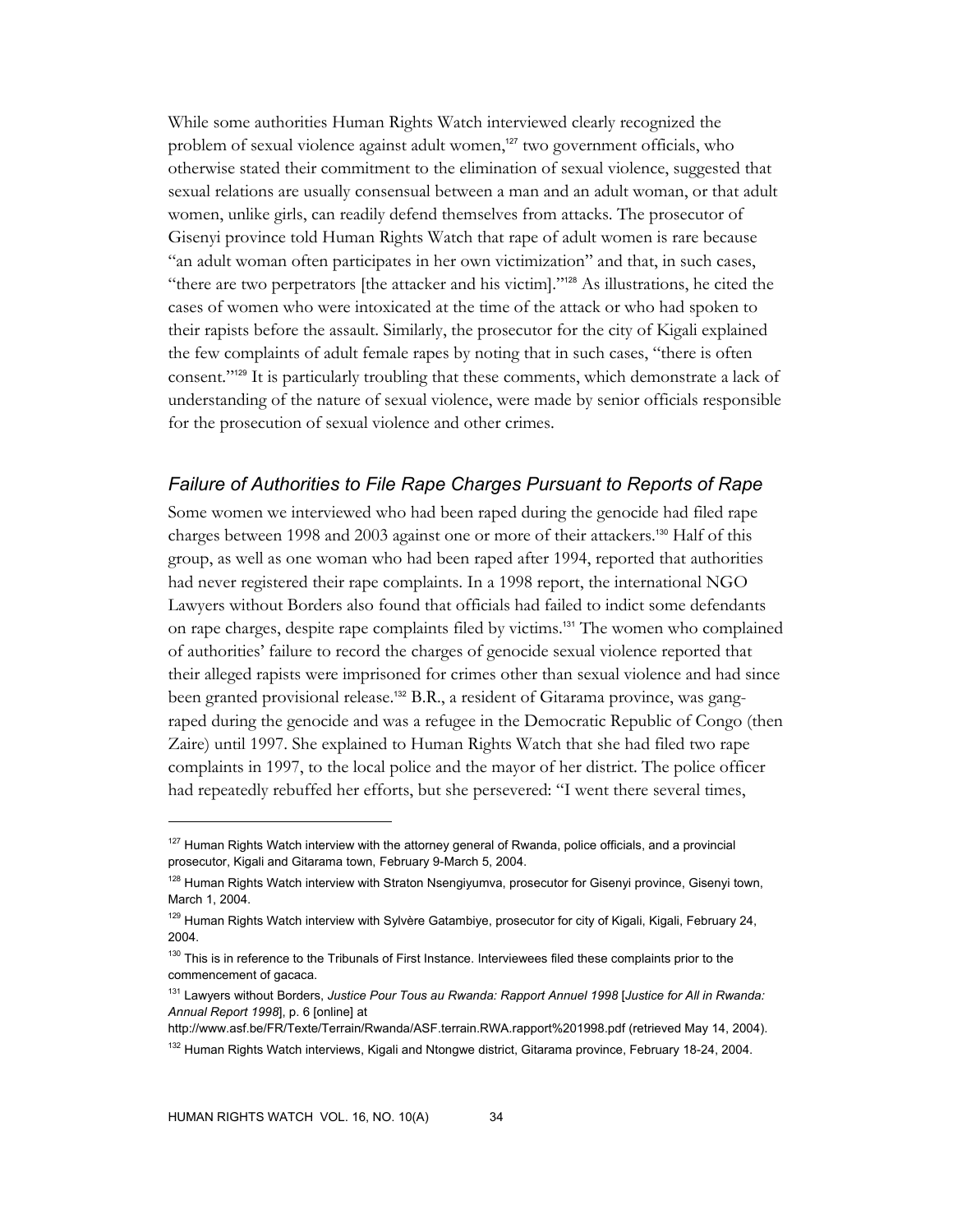While some authorities Human Rights Watch interviewed clearly recognized the problem of sexual violence against adult women,[127] two government officials, who otherwise stated their commitment to the elimination of sexual violence, suggested that sexual relations are usually consensual between a man and an adult woman, or that adult women, unlike girls, can readily defend themselves from attacks. The prosecutor of Gisenyi province told Human Rights Watch that rape of adult women is rare because "an adult woman often participates in her own victimization" and that, in such cases, "there are two perpetrators [the attacker and his victim]."[128] As illustrations, he cited the cases of women who were intoxicated at the time of the attack or who had spoken to their rapists before the assault. Similarly, the prosecutor for the city of Kigali explained the few complaints of adult female rapes by noting that in such cases, "there is often consent."[129] It is particularly troubling that these comments, which demonstrate a lack of understanding of the nature of sexual violence, were made by senior officials responsible for the prosecution of sexual violence and other crimes.

### *Failure of Authorities to File Rape Charges Pursuant to Reports of Rape*

Some women we interviewed who had been raped during the genocide had filed rape charges between 1998 and 2003 against one or more of their attackers.[130] Half of this group, as well as one woman who had been raped after 1994, reported that authorities had never registered their rape complaints. In a 1998 report, the international NGO Lawyers without Borders also found that officials had failed to indict some defendants on rape charges, despite rape complaints filed by victims.[131] The women who complained of authorities' failure to record the charges of genocide sexual violence reported that their alleged rapists were imprisoned for crimes other than sexual violence and had since been granted provisional release.[132] B.R., a resident of Gitarama province, was gang-raped during the genocide and was a refugee in the Democratic Republic of Congo (then Zaire) until 1997. She explained to Human Rights Watch that she had filed two rape complaints in 1997, to the local police and the mayor of her district. The police officer had repeatedly rebuffed her efforts, but she persevered: "I went there several times,

---

[127] Human Rights Watch interview with the attorney general of Rwanda, police officials, and a provincial prosecutor, Kigali and Gitarama town, February 9-March 5, 2004.

[128] Human Rights Watch interview with Straton Nsengiyumva, prosecutor for Gisenyi province, Gisenyi town, March 1, 2004.

[129] Human Rights Watch interview with Sylvère Gatambiye, prosecutor for city of Kigali, Kigali, February 24, 2004.

[130] This is in reference to the Tribunals of First Instance. Interviewees filed these complaints prior to the commencement of gacaca.

[131] Lawyers without Borders, *Justice Pour Tous au Rwanda: Rapport Annuel 1998* [*Justice for All in Rwanda: Annual Report 1998*], p. 6 [online] at http://www.asf.be/FR/Texte/Terrain/Rwanda/ASF.terrain.RWA.rapport%201998.pdf (retrieved May 14, 2004).

[132] Human Rights Watch interviews, Kigali and Ntongwe district, Gitarama province, February 18-24, 2004.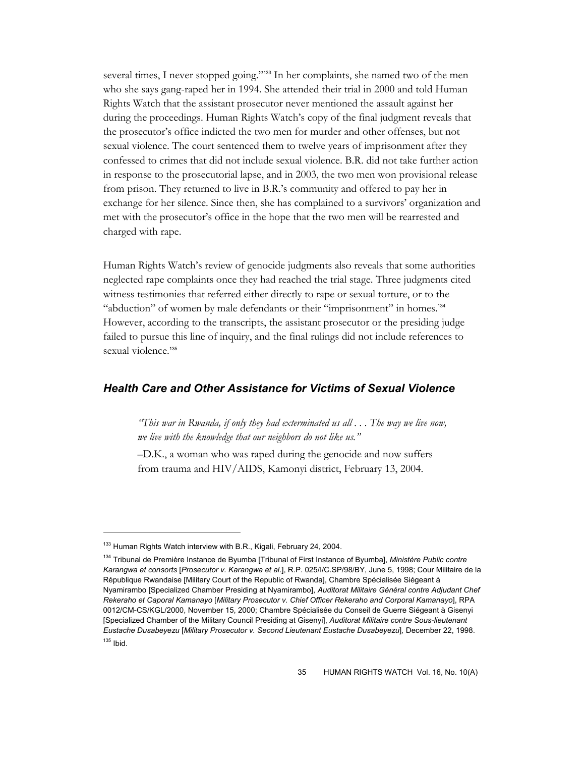several times, I never stopped going."[133] In her complaints, she named two of the men who she says gang-raped her in 1994. She attended their trial in 2000 and told Human Rights Watch that the assistant prosecutor never mentioned the assault against her during the proceedings. Human Rights Watch's copy of the final judgment reveals that the prosecutor's office indicted the two men for murder and other offenses, but not sexual violence. The court sentenced them to twelve years of imprisonment after they confessed to crimes that did not include sexual violence. B.R. did not take further action in response to the prosecutorial lapse, and in 2003, the two men won provisional release from prison. They returned to live in B.R.'s community and offered to pay her in exchange for her silence. Since then, she has complained to a survivors' organization and met with the prosecutor's office in the hope that the two men will be rearrested and charged with rape.

Human Rights Watch's review of genocide judgments also reveals that some authorities neglected rape complaints once they had reached the trial stage. Three judgments cited witness testimonies that referred either directly to rape or sexual torture, or to the "abduction" of women by male defendants or their "imprisonment" in homes.[134] However, according to the transcripts, the assistant prosecutor or the presiding judge failed to pursue this line of inquiry, and the final rulings did not include references to sexual violence.[135]

## Health Care and Other Assistance for Victims of Sexual Violence

> *"This war in Rwanda, if only they had exterminated us all . . . The way we live now, we live with the knowledge that our neighbors do not like us."*
>
> –D.K., a woman who was raped during the genocide and now suffers from trauma and HIV/AIDS, Kamonyi district, February 13, 2004.

---

[133] Human Rights Watch interview with B.R., Kigali, February 24, 2004.

[134] Tribunal de Première Instance de Byumba [Tribunal of First Instance of Byumba], *Ministère Public contre Karangwa et consorts* [*Prosecutor v. Karangwa et al.*], R.P. 025/I/C.SP/98/BY, June 5, 1998; Cour Militaire de la République Rwandaise [Military Court of the Republic of Rwanda], Chambre Spécialisée Siégeant à Nyamirambo [Specialized Chamber Presiding at Nyamirambo], *Auditorat Militaire Général contre Adjudant Chef Rekeraho et Caporal Kamanayo* [*Military Prosecutor v. Chief Officer Rekeraho and Corporal Kamanayo*], RPA 0012/CM-CS/KGL/2000, November 15, 2000; Chambre Spécialisée du Conseil de Guerre Siégeant à Gisenyi [Specialized Chamber of the Military Council Presiding at Gisenyi], *Auditorat Militaire contre Sous-lieutenant Eustache Dusabeyezu* [*Military Prosecutor v. Second Lieutenant Eustache Dusabeyezu*], December 22, 1998.

[135] Ibid.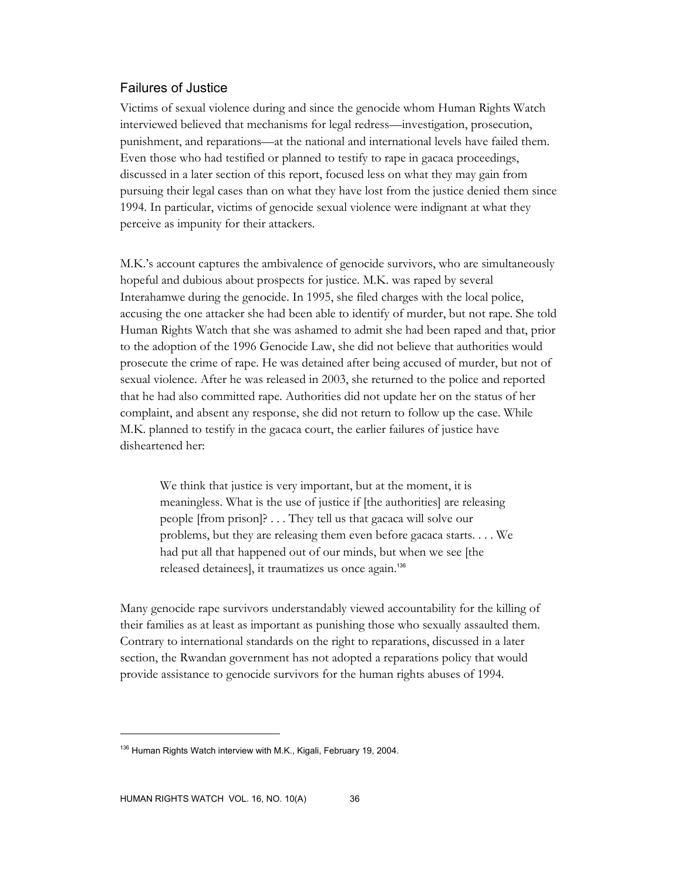## Failures of Justice

Victims of sexual violence during and since the genocide whom Human Rights Watch interviewed believed that mechanisms for legal redress—investigation, prosecution, punishment, and reparations—at the national and international levels have failed them. Even those who had testified or planned to testify to rape in gacaca proceedings, discussed in a later section of this report, focused less on what they may gain from pursuing their legal cases than on what they have lost from the justice denied them since 1994. In particular, victims of genocide sexual violence were indignant at what they perceive as impunity for their attackers.

M.K.'s account captures the ambivalence of genocide survivors, who are simultaneously hopeful and dubious about prospects for justice. M.K. was raped by several Interahamwe during the genocide. In 1995, she filed charges with the local police, accusing the one attacker she had been able to identify of murder, but not rape. She told Human Rights Watch that she was ashamed to admit she had been raped and that, prior to the adoption of the 1996 Genocide Law, she did not believe that authorities would prosecute the crime of rape. He was detained after being accused of murder, but not of sexual violence. After he was released in 2003, she returned to the police and reported that he had also committed rape. Authorities did not update her on the status of her complaint, and absent any response, she did not return to follow up the case. While M.K. planned to testify in the gacaca court, the earlier failures of justice have disheartened her:

> We think that justice is very important, but at the moment, it is meaningless. What is the use of justice if [the authorities] are releasing people [from prison]? . . . They tell us that gacaca will solve our problems, but they are releasing them even before gacaca starts. . . . We had put all that happened out of our minds, but when we see [the released detainees], it traumatizes us once again.[136]

Many genocide rape survivors understandably viewed accountability for the killing of their families as at least as important as punishing those who sexually assaulted them. Contrary to international standards on the right to reparations, discussed in a later section, the Rwandan government has not adopted a reparations policy that would provide assistance to genocide survivors for the human rights abuses of 1994.

---

[136] Human Rights Watch interview with M.K., Kigali, February 19, 2004.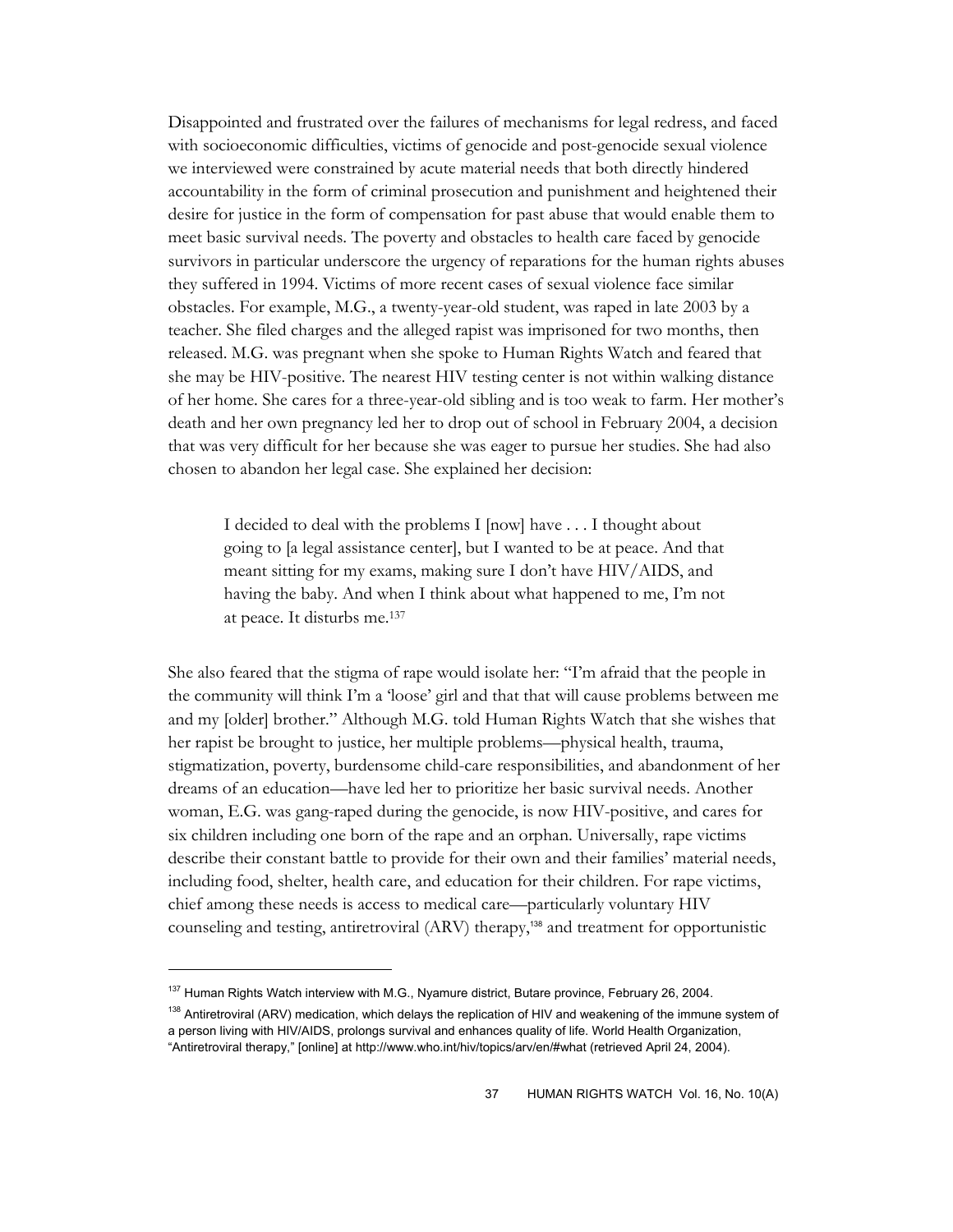Disappointed and frustrated over the failures of mechanisms for legal redress, and faced with socioeconomic difficulties, victims of genocide and post-genocide sexual violence we interviewed were constrained by acute material needs that both directly hindered accountability in the form of criminal prosecution and punishment and heightened their desire for justice in the form of compensation for past abuse that would enable them to meet basic survival needs. The poverty and obstacles to health care faced by genocide survivors in particular underscore the urgency of reparations for the human rights abuses they suffered in 1994. Victims of more recent cases of sexual violence face similar obstacles. For example, M.G., a twenty-year-old student, was raped in late 2003 by a teacher. She filed charges and the alleged rapist was imprisoned for two months, then released. M.G. was pregnant when she spoke to Human Rights Watch and feared that she may be HIV-positive. The nearest HIV testing center is not within walking distance of her home. She cares for a three-year-old sibling and is too weak to farm. Her mother's death and her own pregnancy led her to drop out of school in February 2004, a decision that was very difficult for her because she was eager to pursue her studies. She had also chosen to abandon her legal case. She explained her decision:

> I decided to deal with the problems I [now] have . . . I thought about going to [a legal assistance center], but I wanted to be at peace. And that meant sitting for my exams, making sure I don't have HIV/AIDS, and having the baby. And when I think about what happened to me, I'm not at peace. It disturbs me.[137]

She also feared that the stigma of rape would isolate her: "I'm afraid that the people in the community will think I'm a 'loose' girl and that that will cause problems between me and my [older] brother." Although M.G. told Human Rights Watch that she wishes that her rapist be brought to justice, her multiple problems—physical health, trauma, stigmatization, poverty, burdensome child-care responsibilities, and abandonment of her dreams of an education—have led her to prioritize her basic survival needs. Another woman, E.G. was gang-raped during the genocide, is now HIV-positive, and cares for six children including one born of the rape and an orphan. Universally, rape victims describe their constant battle to provide for their own and their families' material needs, including food, shelter, health care, and education for their children. For rape victims, chief among these needs is access to medical care—particularly voluntary HIV counseling and testing, antiretroviral (ARV) therapy,[138] and treatment for opportunistic

---

[137] Human Rights Watch interview with M.G., Nyamure district, Butare province, February 26, 2004.

[138] Antiretroviral (ARV) medication, which delays the replication of HIV and weakening of the immune system of a person living with HIV/AIDS, prolongs survival and enhances quality of life. World Health Organization, "Antiretroviral therapy," [online] at http://www.who.int/hiv/topics/arv/en/#what (retrieved April 24, 2004).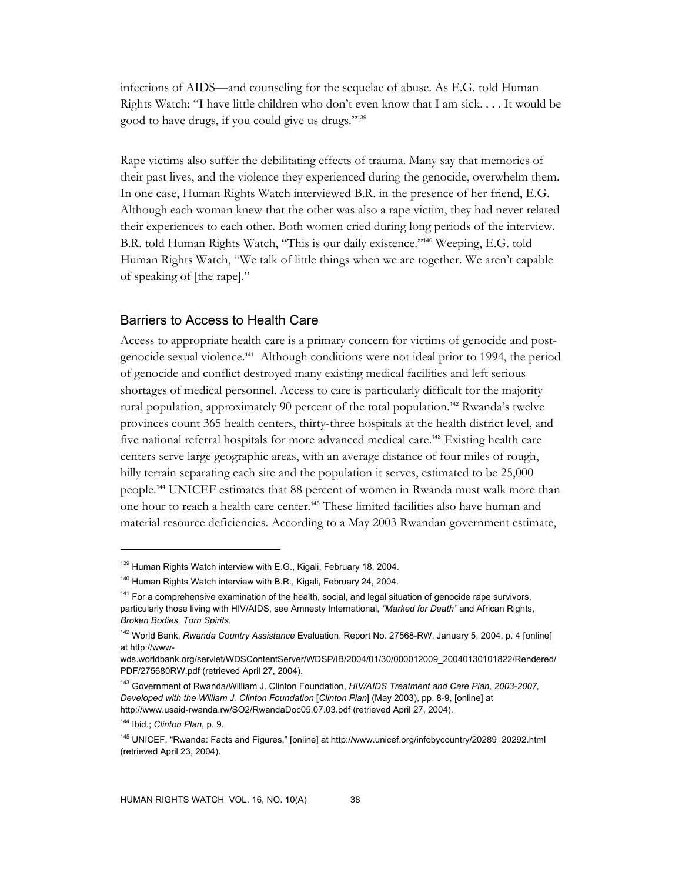infections of AIDS—and counseling for the sequelae of abuse. As E.G. told Human Rights Watch: "I have little children who don't even know that I am sick. . . . It would be good to have drugs, if you could give us drugs."[139]

Rape victims also suffer the debilitating effects of trauma. Many say that memories of their past lives, and the violence they experienced during the genocide, overwhelm them. In one case, Human Rights Watch interviewed B.R. in the presence of her friend, E.G. Although each woman knew that the other was also a rape victim, they had never related their experiences to each other. Both women cried during long periods of the interview. B.R. told Human Rights Watch, "This is our daily existence."[140] Weeping, E.G. told Human Rights Watch, "We talk of little things when we are together. We aren't capable of speaking of [the rape]."

## Barriers to Access to Health Care

Access to appropriate health care is a primary concern for victims of genocide and post-genocide sexual violence.[141] Although conditions were not ideal prior to 1994, the period of genocide and conflict destroyed many existing medical facilities and left serious shortages of medical personnel. Access to care is particularly difficult for the majority rural population, approximately 90 percent of the total population.[142] Rwanda's twelve provinces count 365 health centers, thirty-three hospitals at the health district level, and five national referral hospitals for more advanced medical care.[143] Existing health care centers serve large geographic areas, with an average distance of four miles of rough, hilly terrain separating each site and the population it serves, estimated to be 25,000 people.[144] UNICEF estimates that 88 percent of women in Rwanda must walk more than one hour to reach a health care center.[145] These limited facilities also have human and material resource deficiencies. According to a May 2003 Rwandan government estimate,

---

[139] Human Rights Watch interview with E.G., Kigali, February 18, 2004.

[140] Human Rights Watch interview with B.R., Kigali, February 24, 2004.

[141] For a comprehensive examination of the health, social, and legal situation of genocide rape survivors, particularly those living with HIV/AIDS, see Amnesty International, *"Marked for Death"* and African Rights, *Broken Bodies, Torn Spirits*.

[142] World Bank, *Rwanda Country Assistance* Evaluation, Report No. 27568-RW, January 5, 2004, p. 4 [online[ at http://www-wds.worldbank.org/servlet/WDSContentServer/WDSP/IB/2004/01/30/000012009_20040130101822/Rendered/PDF/275680RW.pdf (retrieved April 27, 2004).

[143] Government of Rwanda/William J. Clinton Foundation, *HIV/AIDS Treatment and Care Plan, 2003-2007, Developed with the William J. Clinton Foundation* [*Clinton Plan*] (May 2003), pp. 8-9, [online] at http://www.usaid-rwanda.rw/SO2/RwandaDoc05.07.03.pdf (retrieved April 27, 2004).

[144] Ibid.; *Clinton Plan*, p. 9.

[145] UNICEF, "Rwanda: Facts and Figures," [online] at http://www.unicef.org/infobycountry/20289_20292.html (retrieved April 23, 2004).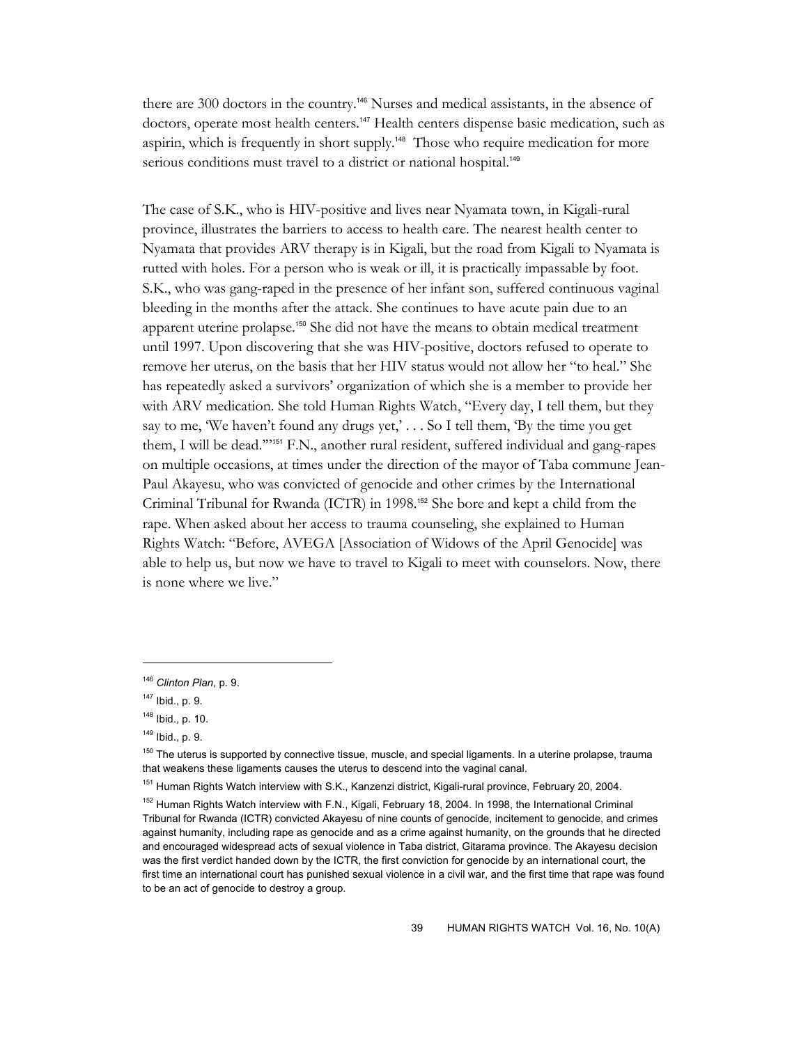there are 300 doctors in the country.[146] Nurses and medical assistants, in the absence of doctors, operate most health centers.[147] Health centers dispense basic medication, such as aspirin, which is frequently in short supply.[148] Those who require medication for more serious conditions must travel to a district or national hospital.[149]

The case of S.K., who is HIV-positive and lives near Nyamata town, in Kigali-rural province, illustrates the barriers to access to health care. The nearest health center to Nyamata that provides ARV therapy is in Kigali, but the road from Kigali to Nyamata is rutted with holes. For a person who is weak or ill, it is practically impassable by foot. S.K., who was gang-raped in the presence of her infant son, suffered continuous vaginal bleeding in the months after the attack. She continues to have acute pain due to an apparent uterine prolapse.[150] She did not have the means to obtain medical treatment until 1997. Upon discovering that she was HIV-positive, doctors refused to operate to remove her uterus, on the basis that her HIV status would not allow her "to heal." She has repeatedly asked a survivors' organization of which she is a member to provide her with ARV medication. She told Human Rights Watch, "Every day, I tell them, but they say to me, 'We haven't found any drugs yet,' . . . So I tell them, 'By the time you get them, I will be dead.'"[151] F.N., another rural resident, suffered individual and gang-rapes on multiple occasions, at times under the direction of the mayor of Taba commune Jean-Paul Akayesu, who was convicted of genocide and other crimes by the International Criminal Tribunal for Rwanda (ICTR) in 1998.[152] She bore and kept a child from the rape. When asked about her access to trauma counseling, she explained to Human Rights Watch: "Before, AVEGA [Association of Widows of the April Genocide] was able to help us, but now we have to travel to Kigali to meet with counselors. Now, there is none where we live."

---

[146] *Clinton Plan*, p. 9.

[147] Ibid., p. 9.

[148] Ibid., p. 10.

[149] Ibid., p. 9.

[150] The uterus is supported by connective tissue, muscle, and special ligaments. In a uterine prolapse, trauma that weakens these ligaments causes the uterus to descend into the vaginal canal.

[151] Human Rights Watch interview with S.K., Kanzenzi district, Kigali-rural province, February 20, 2004.

[152] Human Rights Watch interview with F.N., Kigali, February 18, 2004. In 1998, the International Criminal Tribunal for Rwanda (ICTR) convicted Akayesu of nine counts of genocide, incitement to genocide, and crimes against humanity, including rape as genocide and as a crime against humanity, on the grounds that he directed and encouraged widespread acts of sexual violence in Taba district, Gitarama province. The Akayesu decision was the first verdict handed down by the ICTR, the first conviction for genocide by an international court, the first time an international court has punished sexual violence in a civil war, and the first time that rape was found to be an act of genocide to destroy a group.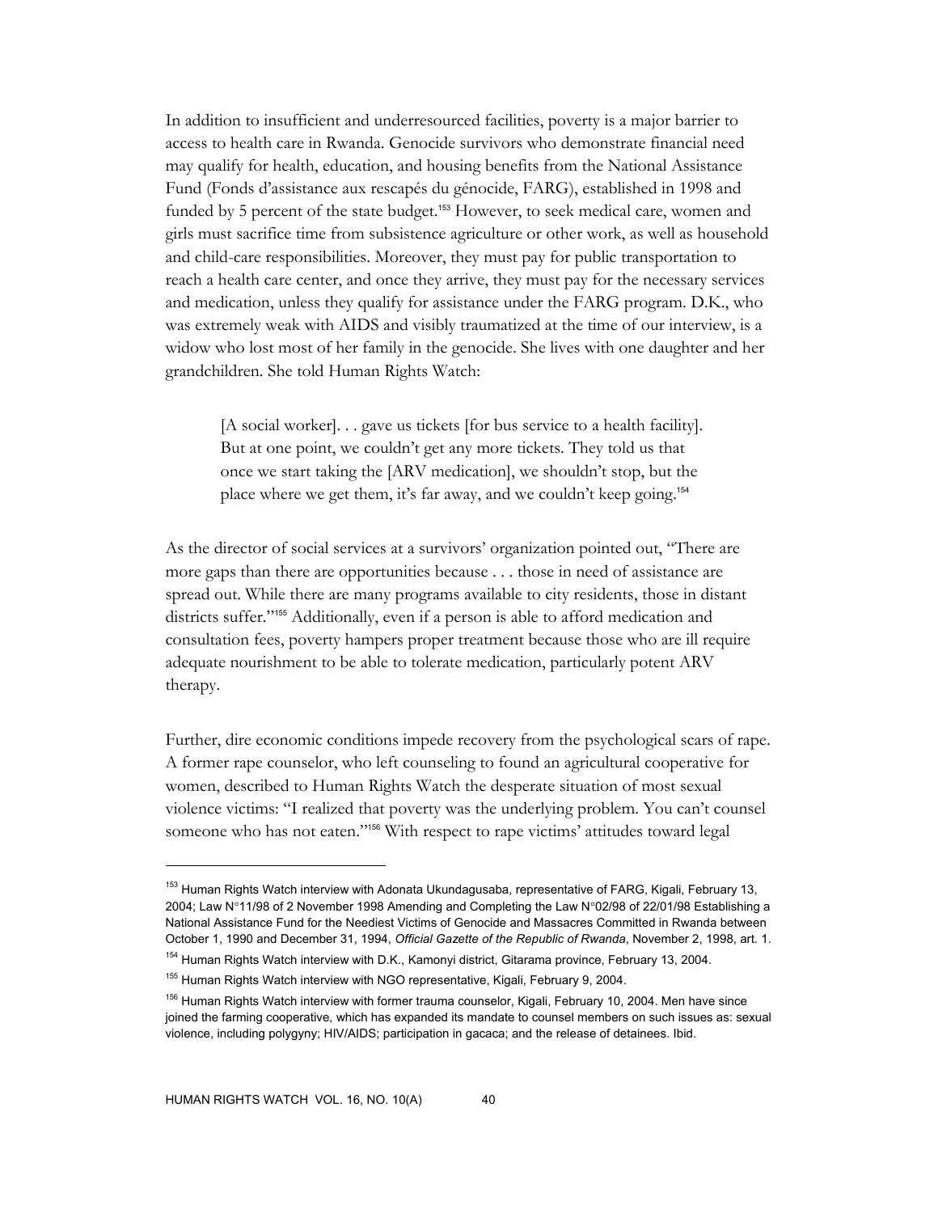In addition to insufficient and underresourced facilities, poverty is a major barrier to access to health care in Rwanda. Genocide survivors who demonstrate financial need may qualify for health, education, and housing benefits from the National Assistance Fund (Fonds d'assistance aux rescapés du génocide, FARG), established in 1998 and funded by 5 percent of the state budget.[153] However, to seek medical care, women and girls must sacrifice time from subsistence agriculture or other work, as well as household and child-care responsibilities. Moreover, they must pay for public transportation to reach a health care center, and once they arrive, they must pay for the necessary services and medication, unless they qualify for assistance under the FARG program. D.K., who was extremely weak with AIDS and visibly traumatized at the time of our interview, is a widow who lost most of her family in the genocide. She lives with one daughter and her grandchildren. She told Human Rights Watch:

> [A social worker]. . . gave us tickets [for bus service to a health facility]. But at one point, we couldn't get any more tickets. They told us that once we start taking the [ARV medication], we shouldn't stop, but the place where we get them, it's far away, and we couldn't keep going.[154]

As the director of social services at a survivors' organization pointed out, "There are more gaps than there are opportunities because . . . those in need of assistance are spread out. While there are many programs available to city residents, those in distant districts suffer."[155] Additionally, even if a person is able to afford medication and consultation fees, poverty hampers proper treatment because those who are ill require adequate nourishment to be able to tolerate medication, particularly potent ARV therapy.

Further, dire economic conditions impede recovery from the psychological scars of rape. A former rape counselor, who left counseling to found an agricultural cooperative for women, described to Human Rights Watch the desperate situation of most sexual violence victims: "I realized that poverty was the underlying problem. You can't counsel someone who has not eaten."[156] With respect to rape victims' attitudes toward legal

---

[153] Human Rights Watch interview with Adonata Ukundagusaba, representative of FARG, Kigali, February 13, 2004; Law N°11/98 of 2 November 1998 Amending and Completing the Law N°02/98 of 22/01/98 Establishing a National Assistance Fund for the Neediest Victims of Genocide and Massacres Committed in Rwanda between October 1, 1990 and December 31, 1994, *Official Gazette of the Republic of Rwanda*, November 2, 1998, art. 1.

[154] Human Rights Watch interview with D.K., Kamonyi district, Gitarama province, February 13, 2004.

[155] Human Rights Watch interview with NGO representative, Kigali, February 9, 2004.

[156] Human Rights Watch interview with former trauma counselor, Kigali, February 10, 2004. Men have since joined the farming cooperative, which has expanded its mandate to counsel members on such issues as: sexual violence, including polygyny; HIV/AIDS; participation in gacaca; and the release of detainees. Ibid.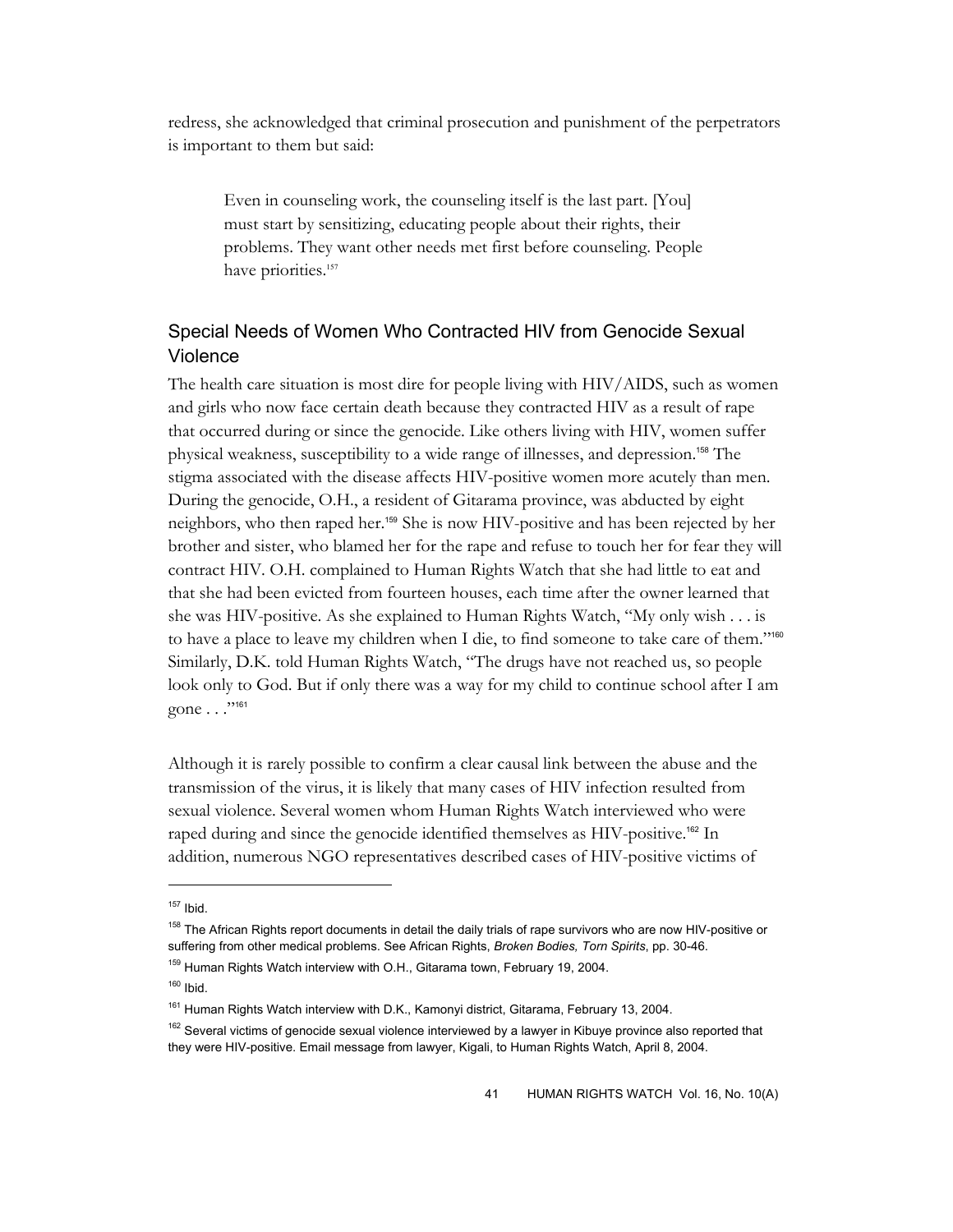redress, she acknowledged that criminal prosecution and punishment of the perpetrators is important to them but said:

> Even in counseling work, the counseling itself is the last part. [You] must start by sensitizing, educating people about their rights, their problems. They want other needs met first before counseling. People have priorities.[157]

## Special Needs of Women Who Contracted HIV from Genocide Sexual Violence

The health care situation is most dire for people living with HIV/AIDS, such as women and girls who now face certain death because they contracted HIV as a result of rape that occurred during or since the genocide. Like others living with HIV, women suffer physical weakness, susceptibility to a wide range of illnesses, and depression.[158] The stigma associated with the disease affects HIV-positive women more acutely than men. During the genocide, O.H., a resident of Gitarama province, was abducted by eight neighbors, who then raped her.[159] She is now HIV-positive and has been rejected by her brother and sister, who blamed her for the rape and refuse to touch her for fear they will contract HIV. O.H. complained to Human Rights Watch that she had little to eat and that she had been evicted from fourteen houses, each time after the owner learned that she was HIV-positive. As she explained to Human Rights Watch, "My only wish . . . is to have a place to leave my children when I die, to find someone to take care of them."[160] Similarly, D.K. told Human Rights Watch, "The drugs have not reached us, so people look only to God. But if only there was a way for my child to continue school after I am gone . . ."[161]

Although it is rarely possible to confirm a clear causal link between the abuse and the transmission of the virus, it is likely that many cases of HIV infection resulted from sexual violence. Several women whom Human Rights Watch interviewed who were raped during and since the genocide identified themselves as HIV-positive.[162] In addition, numerous NGO representatives described cases of HIV-positive victims of

---

[157] Ibid.

[158] The African Rights report documents in detail the daily trials of rape survivors who are now HIV-positive or suffering from other medical problems. See African Rights, *Broken Bodies, Torn Spirits*, pp. 30-46.

[159] Human Rights Watch interview with O.H., Gitarama town, February 19, 2004.

[160] Ibid.

[161] Human Rights Watch interview with D.K., Kamonyi district, Gitarama, February 13, 2004.

[162] Several victims of genocide sexual violence interviewed by a lawyer in Kibuye province also reported that they were HIV-positive. Email message from lawyer, Kigali, to Human Rights Watch, April 8, 2004.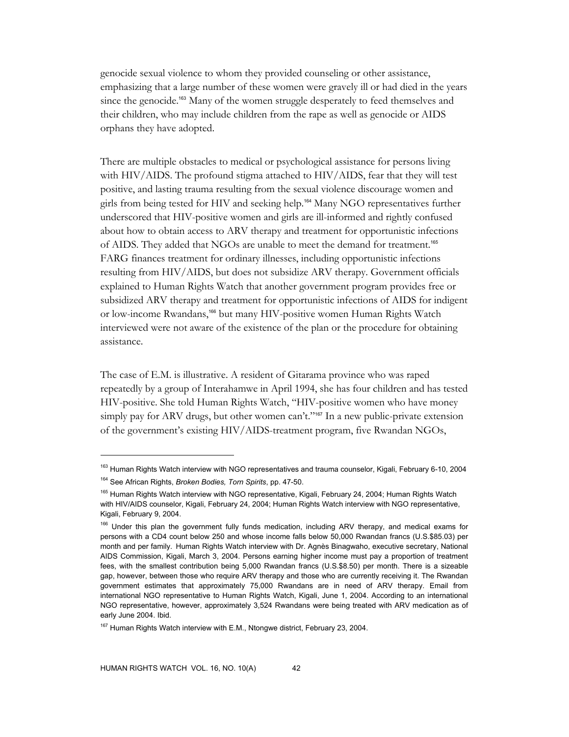genocide sexual violence to whom they provided counseling or other assistance, emphasizing that a large number of these women were gravely ill or had died in the years since the genocide.[163] Many of the women struggle desperately to feed themselves and their children, who may include children from the rape as well as genocide or AIDS orphans they have adopted.

There are multiple obstacles to medical or psychological assistance for persons living with HIV/AIDS. The profound stigma attached to HIV/AIDS, fear that they will test positive, and lasting trauma resulting from the sexual violence discourage women and girls from being tested for HIV and seeking help.[164] Many NGO representatives further underscored that HIV-positive women and girls are ill-informed and rightly confused about how to obtain access to ARV therapy and treatment for opportunistic infections of AIDS. They added that NGOs are unable to meet the demand for treatment.[165] FARG finances treatment for ordinary illnesses, including opportunistic infections resulting from HIV/AIDS, but does not subsidize ARV therapy. Government officials explained to Human Rights Watch that another government program provides free or subsidized ARV therapy and treatment for opportunistic infections of AIDS for indigent or low-income Rwandans,[166] but many HIV-positive women Human Rights Watch interviewed were not aware of the existence of the plan or the procedure for obtaining assistance.

The case of E.M. is illustrative. A resident of Gitarama province who was raped repeatedly by a group of Interahamwe in April 1994, she has four children and has tested HIV-positive. She told Human Rights Watch, "HIV-positive women who have money simply pay for ARV drugs, but other women can't."[167] In a new public-private extension of the government's existing HIV/AIDS-treatment program, five Rwandan NGOs,

---

[163] Human Rights Watch interview with NGO representatives and trauma counselor, Kigali, February 6-10, 2004

[164] See African Rights, *Broken Bodies, Torn Spirits*, pp. 47-50.

[165] Human Rights Watch interview with NGO representative, Kigali, February 24, 2004; Human Rights Watch with HIV/AIDS counselor, Kigali, February 24, 2004; Human Rights Watch interview with NGO representative, Kigali, February 9, 2004.

[166] Under this plan the government fully funds medication, including ARV therapy, and medical exams for persons with a CD4 count below 250 and whose income falls below 50,000 Rwandan francs (U.S.$85.03) per month and per family. Human Rights Watch interview with Dr. Agnès Binagwaho, executive secretary, National AIDS Commission, Kigali, March 3, 2004. Persons earning higher income must pay a proportion of treatment fees, with the smallest contribution being 5,000 Rwandan francs (U.S.$8.50) per month. There is a sizeable gap, however, between those who require ARV therapy and those who are currently receiving it. The Rwandan government estimates that approximately 75,000 Rwandans are in need of ARV therapy. Email from international NGO representative to Human Rights Watch, Kigali, June 1, 2004. According to an international NGO representative, however, approximately 3,524 Rwandans were being treated with ARV medication as of early June 2004. Ibid.

[167] Human Rights Watch interview with E.M., Ntongwe district, February 23, 2004.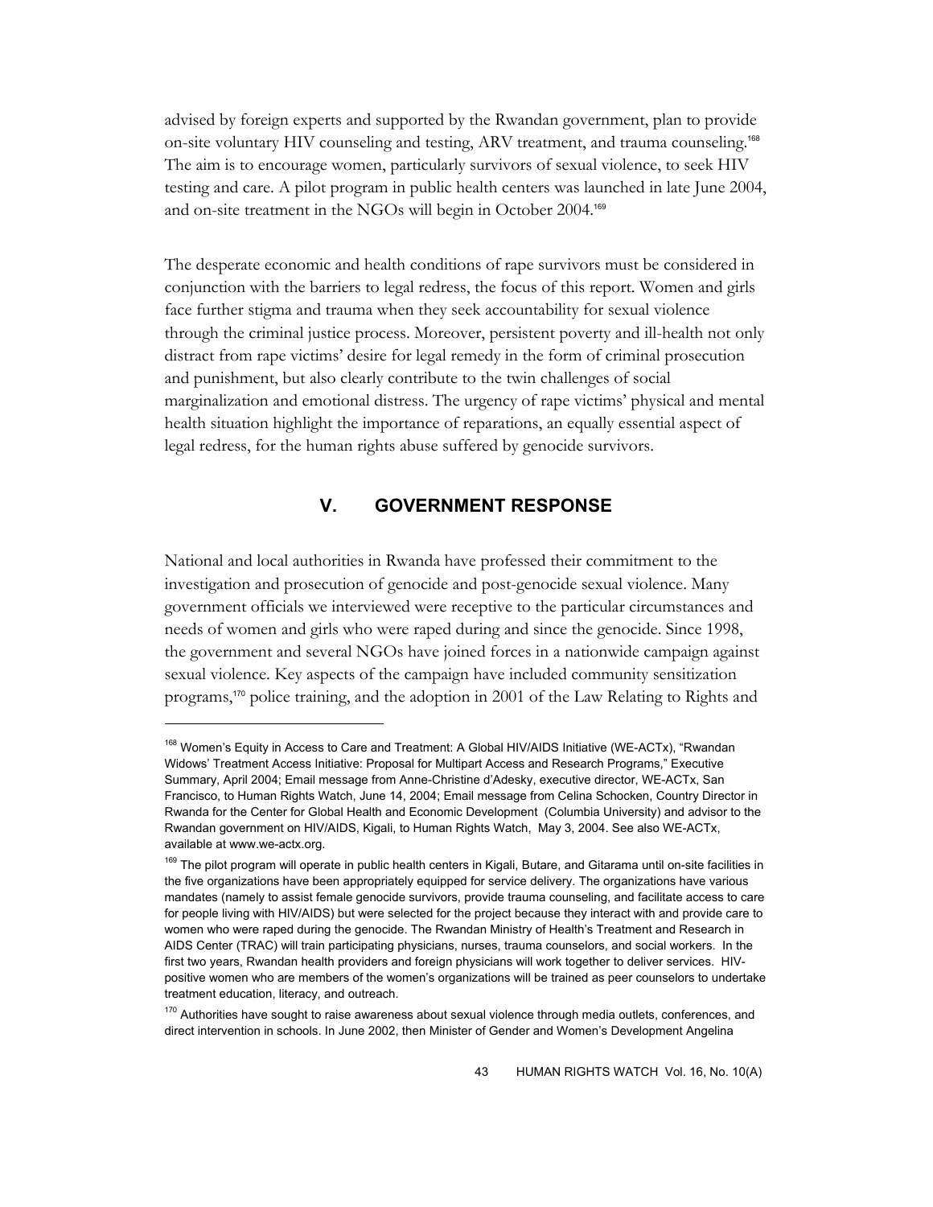advised by foreign experts and supported by the Rwandan government, plan to provide on-site voluntary HIV counseling and testing, ARV treatment, and trauma counseling.[168] The aim is to encourage women, particularly survivors of sexual violence, to seek HIV testing and care. A pilot program in public health centers was launched in late June 2004, and on-site treatment in the NGOs will begin in October 2004.[169]

The desperate economic and health conditions of rape survivors must be considered in conjunction with the barriers to legal redress, the focus of this report. Women and girls face further stigma and trauma when they seek accountability for sexual violence through the criminal justice process. Moreover, persistent poverty and ill-health not only distract from rape victims' desire for legal remedy in the form of criminal prosecution and punishment, but also clearly contribute to the twin challenges of social marginalization and emotional distress. The urgency of rape victims' physical and mental health situation highlight the importance of reparations, an equally essential aspect of legal redress, for the human rights abuse suffered by genocide survivors.

## V. GOVERNMENT RESPONSE

National and local authorities in Rwanda have professed their commitment to the investigation and prosecution of genocide and post-genocide sexual violence. Many government officials we interviewed were receptive to the particular circumstances and needs of women and girls who were raped during and since the genocide. Since 1998, the government and several NGOs have joined forces in a nationwide campaign against sexual violence. Key aspects of the campaign have included community sensitization programs,[170] police training, and the adoption in 2001 of the Law Relating to Rights and

---

[168] Women's Equity in Access to Care and Treatment: A Global HIV/AIDS Initiative (WE-ACTx), "Rwandan Widows' Treatment Access Initiative: Proposal for Multipart Access and Research Programs," Executive Summary, April 2004; Email message from Anne-Christine d'Adesky, executive director, WE-ACTx, San Francisco, to Human Rights Watch, June 14, 2004; Email message from Celina Schocken, Country Director in Rwanda for the Center for Global Health and Economic Development (Columbia University) and advisor to the Rwandan government on HIV/AIDS, Kigali, to Human Rights Watch, May 3, 2004. See also WE-ACTx, available at www.we-actx.org.

[169] The pilot program will operate in public health centers in Kigali, Butare, and Gitarama until on-site facilities in the five organizations have been appropriately equipped for service delivery. The organizations have various mandates (namely to assist female genocide survivors, provide trauma counseling, and facilitate access to care for people living with HIV/AIDS) but were selected for the project because they interact with and provide care to women who were raped during the genocide. The Rwandan Ministry of Health's Treatment and Research in AIDS Center (TRAC) will train participating physicians, nurses, trauma counselors, and social workers. In the first two years, Rwandan health providers and foreign physicians will work together to deliver services. HIV-positive women who are members of the women's organizations will be trained as peer counselors to undertake treatment education, literacy, and outreach.

[170] Authorities have sought to raise awareness about sexual violence through media outlets, conferences, and direct intervention in schools. In June 2002, then Minister of Gender and Women's Development Angelina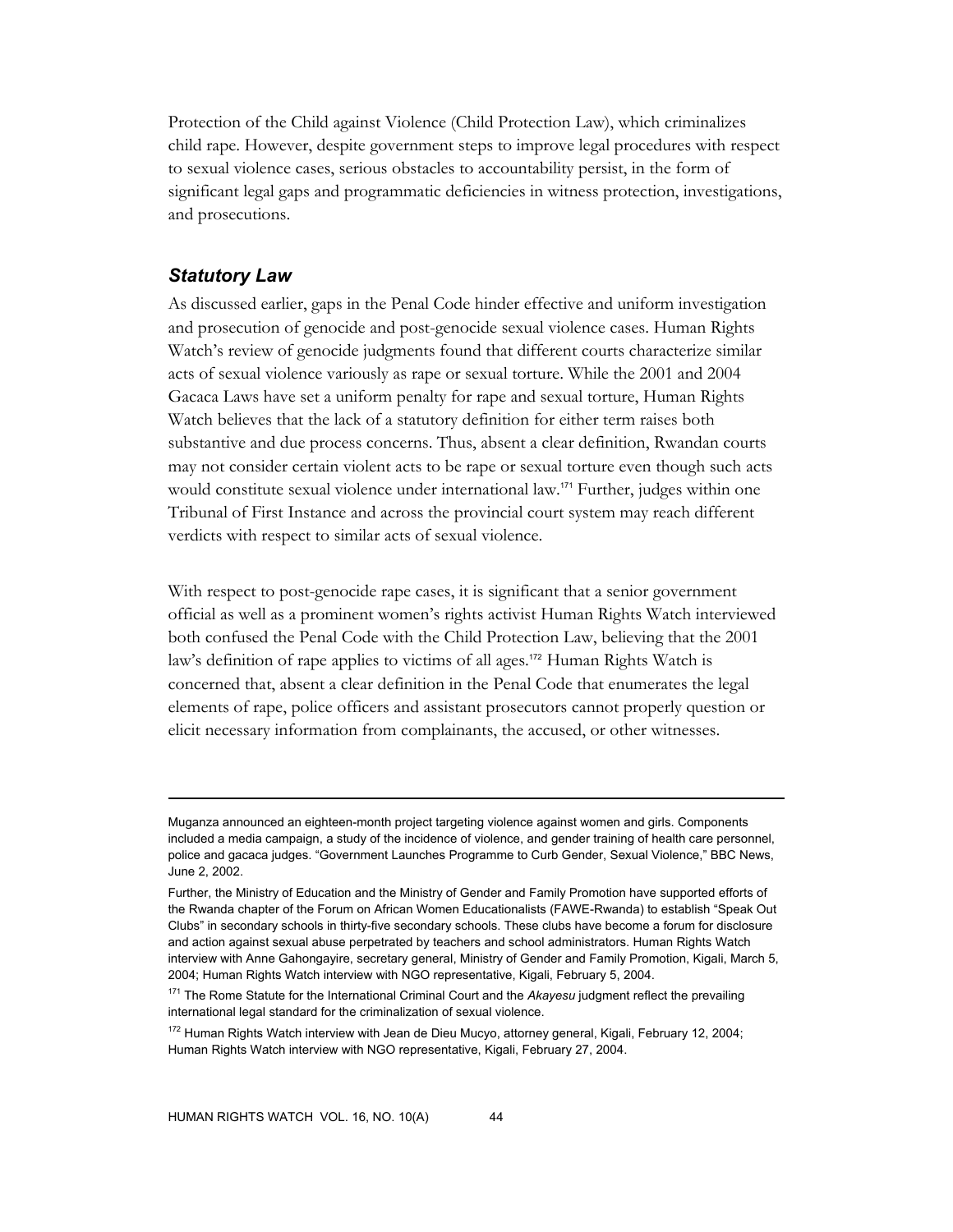Protection of the Child against Violence (Child Protection Law), which criminalizes child rape. However, despite government steps to improve legal procedures with respect to sexual violence cases, serious obstacles to accountability persist, in the form of significant legal gaps and programmatic deficiencies in witness protection, investigations, and prosecutions.

### *Statutory Law*

As discussed earlier, gaps in the Penal Code hinder effective and uniform investigation and prosecution of genocide and post-genocide sexual violence cases. Human Rights Watch's review of genocide judgments found that different courts characterize similar acts of sexual violence variously as rape or sexual torture. While the 2001 and 2004 Gacaca Laws have set a uniform penalty for rape and sexual torture, Human Rights Watch believes that the lack of a statutory definition for either term raises both substantive and due process concerns. Thus, absent a clear definition, Rwandan courts may not consider certain violent acts to be rape or sexual torture even though such acts would constitute sexual violence under international law.[171] Further, judges within one Tribunal of First Instance and across the provincial court system may reach different verdicts with respect to similar acts of sexual violence.

With respect to post-genocide rape cases, it is significant that a senior government official as well as a prominent women's rights activist Human Rights Watch interviewed both confused the Penal Code with the Child Protection Law, believing that the 2001 law's definition of rape applies to victims of all ages.[172] Human Rights Watch is concerned that, absent a clear definition in the Penal Code that enumerates the legal elements of rape, police officers and assistant prosecutors cannot properly question or elicit necessary information from complainants, the accused, or other witnesses.

---

Muganza announced an eighteen-month project targeting violence against women and girls. Components included a media campaign, a study of the incidence of violence, and gender training of health care personnel, police and gacaca judges. "Government Launches Programme to Curb Gender, Sexual Violence," BBC News, June 2, 2002.

Further, the Ministry of Education and the Ministry of Gender and Family Promotion have supported efforts of the Rwanda chapter of the Forum on African Women Educationalists (FAWE-Rwanda) to establish "Speak Out Clubs" in secondary schools in thirty-five secondary schools. These clubs have become a forum for disclosure and action against sexual abuse perpetrated by teachers and school administrators. Human Rights Watch interview with Anne Gahongayire, secretary general, Ministry of Gender and Family Promotion, Kigali, March 5, 2004; Human Rights Watch interview with NGO representative, Kigali, February 5, 2004.

[171] The Rome Statute for the International Criminal Court and the *Akayesu* judgment reflect the prevailing international legal standard for the criminalization of sexual violence.

[172] Human Rights Watch interview with Jean de Dieu Mucyo, attorney general, Kigali, February 12, 2004; Human Rights Watch interview with NGO representative, Kigali, February 27, 2004.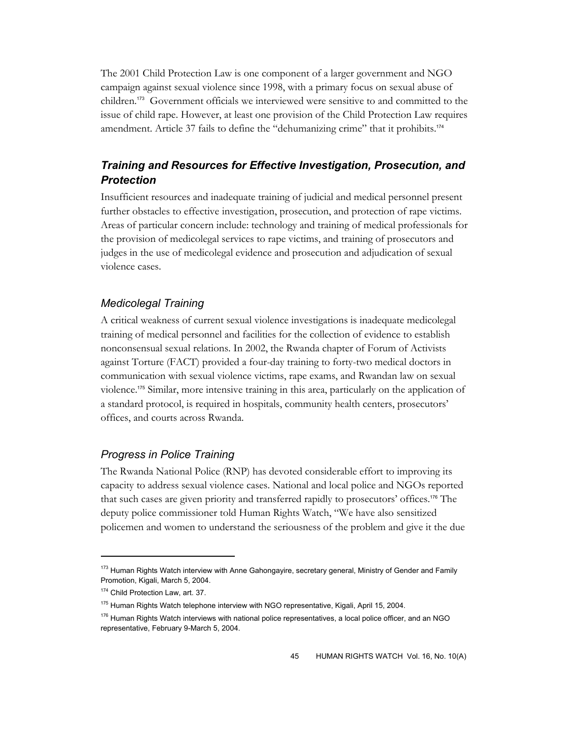The 2001 Child Protection Law is one component of a larger government and NGO campaign against sexual violence since 1998, with a primary focus on sexual abuse of children.[173] Government officials we interviewed were sensitive to and committed to the issue of child rape. However, at least one provision of the Child Protection Law requires amendment. Article 37 fails to define the "dehumanizing crime" that it prohibits.[174]

## *Training and Resources for Effective Investigation, Prosecution, and Protection*

Insufficient resources and inadequate training of judicial and medical personnel present further obstacles to effective investigation, prosecution, and protection of rape victims. Areas of particular concern include: technology and training of medical professionals for the provision of medicolegal services to rape victims, and training of prosecutors and judges in the use of medicolegal evidence and prosecution and adjudication of sexual violence cases.

### *Medicolegal Training*

A critical weakness of current sexual violence investigations is inadequate medicolegal training of medical personnel and facilities for the collection of evidence to establish nonconsensual sexual relations. In 2002, the Rwanda chapter of Forum of Activists against Torture (FACT) provided a four-day training to forty-two medical doctors in communication with sexual violence victims, rape exams, and Rwandan law on sexual violence.[175] Similar, more intensive training in this area, particularly on the application of a standard protocol, is required in hospitals, community health centers, prosecutors' offices, and courts across Rwanda.

### *Progress in Police Training*

The Rwanda National Police (RNP) has devoted considerable effort to improving its capacity to address sexual violence cases. National and local police and NGOs reported that such cases are given priority and transferred rapidly to prosecutors' offices.[176] The deputy police commissioner told Human Rights Watch, "We have also sensitized policemen and women to understand the seriousness of the problem and give it the due

---

[173] Human Rights Watch interview with Anne Gahongayire, secretary general, Ministry of Gender and Family Promotion, Kigali, March 5, 2004.

[174] Child Protection Law, art. 37.

[175] Human Rights Watch telephone interview with NGO representative, Kigali, April 15, 2004.

[176] Human Rights Watch interviews with national police representatives, a local police officer, and an NGO representative, February 9-March 5, 2004.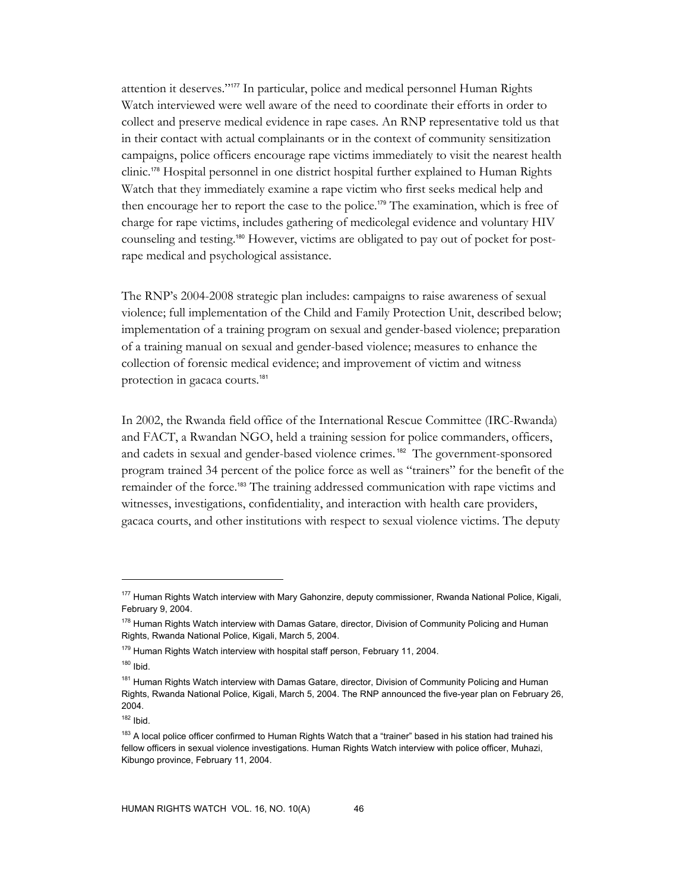attention it deserves."[177] In particular, police and medical personnel Human Rights Watch interviewed were well aware of the need to coordinate their efforts in order to collect and preserve medical evidence in rape cases. An RNP representative told us that in their contact with actual complainants or in the context of community sensitization campaigns, police officers encourage rape victims immediately to visit the nearest health clinic.[178] Hospital personnel in one district hospital further explained to Human Rights Watch that they immediately examine a rape victim who first seeks medical help and then encourage her to report the case to the police.[179] The examination, which is free of charge for rape victims, includes gathering of medicolegal evidence and voluntary HIV counseling and testing.[180] However, victims are obligated to pay out of pocket for post-rape medical and psychological assistance.

The RNP's 2004-2008 strategic plan includes: campaigns to raise awareness of sexual violence; full implementation of the Child and Family Protection Unit, described below; implementation of a training program on sexual and gender-based violence; preparation of a training manual on sexual and gender-based violence; measures to enhance the collection of forensic medical evidence; and improvement of victim and witness protection in gacaca courts.[181]

In 2002, the Rwanda field office of the International Rescue Committee (IRC-Rwanda) and FACT, a Rwandan NGO, held a training session for police commanders, officers, and cadets in sexual and gender-based violence crimes.[182] The government-sponsored program trained 34 percent of the police force as well as "trainers" for the benefit of the remainder of the force.[183] The training addressed communication with rape victims and witnesses, investigations, confidentiality, and interaction with health care providers, gacaca courts, and other institutions with respect to sexual violence victims. The deputy

---

[177] Human Rights Watch interview with Mary Gahonzire, deputy commissioner, Rwanda National Police, Kigali, February 9, 2004.

[178] Human Rights Watch interview with Damas Gatare, director, Division of Community Policing and Human Rights, Rwanda National Police, Kigali, March 5, 2004.

[179] Human Rights Watch interview with hospital staff person, February 11, 2004.

[180] Ibid.

[181] Human Rights Watch interview with Damas Gatare, director, Division of Community Policing and Human Rights, Rwanda National Police, Kigali, March 5, 2004. The RNP announced the five-year plan on February 26, 2004.

[182] Ibid.

[183] A local police officer confirmed to Human Rights Watch that a "trainer" based in his station had trained his fellow officers in sexual violence investigations. Human Rights Watch interview with police officer, Muhazi, Kibungo province, February 11, 2004.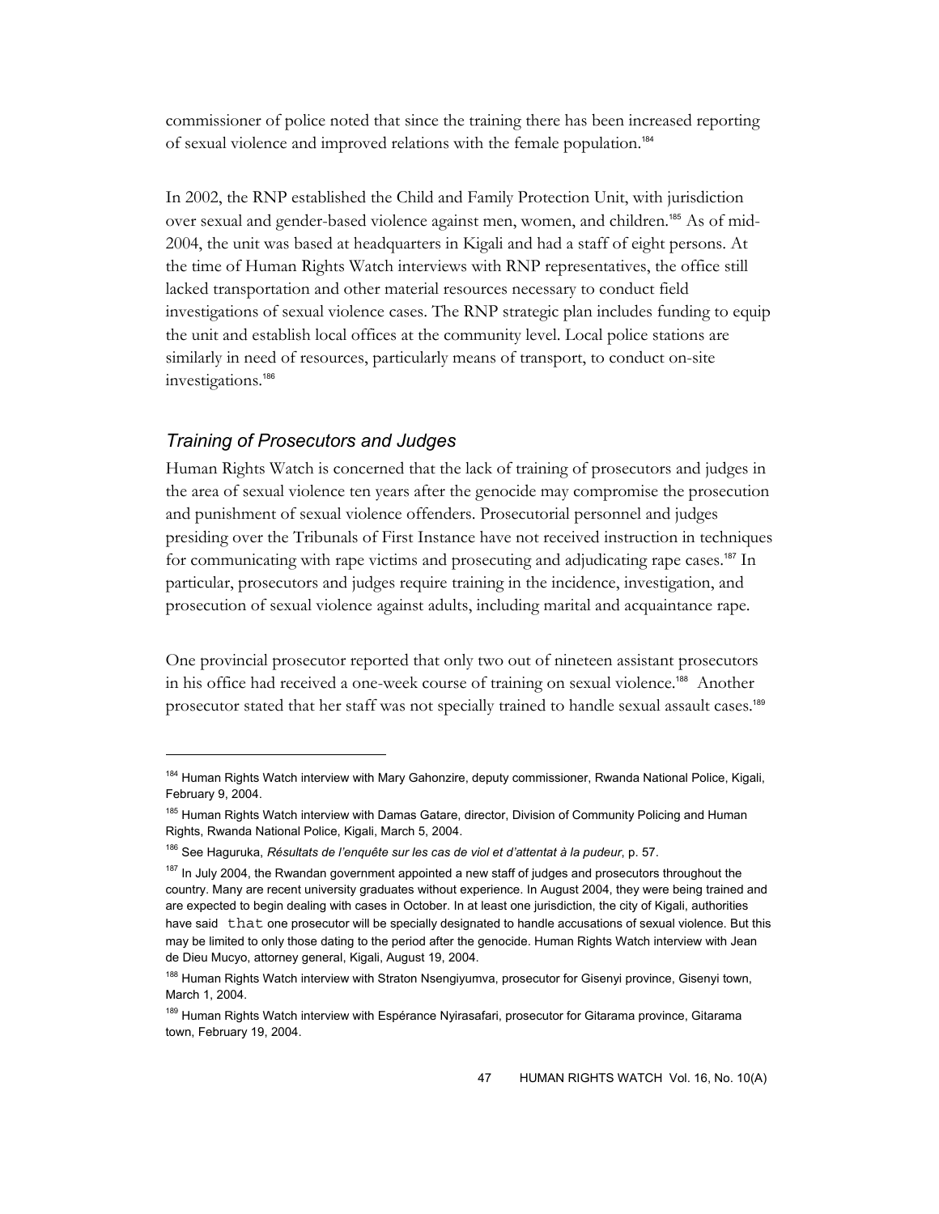commissioner of police noted that since the training there has been increased reporting of sexual violence and improved relations with the female population.[184]

In 2002, the RNP established the Child and Family Protection Unit, with jurisdiction over sexual and gender-based violence against men, women, and children.[185] As of mid-2004, the unit was based at headquarters in Kigali and had a staff of eight persons. At the time of Human Rights Watch interviews with RNP representatives, the office still lacked transportation and other material resources necessary to conduct field investigations of sexual violence cases. The RNP strategic plan includes funding to equip the unit and establish local offices at the community level. Local police stations are similarly in need of resources, particularly means of transport, to conduct on-site investigations.[186]

### *Training of Prosecutors and Judges*

Human Rights Watch is concerned that the lack of training of prosecutors and judges in the area of sexual violence ten years after the genocide may compromise the prosecution and punishment of sexual violence offenders. Prosecutorial personnel and judges presiding over the Tribunals of First Instance have not received instruction in techniques for communicating with rape victims and prosecuting and adjudicating rape cases.[187] In particular, prosecutors and judges require training in the incidence, investigation, and prosecution of sexual violence against adults, including marital and acquaintance rape.

One provincial prosecutor reported that only two out of nineteen assistant prosecutors in his office had received a one-week course of training on sexual violence.[188] Another prosecutor stated that her staff was not specially trained to handle sexual assault cases.[189]

---

[184] Human Rights Watch interview with Mary Gahonzire, deputy commissioner, Rwanda National Police, Kigali, February 9, 2004.

[185] Human Rights Watch interview with Damas Gatare, director, Division of Community Policing and Human Rights, Rwanda National Police, Kigali, March 5, 2004.

[186] See Haguruka, *Résultats de l'enquête sur les cas de viol et d'attentat à la pudeur*, p. 57.

[187] In July 2004, the Rwandan government appointed a new staff of judges and prosecutors throughout the country. Many are recent university graduates without experience. In August 2004, they were being trained and are expected to begin dealing with cases in October. In at least one jurisdiction, the city of Kigali, authorities have said that one prosecutor will be specially designated to handle accusations of sexual violence. But this may be limited to only those dating to the period after the genocide. Human Rights Watch interview with Jean de Dieu Mucyo, attorney general, Kigali, August 19, 2004.

[188] Human Rights Watch interview with Straton Nsengiyumva, prosecutor for Gisenyi province, Gisenyi town, March 1, 2004.

[189] Human Rights Watch interview with Espérance Nyirasafari, prosecutor for Gitarama province, Gitarama town, February 19, 2004.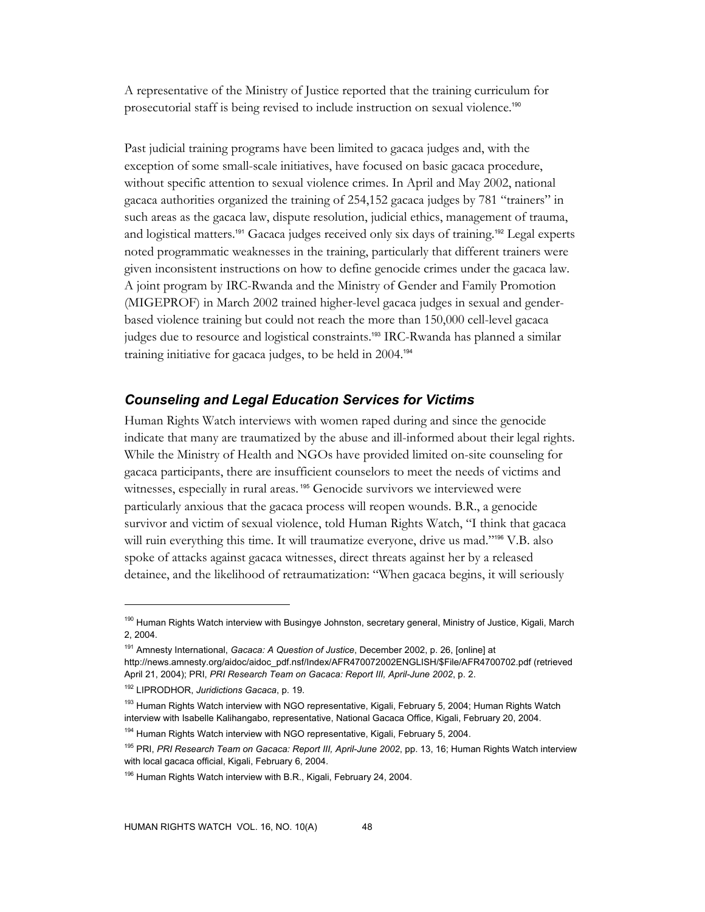A representative of the Ministry of Justice reported that the training curriculum for prosecutorial staff is being revised to include instruction on sexual violence.[190]

Past judicial training programs have been limited to gacaca judges and, with the exception of some small-scale initiatives, have focused on basic gacaca procedure, without specific attention to sexual violence crimes. In April and May 2002, national gacaca authorities organized the training of 254,152 gacaca judges by 781 "trainers" in such areas as the gacaca law, dispute resolution, judicial ethics, management of trauma, and logistical matters.[191] Gacaca judges received only six days of training.[192] Legal experts noted programmatic weaknesses in the training, particularly that different trainers were given inconsistent instructions on how to define genocide crimes under the gacaca law. A joint program by IRC-Rwanda and the Ministry of Gender and Family Promotion (MIGEPROF) in March 2002 trained higher-level gacaca judges in sexual and gender-based violence training but could not reach the more than 150,000 cell-level gacaca judges due to resource and logistical constraints.[193] IRC-Rwanda has planned a similar training initiative for gacaca judges, to be held in 2004.[194]

## *Counseling and Legal Education Services for Victims*

Human Rights Watch interviews with women raped during and since the genocide indicate that many are traumatized by the abuse and ill-informed about their legal rights. While the Ministry of Health and NGOs have provided limited on-site counseling for gacaca participants, there are insufficient counselors to meet the needs of victims and witnesses, especially in rural areas.[195] Genocide survivors we interviewed were particularly anxious that the gacaca process will reopen wounds. B.R., a genocide survivor and victim of sexual violence, told Human Rights Watch, "I think that gacaca will ruin everything this time. It will traumatize everyone, drive us mad."[196] V.B. also spoke of attacks against gacaca witnesses, direct threats against her by a released detainee, and the likelihood of retraumatization: "When gacaca begins, it will seriously

---

[190] Human Rights Watch interview with Busingye Johnston, secretary general, Ministry of Justice, Kigali, March 2, 2004.

[191] Amnesty International, *Gacaca: A Question of Justice*, December 2002, p. 26, [online] at http://news.amnesty.org/aidoc/aidoc_pdf.nsf/Index/AFR470072002ENGLISH/$File/AFR4700702.pdf (retrieved April 21, 2004); PRI, *PRI Research Team on Gacaca: Report III, April-June 2002*, p. 2.

[192] LIPRODHOR, *Juridictions Gacaca*, p. 19.

[193] Human Rights Watch interview with NGO representative, Kigali, February 5, 2004; Human Rights Watch interview with Isabelle Kalihangabo, representative, National Gacaca Office, Kigali, February 20, 2004.

[194] Human Rights Watch interview with NGO representative, Kigali, February 5, 2004.

[195] PRI, *PRI Research Team on Gacaca: Report III, April-June 2002*, pp. 13, 16; Human Rights Watch interview with local gacaca official, Kigali, February 6, 2004.

[196] Human Rights Watch interview with B.R., Kigali, February 24, 2004.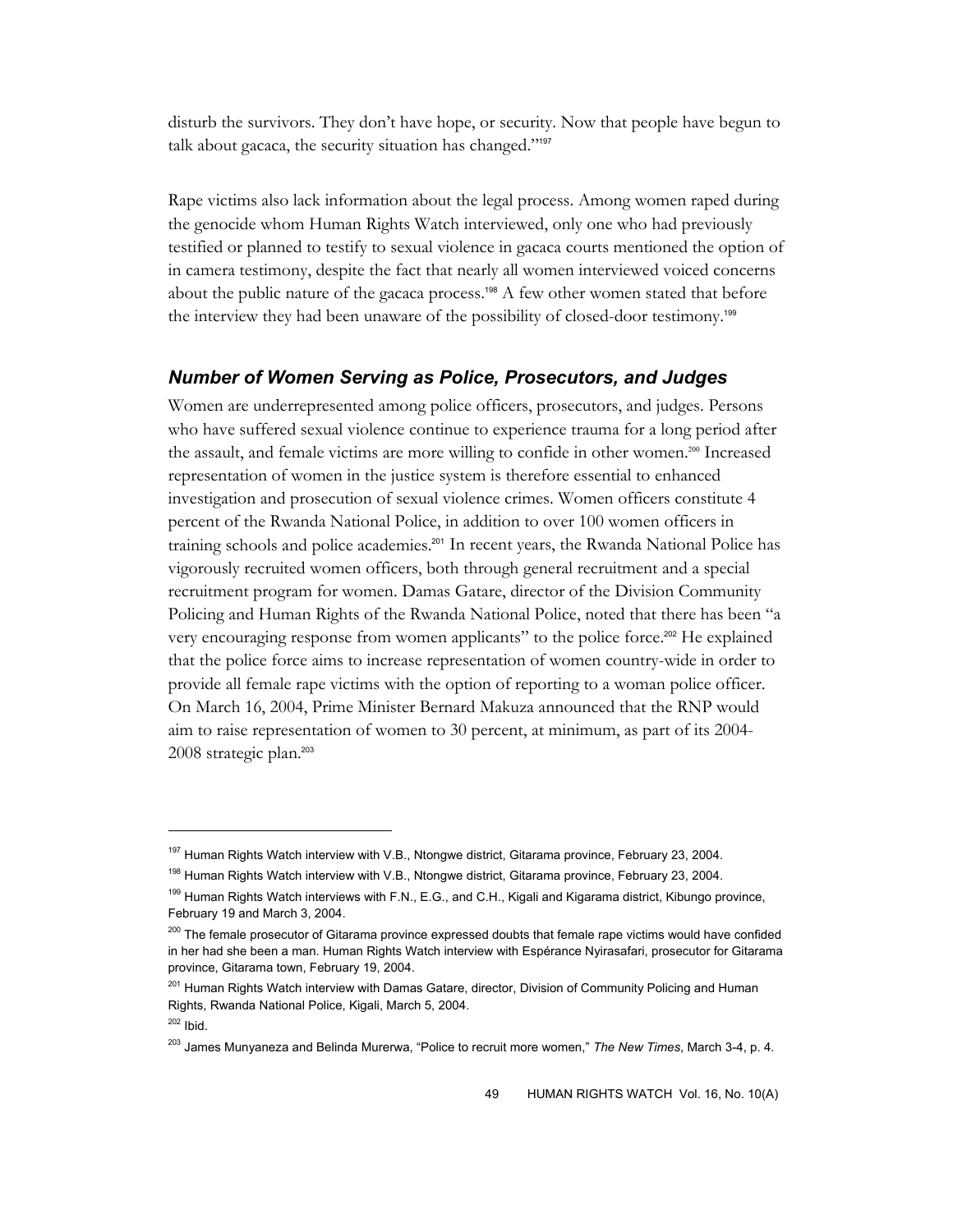disturb the survivors. They don't have hope, or security. Now that people have begun to talk about gacaca, the security situation has changed."[197]

Rape victims also lack information about the legal process. Among women raped during the genocide whom Human Rights Watch interviewed, only one who had previously testified or planned to testify to sexual violence in gacaca courts mentioned the option of in camera testimony, despite the fact that nearly all women interviewed voiced concerns about the public nature of the gacaca process.[198] A few other women stated that before the interview they had been unaware of the possibility of closed-door testimony.[199]

### *Number of Women Serving as Police, Prosecutors, and Judges*

Women are underrepresented among police officers, prosecutors, and judges. Persons who have suffered sexual violence continue to experience trauma for a long period after the assault, and female victims are more willing to confide in other women.[200] Increased representation of women in the justice system is therefore essential to enhanced investigation and prosecution of sexual violence crimes. Women officers constitute 4 percent of the Rwanda National Police, in addition to over 100 women officers in training schools and police academies.[201] In recent years, the Rwanda National Police has vigorously recruited women officers, both through general recruitment and a special recruitment program for women. Damas Gatare, director of the Division Community Policing and Human Rights of the Rwanda National Police, noted that there has been "a very encouraging response from women applicants" to the police force.[202] He explained that the police force aims to increase representation of women country-wide in order to provide all female rape victims with the option of reporting to a woman police officer. On March 16, 2004, Prime Minister Bernard Makuza announced that the RNP would aim to raise representation of women to 30 percent, at minimum, as part of its 2004-2008 strategic plan.[203]

---

[197] Human Rights Watch interview with V.B., Ntongwe district, Gitarama province, February 23, 2004.

[198] Human Rights Watch interview with V.B., Ntongwe district, Gitarama province, February 23, 2004.

[199] Human Rights Watch interviews with F.N., E.G., and C.H., Kigali and Kigarama district, Kibungo province, February 19 and March 3, 2004.

[200] The female prosecutor of Gitarama province expressed doubts that female rape victims would have confided in her had she been a man. Human Rights Watch interview with Espérance Nyirasafari, prosecutor for Gitarama province, Gitarama town, February 19, 2004.

[201] Human Rights Watch interview with Damas Gatare, director, Division of Community Policing and Human Rights, Rwanda National Police, Kigali, March 5, 2004.

[202] Ibid.

[203] James Munyaneza and Belinda Murerwa, "Police to recruit more women," *The New Times*, March 3-4, p. 4.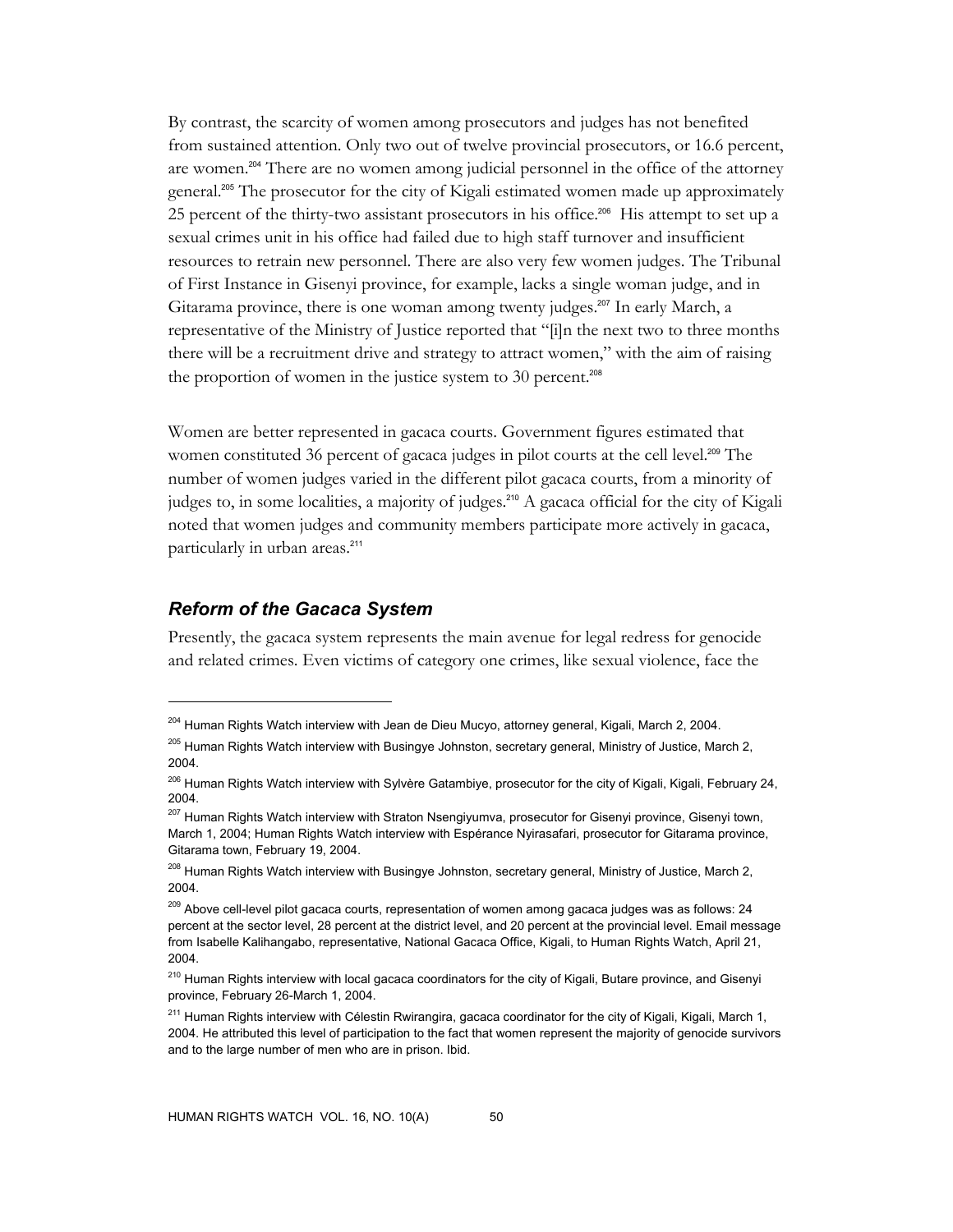By contrast, the scarcity of women among prosecutors and judges has not benefited from sustained attention. Only two out of twelve provincial prosecutors, or 16.6 percent, are women.[204] There are no women among judicial personnel in the office of the attorney general.[205] The prosecutor for the city of Kigali estimated women made up approximately 25 percent of the thirty-two assistant prosecutors in his office.[206] His attempt to set up a sexual crimes unit in his office had failed due to high staff turnover and insufficient resources to retrain new personnel. There are also very few women judges. The Tribunal of First Instance in Gisenyi province, for example, lacks a single woman judge, and in Gitarama province, there is one woman among twenty judges.[207] In early March, a representative of the Ministry of Justice reported that "[i]n the next two to three months there will be a recruitment drive and strategy to attract women," with the aim of raising the proportion of women in the justice system to 30 percent.[208]

Women are better represented in gacaca courts. Government figures estimated that women constituted 36 percent of gacaca judges in pilot courts at the cell level.[209] The number of women judges varied in the different pilot gacaca courts, from a minority of judges to, in some localities, a majority of judges.[210] A gacaca official for the city of Kigali noted that women judges and community members participate more actively in gacaca, particularly in urban areas.[211]

## *Reform of the Gacaca System*

Presently, the gacaca system represents the main avenue for legal redress for genocide and related crimes. Even victims of category one crimes, like sexual violence, face the

---

[204] Human Rights Watch interview with Jean de Dieu Mucyo, attorney general, Kigali, March 2, 2004.

[205] Human Rights Watch interview with Busingye Johnston, secretary general, Ministry of Justice, March 2, 2004.

[206] Human Rights Watch interview with Sylvère Gatambiye, prosecutor for the city of Kigali, Kigali, February 24, 2004.

[207] Human Rights Watch interview with Straton Nsengiyumva, prosecutor for Gisenyi province, Gisenyi town, March 1, 2004; Human Rights Watch interview with Espérance Nyirasafari, prosecutor for Gitarama province, Gitarama town, February 19, 2004.

[208] Human Rights Watch interview with Busingye Johnston, secretary general, Ministry of Justice, March 2, 2004.

[209] Above cell-level pilot gacaca courts, representation of women among gacaca judges was as follows: 24 percent at the sector level, 28 percent at the district level, and 20 percent at the provincial level. Email message from Isabelle Kalihangabo, representative, National Gacaca Office, Kigali, to Human Rights Watch, April 21, 2004.

[210] Human Rights interview with local gacaca coordinators for the city of Kigali, Butare province, and Gisenyi province, February 26-March 1, 2004.

[211] Human Rights interview with Célestin Rwirangira, gacaca coordinator for the city of Kigali, Kigali, March 1, 2004. He attributed this level of participation to the fact that women represent the majority of genocide survivors and to the large number of men who are in prison. Ibid.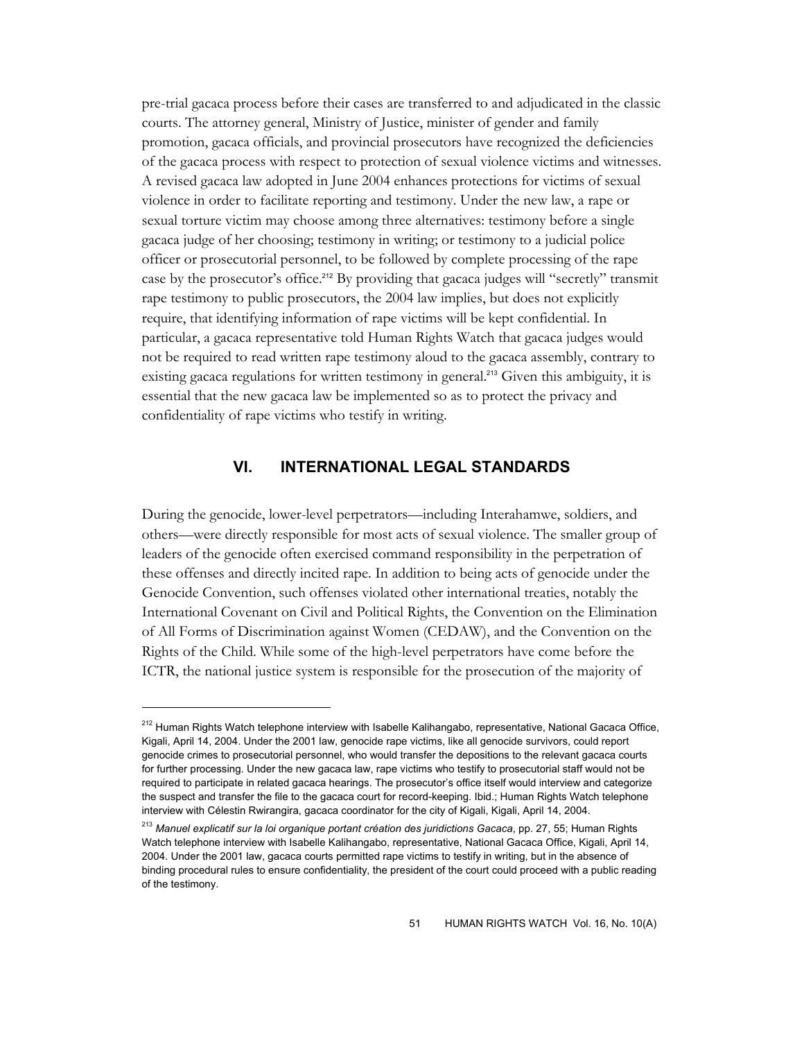pre-trial gacaca process before their cases are transferred to and adjudicated in the classic courts. The attorney general, Ministry of Justice, minister of gender and family promotion, gacaca officials, and provincial prosecutors have recognized the deficiencies of the gacaca process with respect to protection of sexual violence victims and witnesses. A revised gacaca law adopted in June 2004 enhances protections for victims of sexual violence in order to facilitate reporting and testimony. Under the new law, a rape or sexual torture victim may choose among three alternatives: testimony before a single gacaca judge of her choosing; testimony in writing; or testimony to a judicial police officer or prosecutorial personnel, to be followed by complete processing of the rape case by the prosecutor's office.[212] By providing that gacaca judges will "secretly" transmit rape testimony to public prosecutors, the 2004 law implies, but does not explicitly require, that identifying information of rape victims will be kept confidential. In particular, a gacaca representative told Human Rights Watch that gacaca judges would not be required to read written rape testimony aloud to the gacaca assembly, contrary to existing gacaca regulations for written testimony in general.[213] Given this ambiguity, it is essential that the new gacaca law be implemented so as to protect the privacy and confidentiality of rape victims who testify in writing.

## VI. INTERNATIONAL LEGAL STANDARDS

During the genocide, lower-level perpetrators—including Interahamwe, soldiers, and others—were directly responsible for most acts of sexual violence. The smaller group of leaders of the genocide often exercised command responsibility in the perpetration of these offenses and directly incited rape. In addition to being acts of genocide under the Genocide Convention, such offenses violated other international treaties, notably the International Covenant on Civil and Political Rights, the Convention on the Elimination of All Forms of Discrimination against Women (CEDAW), and the Convention on the Rights of the Child. While some of the high-level perpetrators have come before the ICTR, the national justice system is responsible for the prosecution of the majority of

---

[212] Human Rights Watch telephone interview with Isabelle Kalihangabo, representative, National Gacaca Office, Kigali, April 14, 2004. Under the 2001 law, genocide rape victims, like all genocide survivors, could report genocide crimes to prosecutorial personnel, who would transfer the depositions to the relevant gacaca courts for further processing. Under the new gacaca law, rape victims who testify to prosecutorial staff would not be required to participate in related gacaca hearings. The prosecutor's office itself would interview and categorize the suspect and transfer the file to the gacaca court for record-keeping. Ibid.; Human Rights Watch telephone interview with Célestin Rwirangira, gacaca coordinator for the city of Kigali, Kigali, April 14, 2004.

[213] *Manuel explicatif sur la loi organique portant création des juridictions Gacaca*, pp. 27, 55; Human Rights Watch telephone interview with Isabelle Kalihangabo, representative, National Gacaca Office, Kigali, April 14, 2004. Under the 2001 law, gacaca courts permitted rape victims to testify in writing, but in the absence of binding procedural rules to ensure confidentiality, the president of the court could proceed with a public reading of the testimony.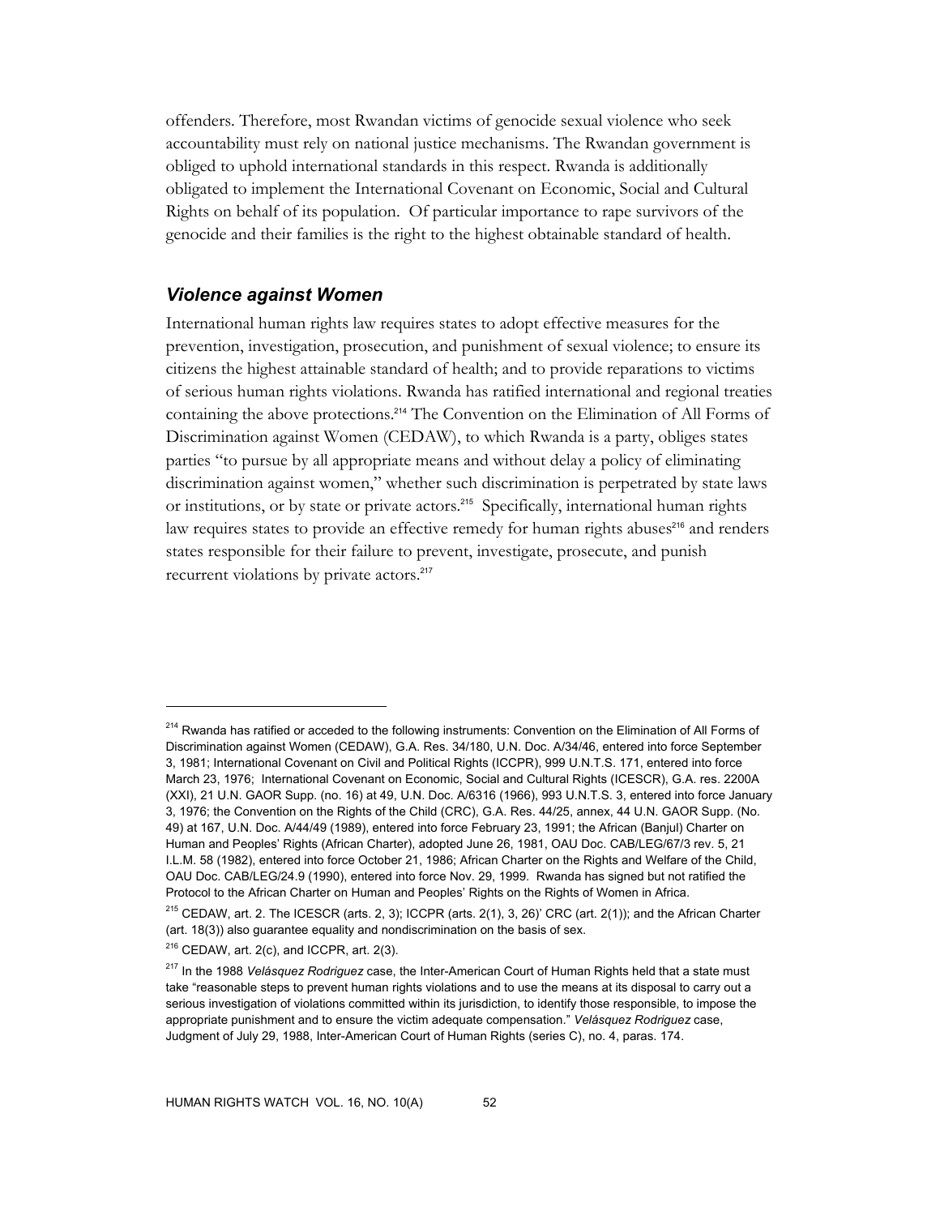offenders. Therefore, most Rwandan victims of genocide sexual violence who seek accountability must rely on national justice mechanisms. The Rwandan government is obliged to uphold international standards in this respect. Rwanda is additionally obligated to implement the International Covenant on Economic, Social and Cultural Rights on behalf of its population. Of particular importance to rape survivors of the genocide and their families is the right to the highest obtainable standard of health.

### *Violence against Women*

International human rights law requires states to adopt effective measures for the prevention, investigation, prosecution, and punishment of sexual violence; to ensure its citizens the highest attainable standard of health; and to provide reparations to victims of serious human rights violations. Rwanda has ratified international and regional treaties containing the above protections.[214] The Convention on the Elimination of All Forms of Discrimination against Women (CEDAW), to which Rwanda is a party, obliges states parties "to pursue by all appropriate means and without delay a policy of eliminating discrimination against women," whether such discrimination is perpetrated by state laws or institutions, or by state or private actors.[215] Specifically, international human rights law requires states to provide an effective remedy for human rights abuses[216] and renders states responsible for their failure to prevent, investigate, prosecute, and punish recurrent violations by private actors.[217]

---

[214] Rwanda has ratified or acceded to the following instruments: Convention on the Elimination of All Forms of Discrimination against Women (CEDAW), G.A. Res. 34/180, U.N. Doc. A/34/46, entered into force September 3, 1981; International Covenant on Civil and Political Rights (ICCPR), 999 U.N.T.S. 171, entered into force March 23, 1976; International Covenant on Economic, Social and Cultural Rights (ICESCR), G.A. res. 2200A (XXI), 21 U.N. GAOR Supp. (no. 16) at 49, U.N. Doc. A/6316 (1966), 993 U.N.T.S. 3, entered into force January 3, 1976; the Convention on the Rights of the Child (CRC), G.A. Res. 44/25, annex, 44 U.N. GAOR Supp. (No. 49) at 167, U.N. Doc. A/44/49 (1989), entered into force February 23, 1991; the African (Banjul) Charter on Human and Peoples' Rights (African Charter), adopted June 26, 1981, OAU Doc. CAB/LEG/67/3 rev. 5, 21 I.L.M. 58 (1982), entered into force October 21, 1986; African Charter on the Rights and Welfare of the Child, OAU Doc. CAB/LEG/24.9 (1990), entered into force Nov. 29, 1999. Rwanda has signed but not ratified the Protocol to the African Charter on Human and Peoples' Rights on the Rights of Women in Africa.

[215] CEDAW, art. 2. The ICESCR (arts. 2, 3); ICCPR (arts. 2(1), 3, 26)' CRC (art. 2(1)); and the African Charter (art. 18(3)) also guarantee equality and nondiscrimination on the basis of sex.

[216] CEDAW, art. 2(c), and ICCPR, art. 2(3).

[217] In the 1988 *Velásquez Rodriguez* case, the Inter-American Court of Human Rights held that a state must take "reasonable steps to prevent human rights violations and to use the means at its disposal to carry out a serious investigation of violations committed within its jurisdiction, to identify those responsible, to impose the appropriate punishment and to ensure the victim adequate compensation." *Velásquez Rodriguez* case, Judgment of July 29, 1988, Inter-American Court of Human Rights (series C), no. 4, paras. 174.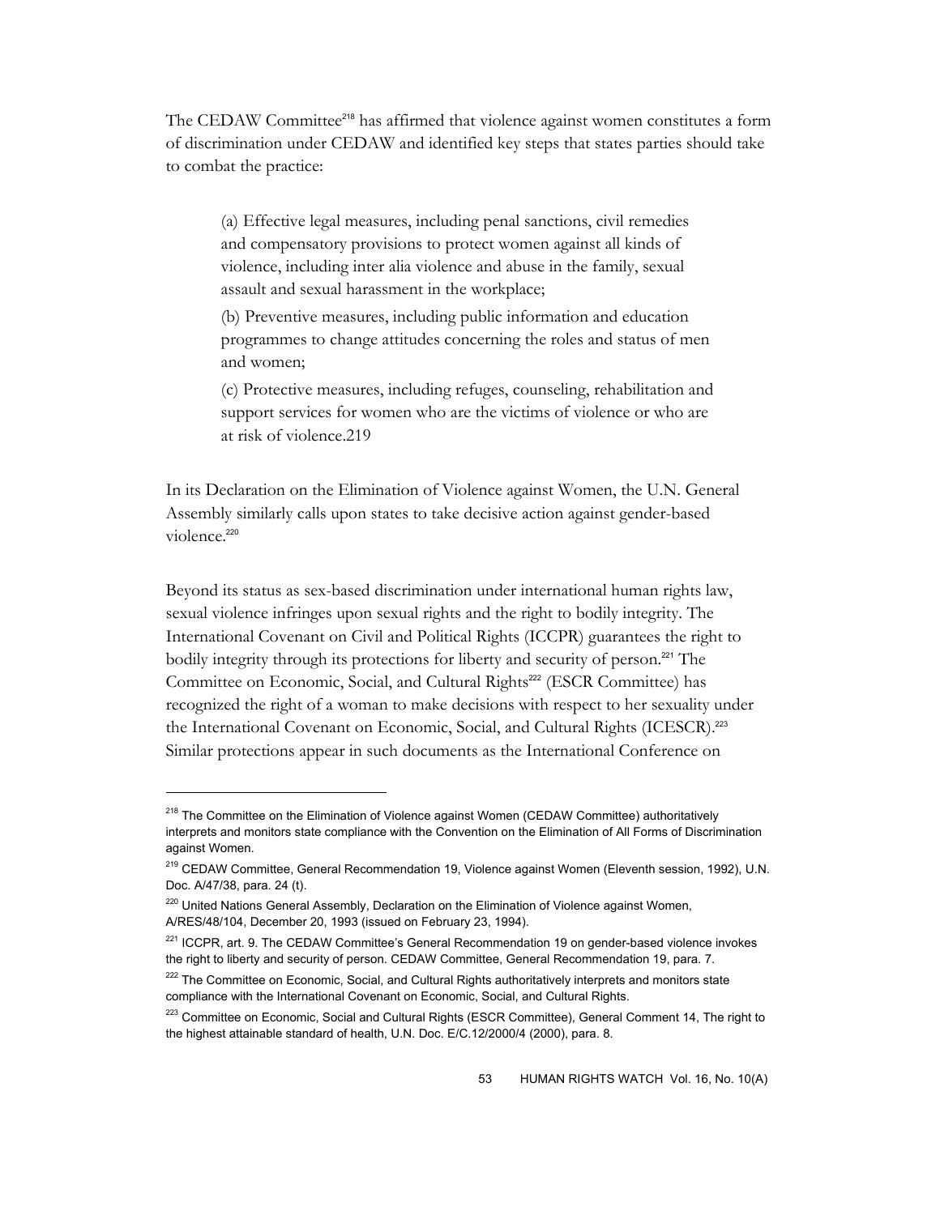The CEDAW Committee[218] has affirmed that violence against women constitutes a form of discrimination under CEDAW and identified key steps that states parties should take to combat the practice:

> (a) Effective legal measures, including penal sanctions, civil remedies and compensatory provisions to protect women against all kinds of violence, including inter alia violence and abuse in the family, sexual assault and sexual harassment in the workplace;
>
> (b) Preventive measures, including public information and education programmes to change attitudes concerning the roles and status of men and women;
>
> (c) Protective measures, including refuges, counseling, rehabilitation and support services for women who are the victims of violence or who are at risk of violence.219

In its Declaration on the Elimination of Violence against Women, the U.N. General Assembly similarly calls upon states to take decisive action against gender-based violence.[220]

Beyond its status as sex-based discrimination under international human rights law, sexual violence infringes upon sexual rights and the right to bodily integrity. The International Covenant on Civil and Political Rights (ICCPR) guarantees the right to bodily integrity through its protections for liberty and security of person.[221] The Committee on Economic, Social, and Cultural Rights[222] (ESCR Committee) has recognized the right of a woman to make decisions with respect to her sexuality under the International Covenant on Economic, Social, and Cultural Rights (ICESCR).[223] Similar protections appear in such documents as the International Conference on

---

[218] The Committee on the Elimination of Violence against Women (CEDAW Committee) authoritatively interprets and monitors state compliance with the Convention on the Elimination of All Forms of Discrimination against Women.

[219] CEDAW Committee, General Recommendation 19, Violence against Women (Eleventh session, 1992), U.N. Doc. A/47/38, para. 24 (t).

[220] United Nations General Assembly, Declaration on the Elimination of Violence against Women, A/RES/48/104, December 20, 1993 (issued on February 23, 1994).

[221] ICCPR, art. 9. The CEDAW Committee's General Recommendation 19 on gender-based violence invokes the right to liberty and security of person. CEDAW Committee, General Recommendation 19, para. 7.

[222] The Committee on Economic, Social, and Cultural Rights authoritatively interprets and monitors state compliance with the International Covenant on Economic, Social, and Cultural Rights.

[223] Committee on Economic, Social and Cultural Rights (ESCR Committee), General Comment 14, The right to the highest attainable standard of health, U.N. Doc. E/C.12/2000/4 (2000), para. 8.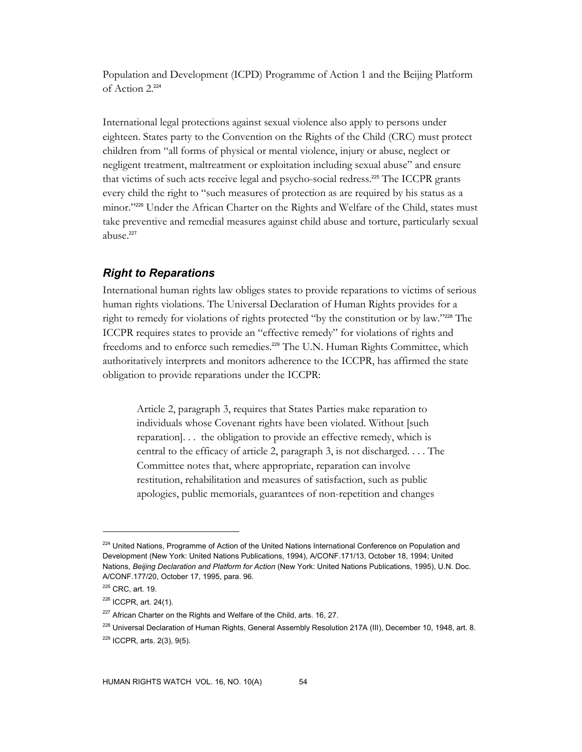Population and Development (ICPD) Programme of Action 1 and the Beijing Platform of Action 2.[224]

International legal protections against sexual violence also apply to persons under eighteen. States party to the Convention on the Rights of the Child (CRC) must protect children from "all forms of physical or mental violence, injury or abuse, neglect or negligent treatment, maltreatment or exploitation including sexual abuse" and ensure that victims of such acts receive legal and psycho-social redress.[225] The ICCPR grants every child the right to "such measures of protection as are required by his status as a minor."[226] Under the African Charter on the Rights and Welfare of the Child, states must take preventive and remedial measures against child abuse and torture, particularly sexual abuse.[227]

### *Right to Reparations*

International human rights law obliges states to provide reparations to victims of serious human rights violations. The Universal Declaration of Human Rights provides for a right to remedy for violations of rights protected "by the constitution or by law."[228] The ICCPR requires states to provide an "effective remedy" for violations of rights and freedoms and to enforce such remedies.[229] The U.N. Human Rights Committee, which authoritatively interprets and monitors adherence to the ICCPR, has affirmed the state obligation to provide reparations under the ICCPR:

> Article 2, paragraph 3, requires that States Parties make reparation to individuals whose Covenant rights have been violated. Without [such reparation]. . . the obligation to provide an effective remedy, which is central to the efficacy of article 2, paragraph 3, is not discharged. . . . The Committee notes that, where appropriate, reparation can involve restitution, rehabilitation and measures of satisfaction, such as public apologies, public memorials, guarantees of non-repetition and changes

---

[224] United Nations, Programme of Action of the United Nations International Conference on Population and Development (New York: United Nations Publications, 1994), A/CONF.171/13, October 18, 1994; United Nations, *Beijing Declaration and Platform for Action* (New York: United Nations Publications, 1995), U.N. Doc. A/CONF.177/20, October 17, 1995, para. 96.

[225] CRC, art. 19.

[226] ICCPR, art. 24(1).

[227] African Charter on the Rights and Welfare of the Child, arts. 16, 27.

[228] Universal Declaration of Human Rights, General Assembly Resolution 217A (III), December 10, 1948, art. 8.

[229] ICCPR, arts. 2(3), 9(5).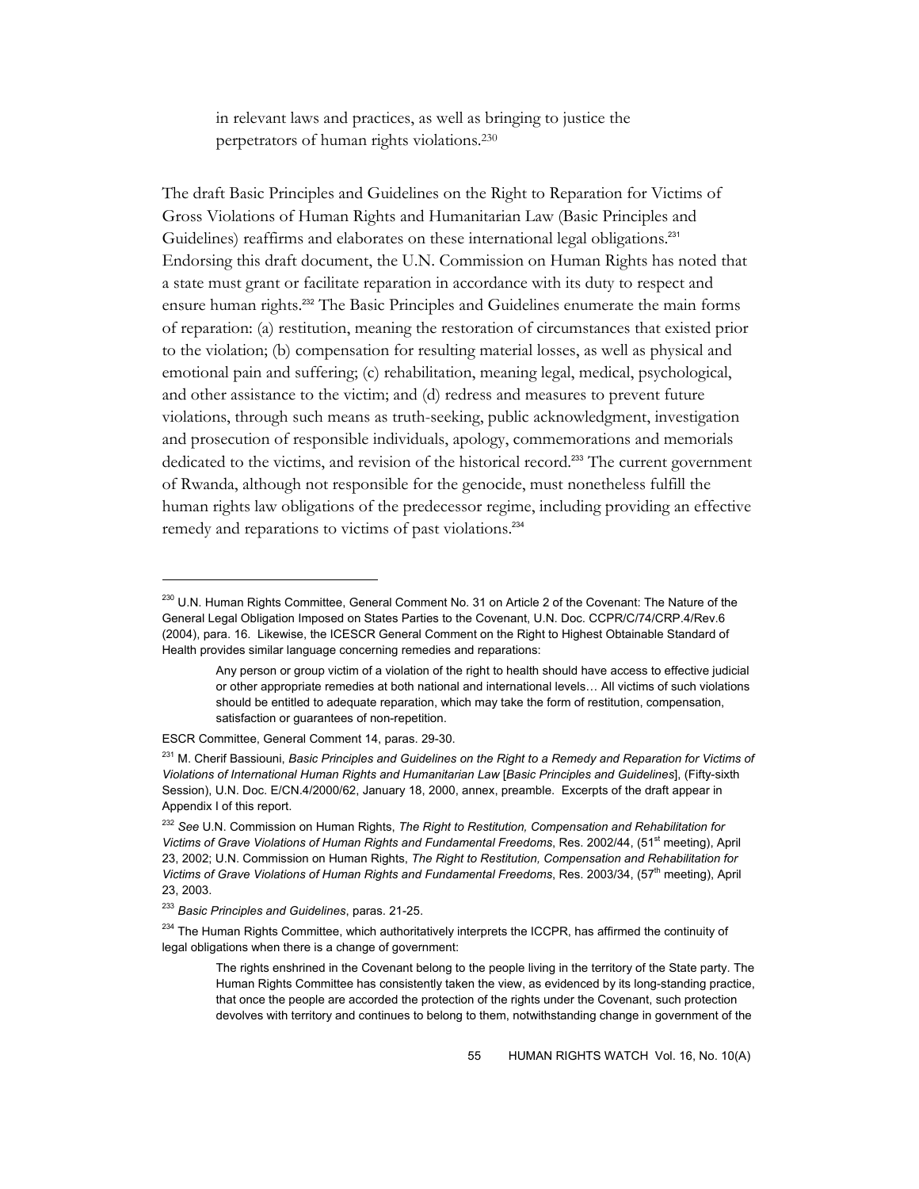in relevant laws and practices, as well as bringing to justice the perpetrators of human rights violations.[230]

The draft Basic Principles and Guidelines on the Right to Reparation for Victims of Gross Violations of Human Rights and Humanitarian Law (Basic Principles and Guidelines) reaffirms and elaborates on these international legal obligations.[231] Endorsing this draft document, the U.N. Commission on Human Rights has noted that a state must grant or facilitate reparation in accordance with its duty to respect and ensure human rights.[232] The Basic Principles and Guidelines enumerate the main forms of reparation: (a) restitution, meaning the restoration of circumstances that existed prior to the violation; (b) compensation for resulting material losses, as well as physical and emotional pain and suffering; (c) rehabilitation, meaning legal, medical, psychological, and other assistance to the victim; and (d) redress and measures to prevent future violations, through such means as truth-seeking, public acknowledgment, investigation and prosecution of responsible individuals, apology, commemorations and memorials dedicated to the victims, and revision of the historical record.[233] The current government of Rwanda, although not responsible for the genocide, must nonetheless fulfill the human rights law obligations of the predecessor regime, including providing an effective remedy and reparations to victims of past violations.[234]

---

[230] U.N. Human Rights Committee, General Comment No. 31 on Article 2 of the Covenant: The Nature of the General Legal Obligation Imposed on States Parties to the Covenant, U.N. Doc. CCPR/C/74/CRP.4/Rev.6 (2004), para. 16. Likewise, the ICESCR General Comment on the Right to Highest Obtainable Standard of Health provides similar language concerning remedies and reparations:

> Any person or group victim of a violation of the right to health should have access to effective judicial or other appropriate remedies at both national and international levels… All victims of such violations should be entitled to adequate reparation, which may take the form of restitution, compensation, satisfaction or guarantees of non-repetition.

ESCR Committee, General Comment 14, paras. 29-30.

[231] M. Cherif Bassiouni, *Basic Principles and Guidelines on the Right to a Remedy and Reparation for Victims of Violations of International Human Rights and Humanitarian Law* [*Basic Principles and Guidelines*], (Fifty-sixth Session), U.N. Doc. E/CN.4/2000/62, January 18, 2000, annex, preamble. Excerpts of the draft appear in Appendix I of this report.

[232] *See* U.N. Commission on Human Rights, *The Right to Restitution, Compensation and Rehabilitation for Victims of Grave Violations of Human Rights and Fundamental Freedoms*, Res. 2002/44, (51st meeting), April 23, 2002; U.N. Commission on Human Rights, *The Right to Restitution, Compensation and Rehabilitation for Victims of Grave Violations of Human Rights and Fundamental Freedoms*, Res. 2003/34, (57th meeting), April 23, 2003.

[233] *Basic Principles and Guidelines*, paras. 21-25.

[234] The Human Rights Committee, which authoritatively interprets the ICCPR, has affirmed the continuity of legal obligations when there is a change of government:

> The rights enshrined in the Covenant belong to the people living in the territory of the State party. The Human Rights Committee has consistently taken the view, as evidenced by its long-standing practice, that once the people are accorded the protection of the rights under the Covenant, such protection devolves with territory and continues to belong to them, notwithstanding change in government of the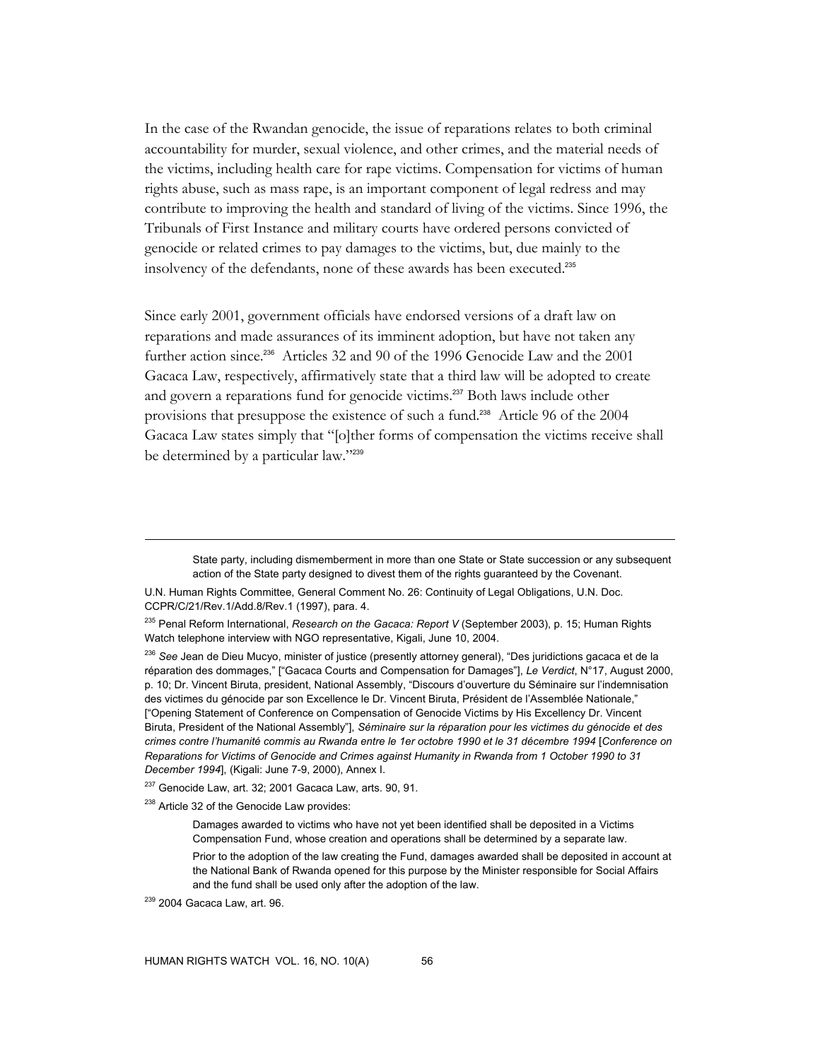In the case of the Rwandan genocide, the issue of reparations relates to both criminal accountability for murder, sexual violence, and other crimes, and the material needs of the victims, including health care for rape victims. Compensation for victims of human rights abuse, such as mass rape, is an important component of legal redress and may contribute to improving the health and standard of living of the victims. Since 1996, the Tribunals of First Instance and military courts have ordered persons convicted of genocide or related crimes to pay damages to the victims, but, due mainly to the insolvency of the defendants, none of these awards has been executed.[235]

Since early 2001, government officials have endorsed versions of a draft law on reparations and made assurances of its imminent adoption, but have not taken any further action since.[236] Articles 32 and 90 of the 1996 Genocide Law and the 2001 Gacaca Law, respectively, affirmatively state that a third law will be adopted to create and govern a reparations fund for genocide victims.[237] Both laws include other provisions that presuppose the existence of such a fund.[238] Article 96 of the 2004 Gacaca Law states simply that "[o]ther forms of compensation the victims receive shall be determined by a particular law."[239]

---

> State party, including dismemberment in more than one State or State succession or any subsequent action of the State party designed to divest them of the rights guaranteed by the Covenant.

U.N. Human Rights Committee, General Comment No. 26: Continuity of Legal Obligations, U.N. Doc. CCPR/C/21/Rev.1/Add.8/Rev.1 (1997), para. 4.

[235] Penal Reform International, *Research on the Gacaca: Report V* (September 2003), p. 15; Human Rights Watch telephone interview with NGO representative, Kigali, June 10, 2004.

[236] *See* Jean de Dieu Mucyo, minister of justice (presently attorney general), "Des juridictions gacaca et de la réparation des dommages," ["Gacaca Courts and Compensation for Damages"], *Le Verdict*, N°17, August 2000, p. 10; Dr. Vincent Biruta, president, National Assembly, "Discours d'ouverture du Séminaire sur l'indemnisation des victimes du génocide par son Excellence le Dr. Vincent Biruta, Président de l'Assemblée Nationale," ["Opening Statement of Conference on Compensation of Genocide Victims by His Excellency Dr. Vincent Biruta, President of the National Assembly"], *Séminaire sur la réparation pour les victimes du génocide et des crimes contre l'humanité commis au Rwanda entre le 1er octobre 1990 et le 31 décembre 1994* [*Conference on Reparations for Victims of Genocide and Crimes against Humanity in Rwanda from 1 October 1990 to 31 December 1994*], (Kigali: June 7-9, 2000), Annex I.

[237] Genocide Law, art. 32; 2001 Gacaca Law, arts. 90, 91.

[238] Article 32 of the Genocide Law provides:

> Damages awarded to victims who have not yet been identified shall be deposited in a Victims Compensation Fund, whose creation and operations shall be determined by a separate law.
>
> Prior to the adoption of the law creating the Fund, damages awarded shall be deposited in account at the National Bank of Rwanda opened for this purpose by the Minister responsible for Social Affairs and the fund shall be used only after the adoption of the law.

[239] 2004 Gacaca Law, art. 96.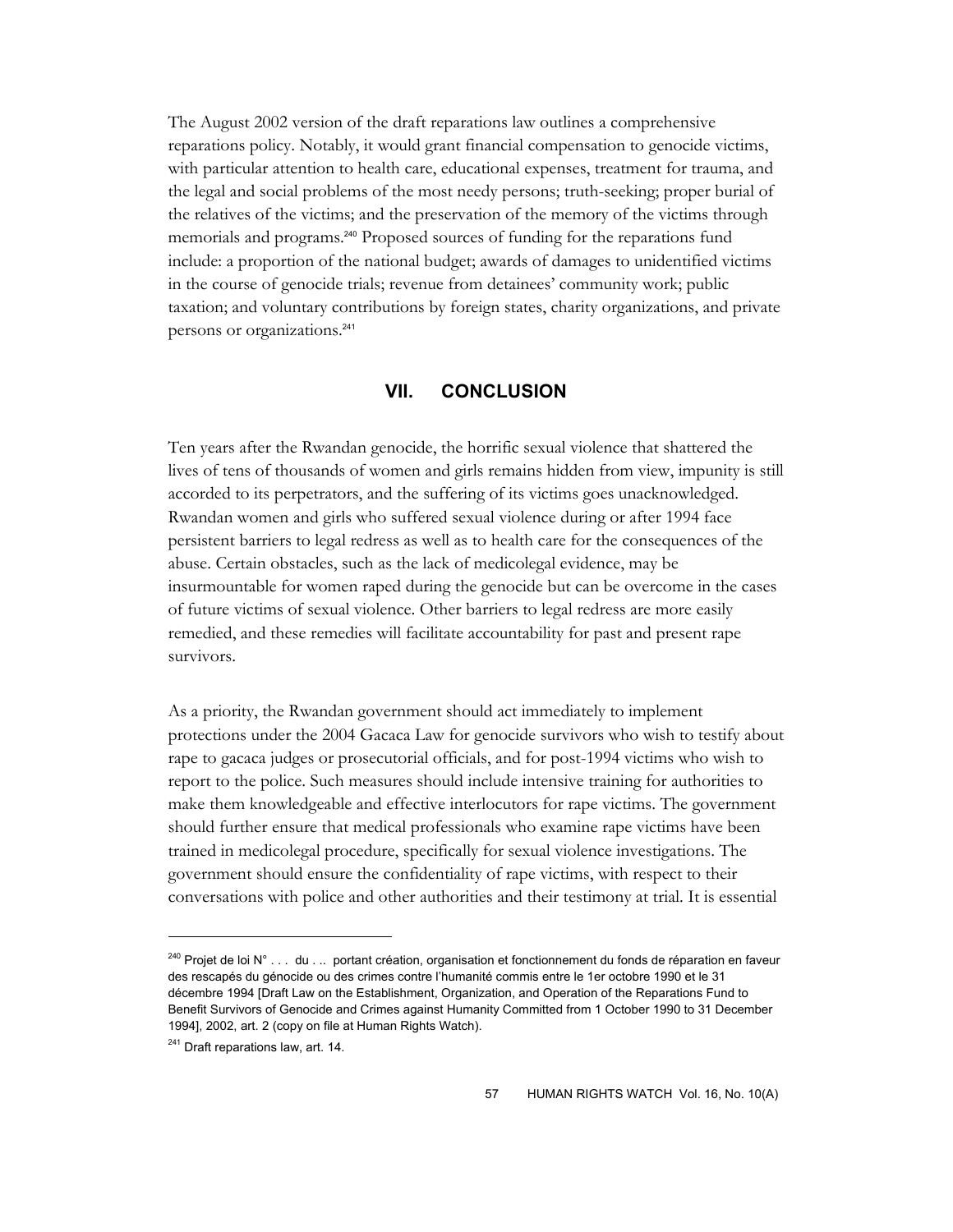The August 2002 version of the draft reparations law outlines a comprehensive reparations policy. Notably, it would grant financial compensation to genocide victims, with particular attention to health care, educational expenses, treatment for trauma, and the legal and social problems of the most needy persons; truth-seeking; proper burial of the relatives of the victims; and the preservation of the memory of the victims through memorials and programs.[240] Proposed sources of funding for the reparations fund include: a proportion of the national budget; awards of damages to unidentified victims in the course of genocide trials; revenue from detainees' community work; public taxation; and voluntary contributions by foreign states, charity organizations, and private persons or organizations.[241]

## VII. CONCLUSION

Ten years after the Rwandan genocide, the horrific sexual violence that shattered the lives of tens of thousands of women and girls remains hidden from view, impunity is still accorded to its perpetrators, and the suffering of its victims goes unacknowledged. Rwandan women and girls who suffered sexual violence during or after 1994 face persistent barriers to legal redress as well as to health care for the consequences of the abuse. Certain obstacles, such as the lack of medicolegal evidence, may be insurmountable for women raped during the genocide but can be overcome in the cases of future victims of sexual violence. Other barriers to legal redress are more easily remedied, and these remedies will facilitate accountability for past and present rape survivors.

As a priority, the Rwandan government should act immediately to implement protections under the 2004 Gacaca Law for genocide survivors who wish to testify about rape to gacaca judges or prosecutorial officials, and for post-1994 victims who wish to report to the police. Such measures should include intensive training for authorities to make them knowledgeable and effective interlocutors for rape victims. The government should further ensure that medical professionals who examine rape victims have been trained in medicolegal procedure, specifically for sexual violence investigations. The government should ensure the confidentiality of rape victims, with respect to their conversations with police and other authorities and their testimony at trial. It is essential

---

[240] Projet de loi N° . . . du . .. portant création, organisation et fonctionnement du fonds de réparation en faveur des rescapés du génocide ou des crimes contre l'humanité commis entre le 1er octobre 1990 et le 31 décembre 1994 [Draft Law on the Establishment, Organization, and Operation of the Reparations Fund to Benefit Survivors of Genocide and Crimes against Humanity Committed from 1 October 1990 to 31 December 1994], 2002, art. 2 (copy on file at Human Rights Watch).

[241] Draft reparations law, art. 14.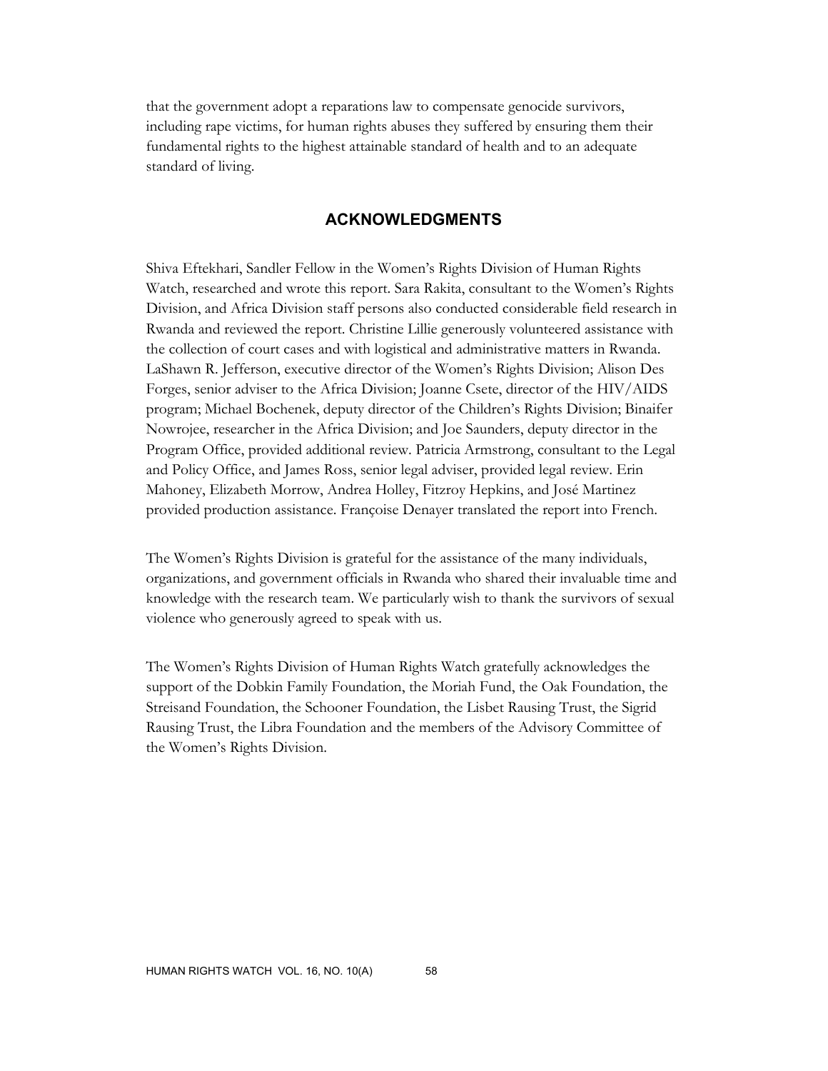that the government adopt a reparations law to compensate genocide survivors, including rape victims, for human rights abuses they suffered by ensuring them their fundamental rights to the highest attainable standard of health and to an adequate standard of living.

## ACKNOWLEDGMENTS

Shiva Eftekhari, Sandler Fellow in the Women's Rights Division of Human Rights Watch, researched and wrote this report. Sara Rakita, consultant to the Women's Rights Division, and Africa Division staff persons also conducted considerable field research in Rwanda and reviewed the report. Christine Lillie generously volunteered assistance with the collection of court cases and with logistical and administrative matters in Rwanda. LaShawn R. Jefferson, executive director of the Women's Rights Division; Alison Des Forges, senior adviser to the Africa Division; Joanne Csete, director of the HIV/AIDS program; Michael Bochenek, deputy director of the Children's Rights Division; Binaifer Nowrojee, researcher in the Africa Division; and Joe Saunders, deputy director in the Program Office, provided additional review. Patricia Armstrong, consultant to the Legal and Policy Office, and James Ross, senior legal adviser, provided legal review. Erin Mahoney, Elizabeth Morrow, Andrea Holley, Fitzroy Hepkins, and José Martinez provided production assistance. Françoise Denayer translated the report into French.

The Women's Rights Division is grateful for the assistance of the many individuals, organizations, and government officials in Rwanda who shared their invaluable time and knowledge with the research team. We particularly wish to thank the survivors of sexual violence who generously agreed to speak with us.

The Women's Rights Division of Human Rights Watch gratefully acknowledges the support of the Dobkin Family Foundation, the Moriah Fund, the Oak Foundation, the Streisand Foundation, the Schooner Foundation, the Lisbet Rausing Trust, the Sigrid Rausing Trust, the Libra Foundation and the members of the Advisory Committee of the Women's Rights Division.